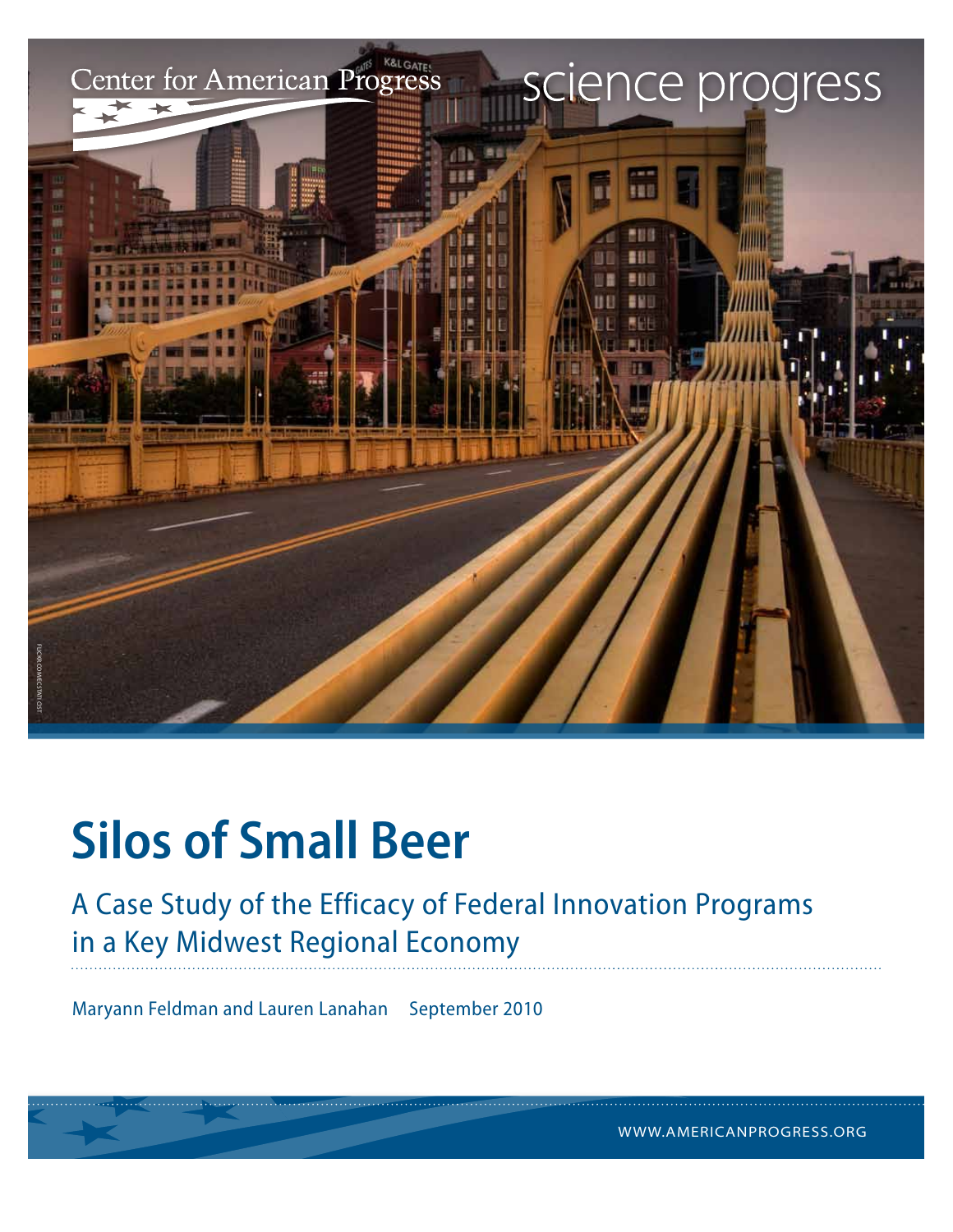Center for American Progress

science progress

# Silos of Small Beer

## A Case Study of the Efficacy of Federal Innovation Programs in a Key Midwest Regional Economy

Maryann Feldman and Lauren Lanahan September 2010

WWW.AMERICANPROGRESS.ORG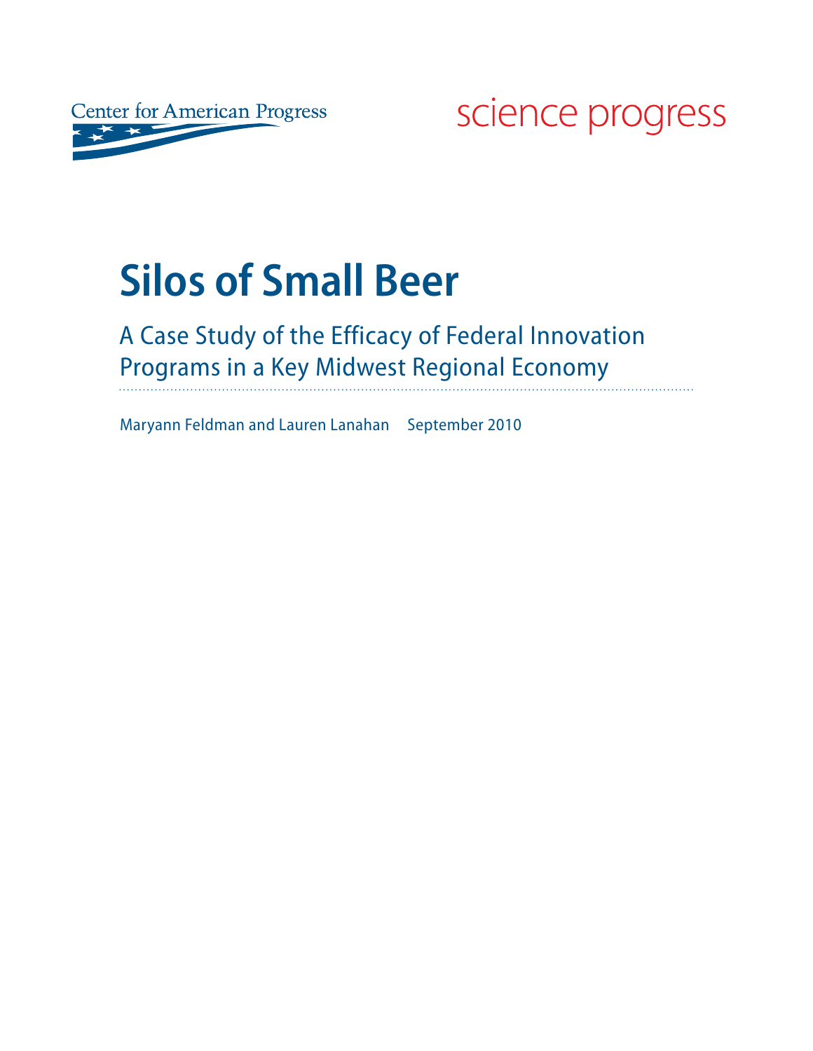Center for American Progress

science progress

# Silos of Small Beer

## A Case Study of the Efficacy of Federal Innovation Programs in a Key Midwest Regional Economy

Maryann Feldman and Lauren Lanahan    September 2010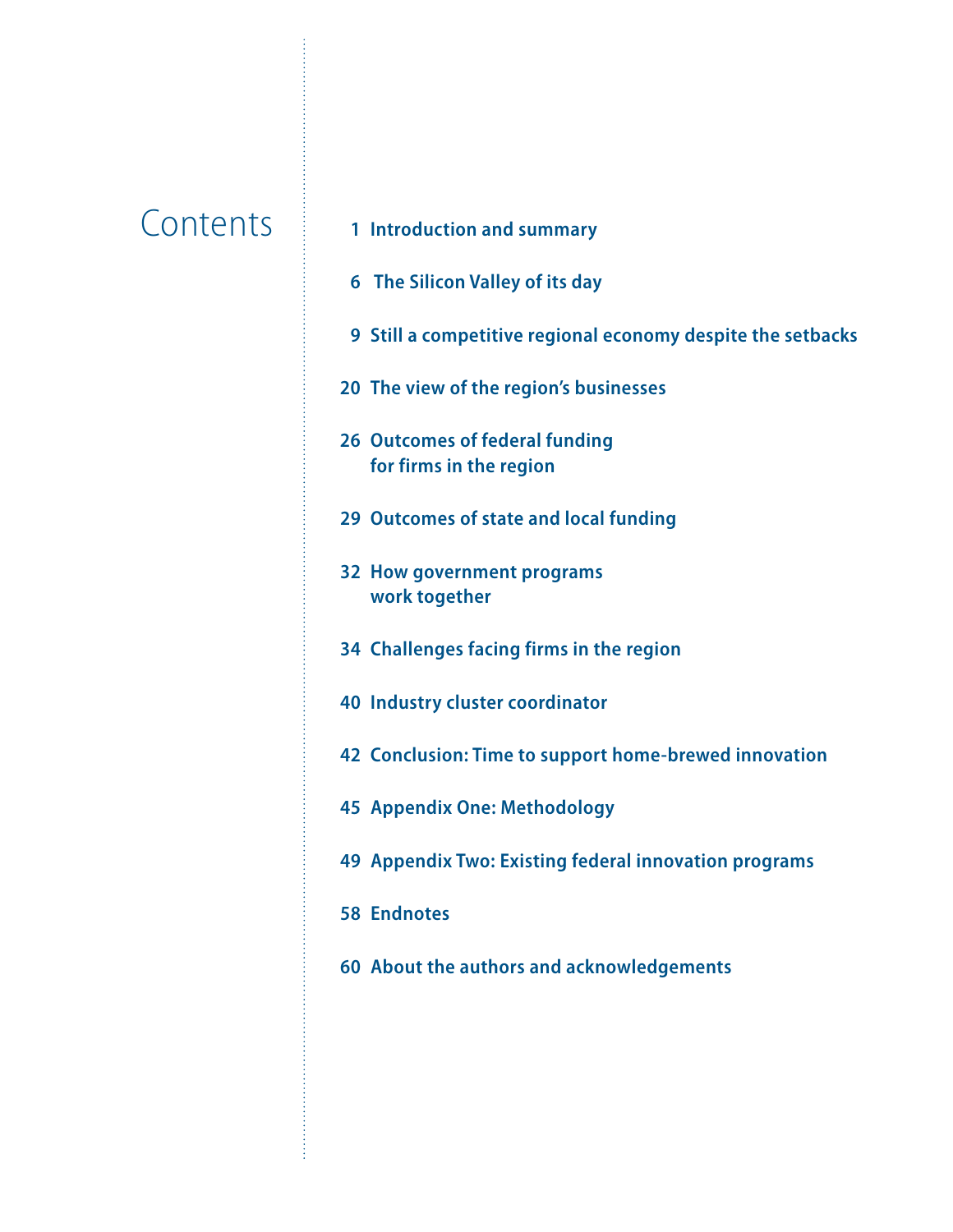# Contents

1 Introduction and summary

6 The Silicon Valley of its day

9 Still a competitive regional economy despite the setbacks

20 The view of the region's businesses

26 Outcomes of federal funding for firms in the region

29 Outcomes of state and local funding

32 How government programs work together

34 Challenges facing firms in the region

40 Industry cluster coordinator

42 Conclusion: Time to support home-brewed innovation

45 Appendix One: Methodology

49 Appendix Two: Existing federal innovation programs

58 Endnotes

60 About the authors and acknowledgements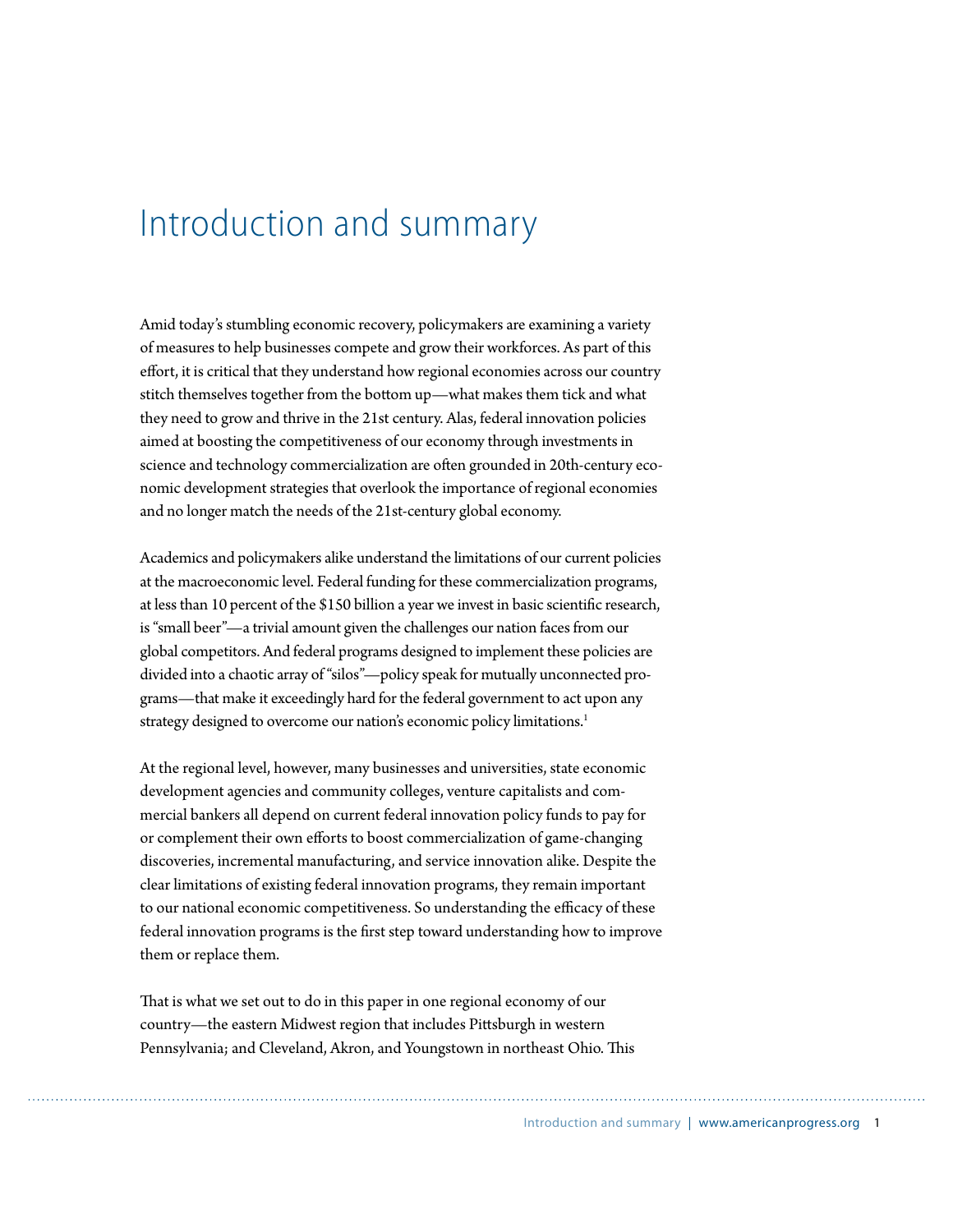# Introduction and summary

Amid today's stumbling economic recovery, policymakers are examining a variety of measures to help businesses compete and grow their workforces. As part of this effort, it is critical that they understand how regional economies across our country stitch themselves together from the bottom up—what makes them tick and what they need to grow and thrive in the 21st century. Alas, federal innovation policies aimed at boosting the competitiveness of our economy through investments in science and technology commercialization are often grounded in 20th-century economic development strategies that overlook the importance of regional economies and no longer match the needs of the 21st-century global economy.

Academics and policymakers alike understand the limitations of our current policies at the macroeconomic level. Federal funding for these commercialization programs, at less than 10 percent of the $150 billion a year we invest in basic scientific research, is "small beer"—a trivial amount given the challenges our nation faces from our global competitors. And federal programs designed to implement these policies are divided into a chaotic array of "silos"—policy speak for mutually unconnected programs—that make it exceedingly hard for the federal government to act upon any strategy designed to overcome our nation's economic policy limitations.[1]

At the regional level, however, many businesses and universities, state economic development agencies and community colleges, venture capitalists and commercial bankers all depend on current federal innovation policy funds to pay for or complement their own efforts to boost commercialization of game-changing discoveries, incremental manufacturing, and service innovation alike. Despite the clear limitations of existing federal innovation programs, they remain important to our national economic competitiveness. So understanding the efficacy of these federal innovation programs is the first step toward understanding how to improve them or replace them.

That is what we set out to do in this paper in one regional economy of our country—the eastern Midwest region that includes Pittsburgh in western Pennsylvania; and Cleveland, Akron, and Youngstown in northeast Ohio. This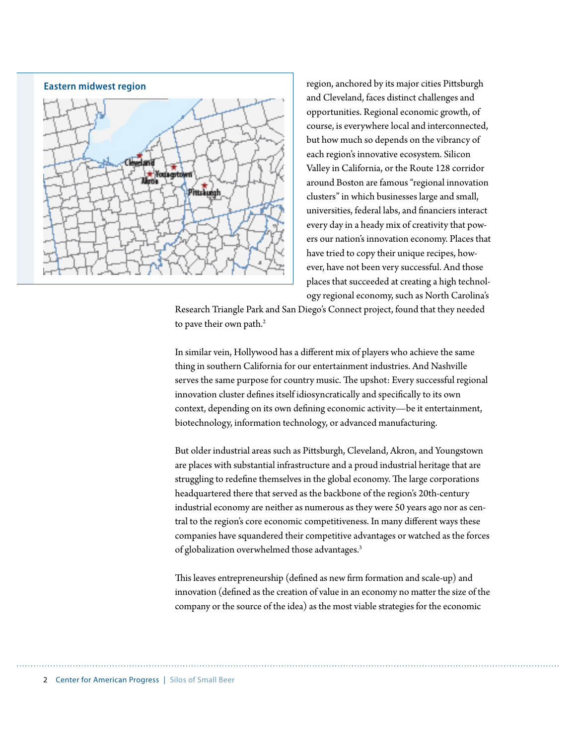**Eastern midwest region**

region, anchored by its major cities Pittsburgh and Cleveland, faces distinct challenges and opportunities. Regional economic growth, of course, is everywhere local and interconnected, but how much so depends on the vibrancy of each region's innovative ecosystem. Silicon Valley in California, or the Route 128 corridor around Boston are famous "regional innovation clusters" in which businesses large and small, universities, federal labs, and financiers interact every day in a heady mix of creativity that powers our nation's innovation economy. Places that have tried to copy their unique recipes, however, have not been very successful. And those places that succeeded at creating a high technology regional economy, such as North Carolina's Research Triangle Park and San Diego's Connect project, found that they needed to pave their own path.[2]

In similar vein, Hollywood has a different mix of players who achieve the same thing in southern California for our entertainment industries. And Nashville serves the same purpose for country music. The upshot: Every successful regional innovation cluster defines itself idiosyncratically and specifically to its own context, depending on its own defining economic activity—be it entertainment, biotechnology, information technology, or advanced manufacturing.

But older industrial areas such as Pittsburgh, Cleveland, Akron, and Youngstown are places with substantial infrastructure and a proud industrial heritage that are struggling to redefine themselves in the global economy. The large corporations headquartered there that served as the backbone of the region's 20th-century industrial economy are neither as numerous as they were 50 years ago nor as central to the region's core economic competitiveness. In many different ways these companies have squandered their competitive advantages or watched as the forces of globalization overwhelmed those advantages.[3]

This leaves entrepreneurship (defined as new firm formation and scale-up) and innovation (defined as the creation of value in an economy no matter the size of the company or the source of the idea) as the most viable strategies for the economic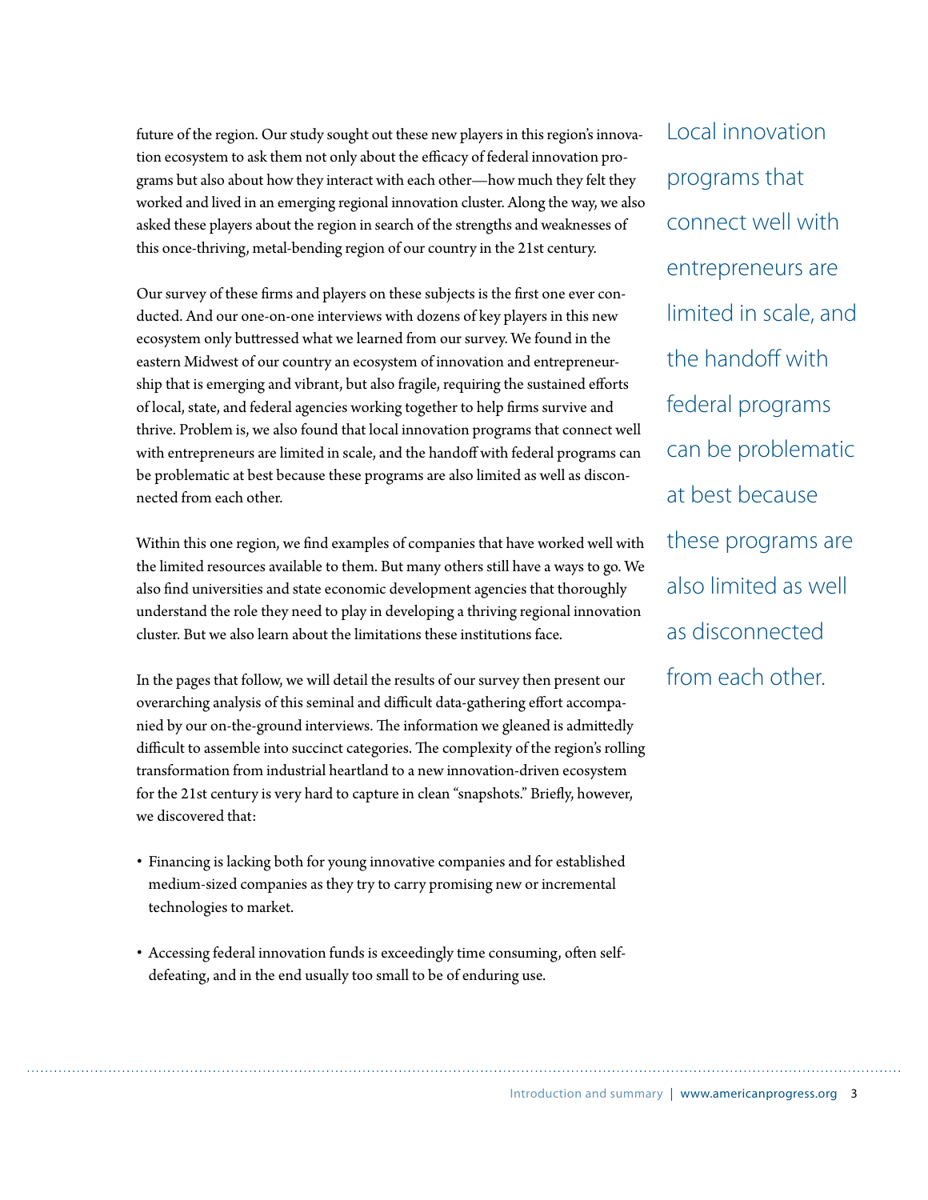future of the region. Our study sought out these new players in this region's innovation ecosystem to ask them not only about the efficacy of federal innovation programs but also about how they interact with each other—how much they felt they worked and lived in an emerging regional innovation cluster. Along the way, we also asked these players about the region in search of the strengths and weaknesses of this once-thriving, metal-bending region of our country in the 21st century.

Our survey of these firms and players on these subjects is the first one ever conducted. And our one-on-one interviews with dozens of key players in this new ecosystem only buttressed what we learned from our survey. We found in the eastern Midwest of our country an ecosystem of innovation and entrepreneurship that is emerging and vibrant, but also fragile, requiring the sustained efforts of local, state, and federal agencies working together to help firms survive and thrive. Problem is, we also found that local innovation programs that connect well with entrepreneurs are limited in scale, and the handoff with federal programs can be problematic at best because these programs are also limited as well as disconnected from each other.

> Local innovation programs that connect well with entrepreneurs are limited in scale, and the handoff with federal programs can be problematic at best because these programs are also limited as well as disconnected from each other.

Within this one region, we find examples of companies that have worked well with the limited resources available to them. But many others still have a ways to go. We also find universities and state economic development agencies that thoroughly understand the role they need to play in developing a thriving regional innovation cluster. But we also learn about the limitations these institutions face.

In the pages that follow, we will detail the results of our survey then present our overarching analysis of this seminal and difficult data-gathering effort accompanied by our on-the-ground interviews. The information we gleaned is admittedly difficult to assemble into succinct categories. The complexity of the region's rolling transformation from industrial heartland to a new innovation-driven ecosystem for the 21st century is very hard to capture in clean "snapshots." Briefly, however, we discovered that:

- Financing is lacking both for young innovative companies and for established medium-sized companies as they try to carry promising new or incremental technologies to market.
- Accessing federal innovation funds is exceedingly time consuming, often self-defeating, and in the end usually too small to be of enduring use.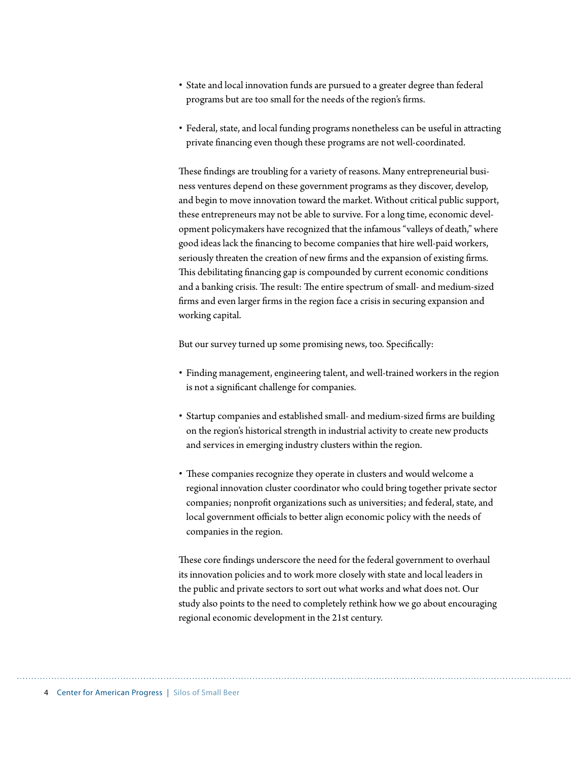- State and local innovation funds are pursued to a greater degree than federal programs but are too small for the needs of the region's firms.

- Federal, state, and local funding programs nonetheless can be useful in attracting private financing even though these programs are not well-coordinated.

These findings are troubling for a variety of reasons. Many entrepreneurial business ventures depend on these government programs as they discover, develop, and begin to move innovation toward the market. Without critical public support, these entrepreneurs may not be able to survive. For a long time, economic development policymakers have recognized that the infamous "valleys of death," where good ideas lack the financing to become companies that hire well-paid workers, seriously threaten the creation of new firms and the expansion of existing firms. This debilitating financing gap is compounded by current economic conditions and a banking crisis. The result: The entire spectrum of small- and medium-sized firms and even larger firms in the region face a crisis in securing expansion and working capital.

But our survey turned up some promising news, too. Specifically:

- Finding management, engineering talent, and well-trained workers in the region is not a significant challenge for companies.

- Startup companies and established small- and medium-sized firms are building on the region's historical strength in industrial activity to create new products and services in emerging industry clusters within the region.

- These companies recognize they operate in clusters and would welcome a regional innovation cluster coordinator who could bring together private sector companies; nonprofit organizations such as universities; and federal, state, and local government officials to better align economic policy with the needs of companies in the region.

These core findings underscore the need for the federal government to overhaul its innovation policies and to work more closely with state and local leaders in the public and private sectors to sort out what works and what does not. Our study also points to the need to completely rethink how we go about encouraging regional economic development in the 21st century.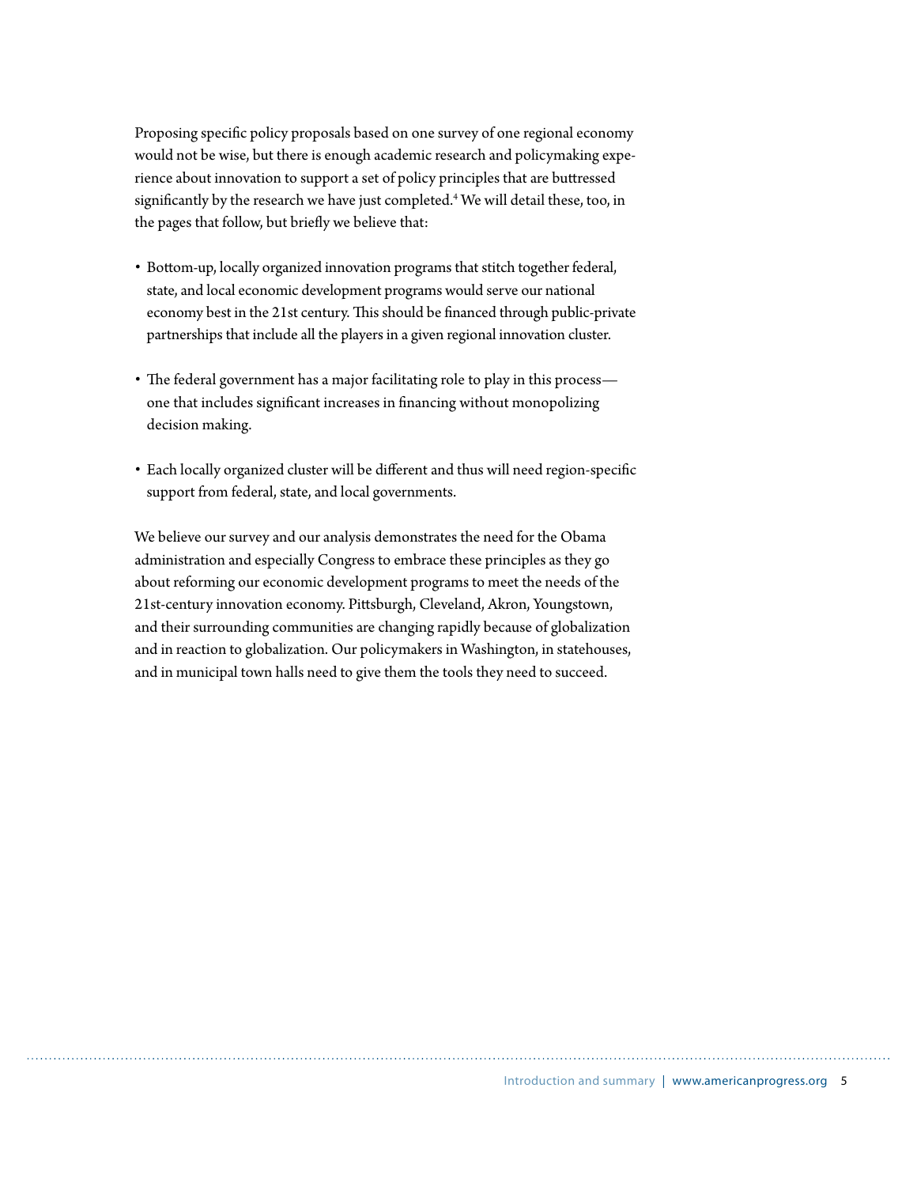Proposing specific policy proposals based on one survey of one regional economy would not be wise, but there is enough academic research and policymaking experience about innovation to support a set of policy principles that are buttressed significantly by the research we have just completed.[4] We will detail these, too, in the pages that follow, but briefly we believe that:

- Bottom-up, locally organized innovation programs that stitch together federal, state, and local economic development programs would serve our national economy best in the 21st century. This should be financed through public-private partnerships that include all the players in a given regional innovation cluster.

- The federal government has a major facilitating role to play in this process—one that includes significant increases in financing without monopolizing decision making.

- Each locally organized cluster will be different and thus will need region-specific support from federal, state, and local governments.

We believe our survey and our analysis demonstrates the need for the Obama administration and especially Congress to embrace these principles as they go about reforming our economic development programs to meet the needs of the 21st-century innovation economy. Pittsburgh, Cleveland, Akron, Youngstown, and their surrounding communities are changing rapidly because of globalization and in reaction to globalization. Our policymakers in Washington, in statehouses, and in municipal town halls need to give them the tools they need to succeed.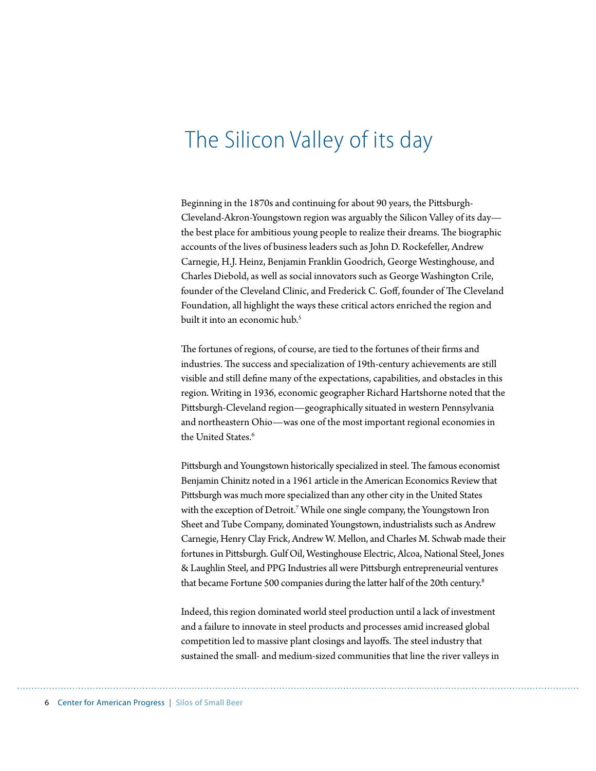# The Silicon Valley of its day

Beginning in the 1870s and continuing for about 90 years, the Pittsburgh-Cleveland-Akron-Youngstown region was arguably the Silicon Valley of its day—the best place for ambitious young people to realize their dreams. The biographic accounts of the lives of business leaders such as John D. Rockefeller, Andrew Carnegie, H.J. Heinz, Benjamin Franklin Goodrich, George Westinghouse, and Charles Diebold, as well as social innovators such as George Washington Crile, founder of the Cleveland Clinic, and Frederick C. Goff, founder of The Cleveland Foundation, all highlight the ways these critical actors enriched the region and built it into an economic hub.[5]

The fortunes of regions, of course, are tied to the fortunes of their firms and industries. The success and specialization of 19th-century achievements are still visible and still define many of the expectations, capabilities, and obstacles in this region. Writing in 1936, economic geographer Richard Hartshorne noted that the Pittsburgh-Cleveland region—geographically situated in western Pennsylvania and northeastern Ohio—was one of the most important regional economies in the United States.[6]

Pittsburgh and Youngstown historically specialized in steel. The famous economist Benjamin Chinitz noted in a 1961 article in the American Economics Review that Pittsburgh was much more specialized than any other city in the United States with the exception of Detroit.[7] While one single company, the Youngstown Iron Sheet and Tube Company, dominated Youngstown, industrialists such as Andrew Carnegie, Henry Clay Frick, Andrew W. Mellon, and Charles M. Schwab made their fortunes in Pittsburgh. Gulf Oil, Westinghouse Electric, Alcoa, National Steel, Jones & Laughlin Steel, and PPG Industries all were Pittsburgh entrepreneurial ventures that became Fortune 500 companies during the latter half of the 20th century.[8]

Indeed, this region dominated world steel production until a lack of investment and a failure to innovate in steel products and processes amid increased global competition led to massive plant closings and layoffs. The steel industry that sustained the small- and medium-sized communities that line the river valleys in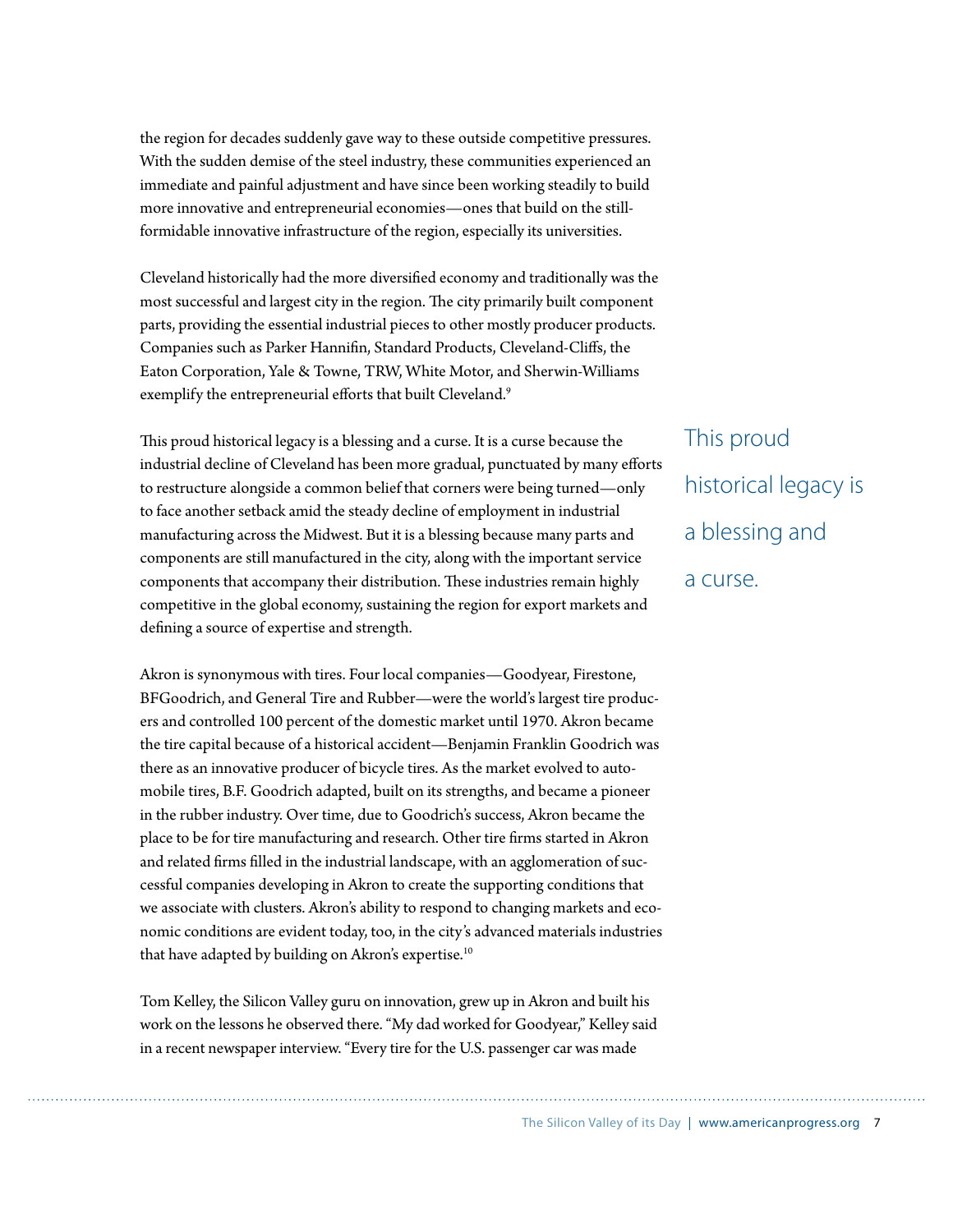the region for decades suddenly gave way to these outside competitive pressures. With the sudden demise of the steel industry, these communities experienced an immediate and painful adjustment and have since been working steadily to build more innovative and entrepreneurial economies—ones that build on the still-formidable innovative infrastructure of the region, especially its universities.

Cleveland historically had the more diversified economy and traditionally was the most successful and largest city in the region. The city primarily built component parts, providing the essential industrial pieces to other mostly producer products. Companies such as Parker Hannifin, Standard Products, Cleveland-Cliffs, the Eaton Corporation, Yale & Towne, TRW, White Motor, and Sherwin-Williams exemplify the entrepreneurial efforts that built Cleveland.[9]

This proud historical legacy is a blessing and a curse. It is a curse because the industrial decline of Cleveland has been more gradual, punctuated by many efforts to restructure alongside a common belief that corners were being turned—only to face another setback amid the steady decline of employment in industrial manufacturing across the Midwest. But it is a blessing because many parts and components are still manufactured in the city, along with the important service components that accompany their distribution. These industries remain highly competitive in the global economy, sustaining the region for export markets and defining a source of expertise and strength.

> This proud historical legacy is a blessing and a curse.

Akron is synonymous with tires. Four local companies—Goodyear, Firestone, BFGoodrich, and General Tire and Rubber—were the world's largest tire producers and controlled 100 percent of the domestic market until 1970. Akron became the tire capital because of a historical accident—Benjamin Franklin Goodrich was there as an innovative producer of bicycle tires. As the market evolved to automobile tires, B.F. Goodrich adapted, built on its strengths, and became a pioneer in the rubber industry. Over time, due to Goodrich's success, Akron became the place to be for tire manufacturing and research. Other tire firms started in Akron and related firms filled in the industrial landscape, with an agglomeration of successful companies developing in Akron to create the supporting conditions that we associate with clusters. Akron's ability to respond to changing markets and economic conditions are evident today, too, in the city's advanced materials industries that have adapted by building on Akron's expertise.[10]

Tom Kelley, the Silicon Valley guru on innovation, grew up in Akron and built his work on the lessons he observed there. "My dad worked for Goodyear," Kelley said in a recent newspaper interview. "Every tire for the U.S. passenger car was made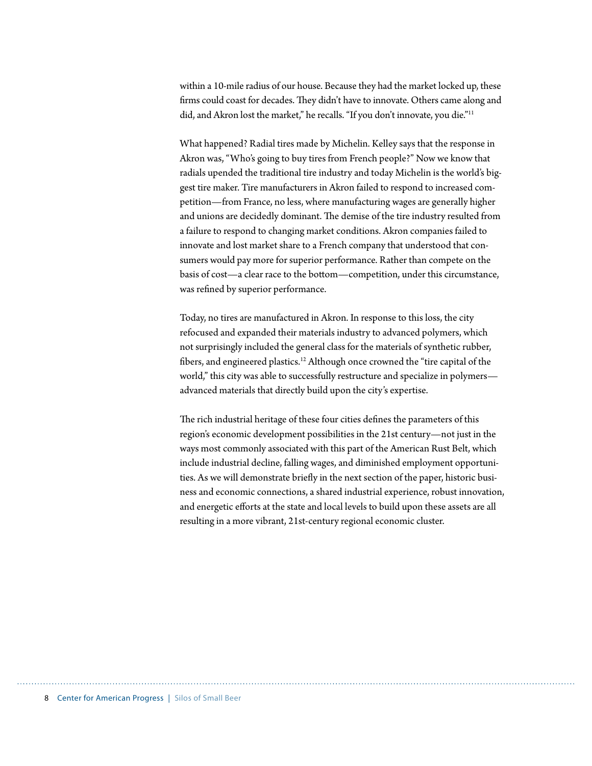within a 10-mile radius of our house. Because they had the market locked up, these firms could coast for decades. They didn't have to innovate. Others came along and did, and Akron lost the market," he recalls. "If you don't innovate, you die."[11]

What happened? Radial tires made by Michelin. Kelley says that the response in Akron was, "Who's going to buy tires from French people?" Now we know that radials upended the traditional tire industry and today Michelin is the world's biggest tire maker. Tire manufacturers in Akron failed to respond to increased competition—from France, no less, where manufacturing wages are generally higher and unions are decidedly dominant. The demise of the tire industry resulted from a failure to respond to changing market conditions. Akron companies failed to innovate and lost market share to a French company that understood that consumers would pay more for superior performance. Rather than compete on the basis of cost—a clear race to the bottom—competition, under this circumstance, was refined by superior performance.

Today, no tires are manufactured in Akron. In response to this loss, the city refocused and expanded their materials industry to advanced polymers, which not surprisingly included the general class for the materials of synthetic rubber, fibers, and engineered plastics.[12] Although once crowned the "tire capital of the world," this city was able to successfully restructure and specialize in polymers—advanced materials that directly build upon the city's expertise.

The rich industrial heritage of these four cities defines the parameters of this region's economic development possibilities in the 21st century—not just in the ways most commonly associated with this part of the American Rust Belt, which include industrial decline, falling wages, and diminished employment opportunities. As we will demonstrate briefly in the next section of the paper, historic business and economic connections, a shared industrial experience, robust innovation, and energetic efforts at the state and local levels to build upon these assets are all resulting in a more vibrant, 21st-century regional economic cluster.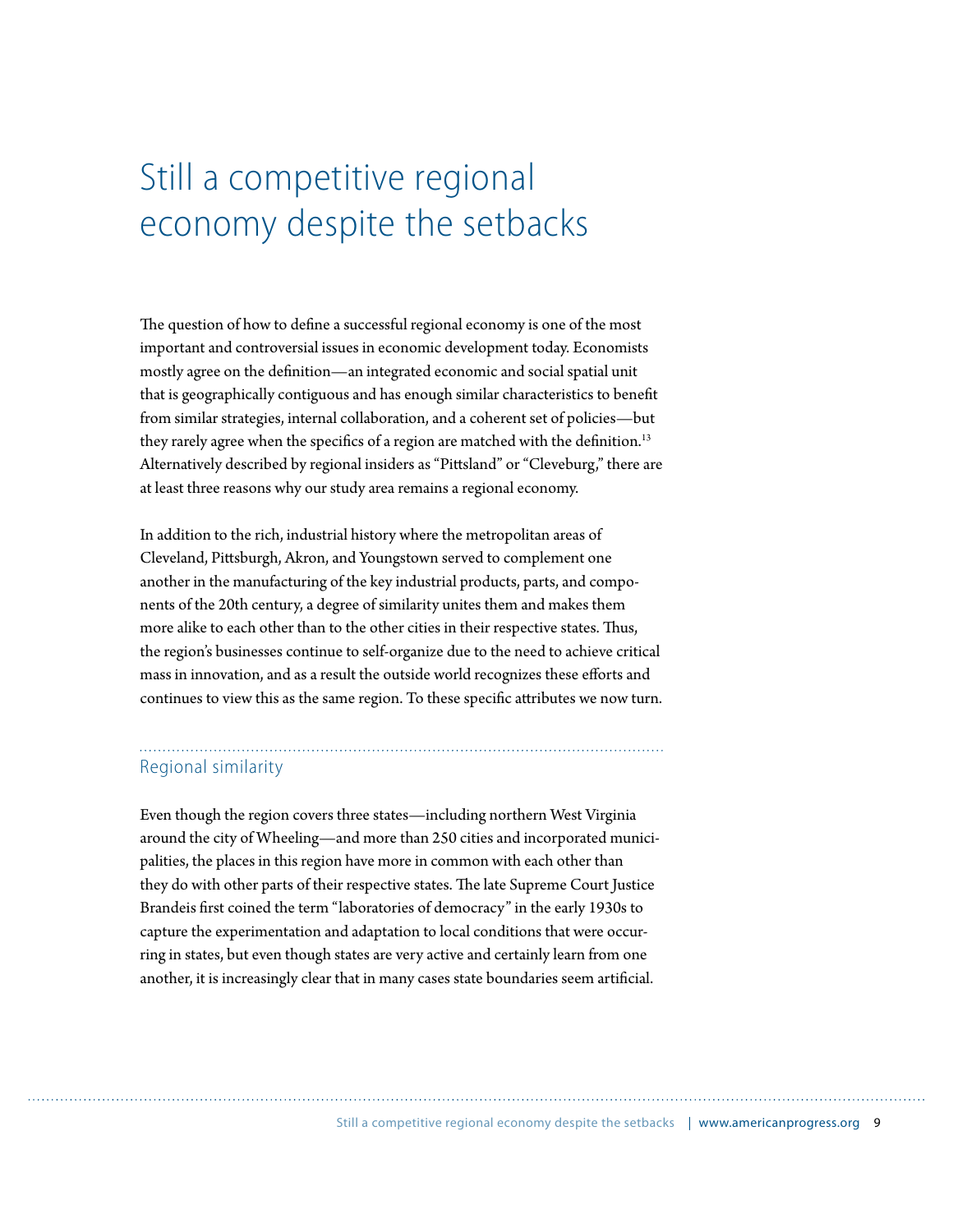# Still a competitive regional economy despite the setbacks

The question of how to define a successful regional economy is one of the most important and controversial issues in economic development today. Economists mostly agree on the definition—an integrated economic and social spatial unit that is geographically contiguous and has enough similar characteristics to benefit from similar strategies, internal collaboration, and a coherent set of policies—but they rarely agree when the specifics of a region are matched with the definition.[13] Alternatively described by regional insiders as "Pittsland" or "Cleveburg," there are at least three reasons why our study area remains a regional economy.

In addition to the rich, industrial history where the metropolitan areas of Cleveland, Pittsburgh, Akron, and Youngstown served to complement one another in the manufacturing of the key industrial products, parts, and components of the 20th century, a degree of similarity unites them and makes them more alike to each other than to the other cities in their respective states. Thus, the region's businesses continue to self-organize due to the need to achieve critical mass in innovation, and as a result the outside world recognizes these efforts and continues to view this as the same region. To these specific attributes we now turn.

## Regional similarity

Even though the region covers three states—including northern West Virginia around the city of Wheeling—and more than 250 cities and incorporated municipalities, the places in this region have more in common with each other than they do with other parts of their respective states. The late Supreme Court Justice Brandeis first coined the term "laboratories of democracy" in the early 1930s to capture the experimentation and adaptation to local conditions that were occurring in states, but even though states are very active and certainly learn from one another, it is increasingly clear that in many cases state boundaries seem artificial.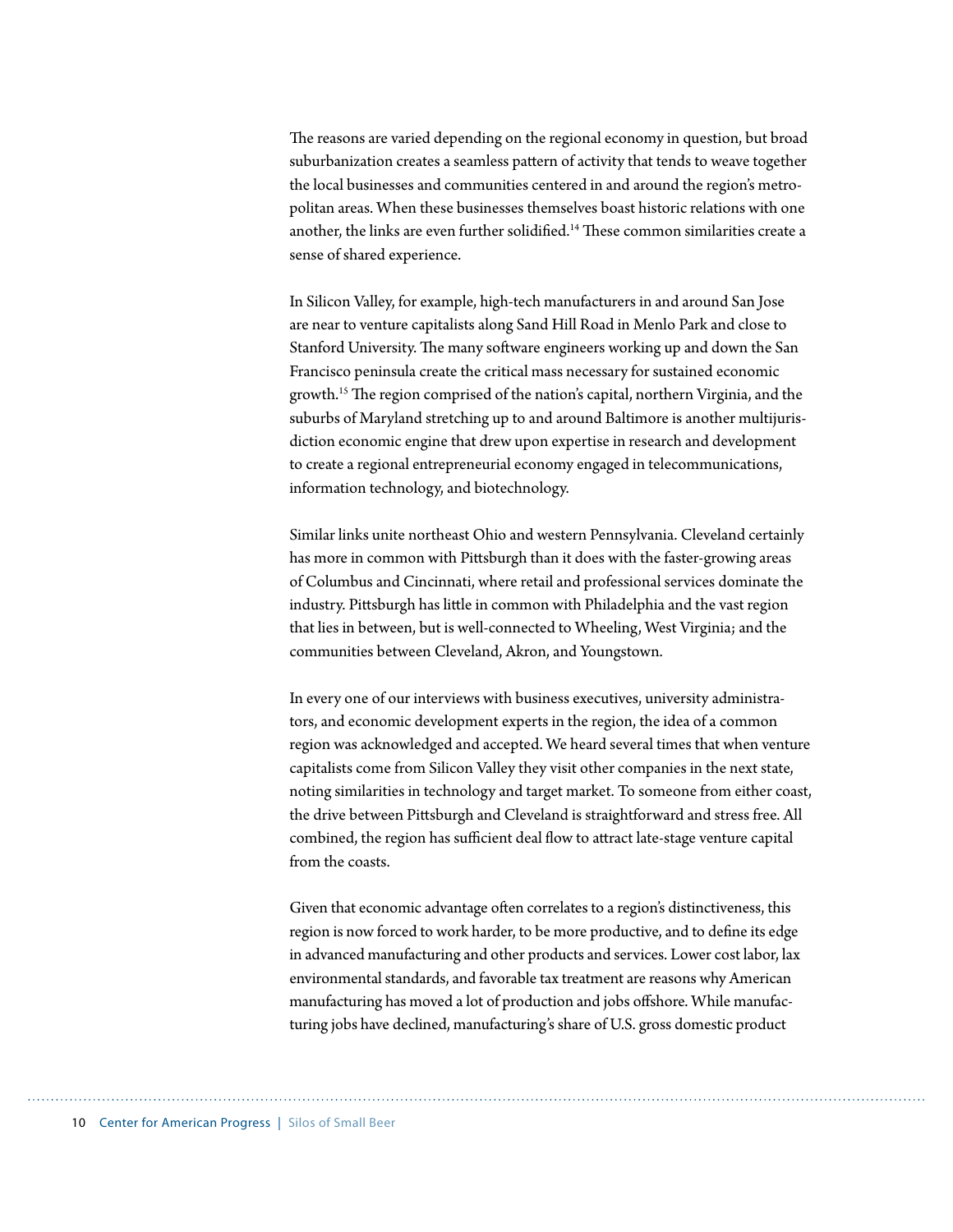The reasons are varied depending on the regional economy in question, but broad suburbanization creates a seamless pattern of activity that tends to weave together the local businesses and communities centered in and around the region's metropolitan areas. When these businesses themselves boast historic relations with one another, the links are even further solidified.[14] These common similarities create a sense of shared experience.

In Silicon Valley, for example, high-tech manufacturers in and around San Jose are near to venture capitalists along Sand Hill Road in Menlo Park and close to Stanford University. The many software engineers working up and down the San Francisco peninsula create the critical mass necessary for sustained economic growth.[15] The region comprised of the nation's capital, northern Virginia, and the suburbs of Maryland stretching up to and around Baltimore is another multijurisdiction economic engine that drew upon expertise in research and development to create a regional entrepreneurial economy engaged in telecommunications, information technology, and biotechnology.

Similar links unite northeast Ohio and western Pennsylvania. Cleveland certainly has more in common with Pittsburgh than it does with the faster-growing areas of Columbus and Cincinnati, where retail and professional services dominate the industry. Pittsburgh has little in common with Philadelphia and the vast region that lies in between, but is well-connected to Wheeling, West Virginia; and the communities between Cleveland, Akron, and Youngstown.

In every one of our interviews with business executives, university administrators, and economic development experts in the region, the idea of a common region was acknowledged and accepted. We heard several times that when venture capitalists come from Silicon Valley they visit other companies in the next state, noting similarities in technology and target market. To someone from either coast, the drive between Pittsburgh and Cleveland is straightforward and stress free. All combined, the region has sufficient deal flow to attract late-stage venture capital from the coasts.

Given that economic advantage often correlates to a region's distinctiveness, this region is now forced to work harder, to be more productive, and to define its edge in advanced manufacturing and other products and services. Lower cost labor, lax environmental standards, and favorable tax treatment are reasons why American manufacturing has moved a lot of production and jobs offshore. While manufacturing jobs have declined, manufacturing's share of U.S. gross domestic product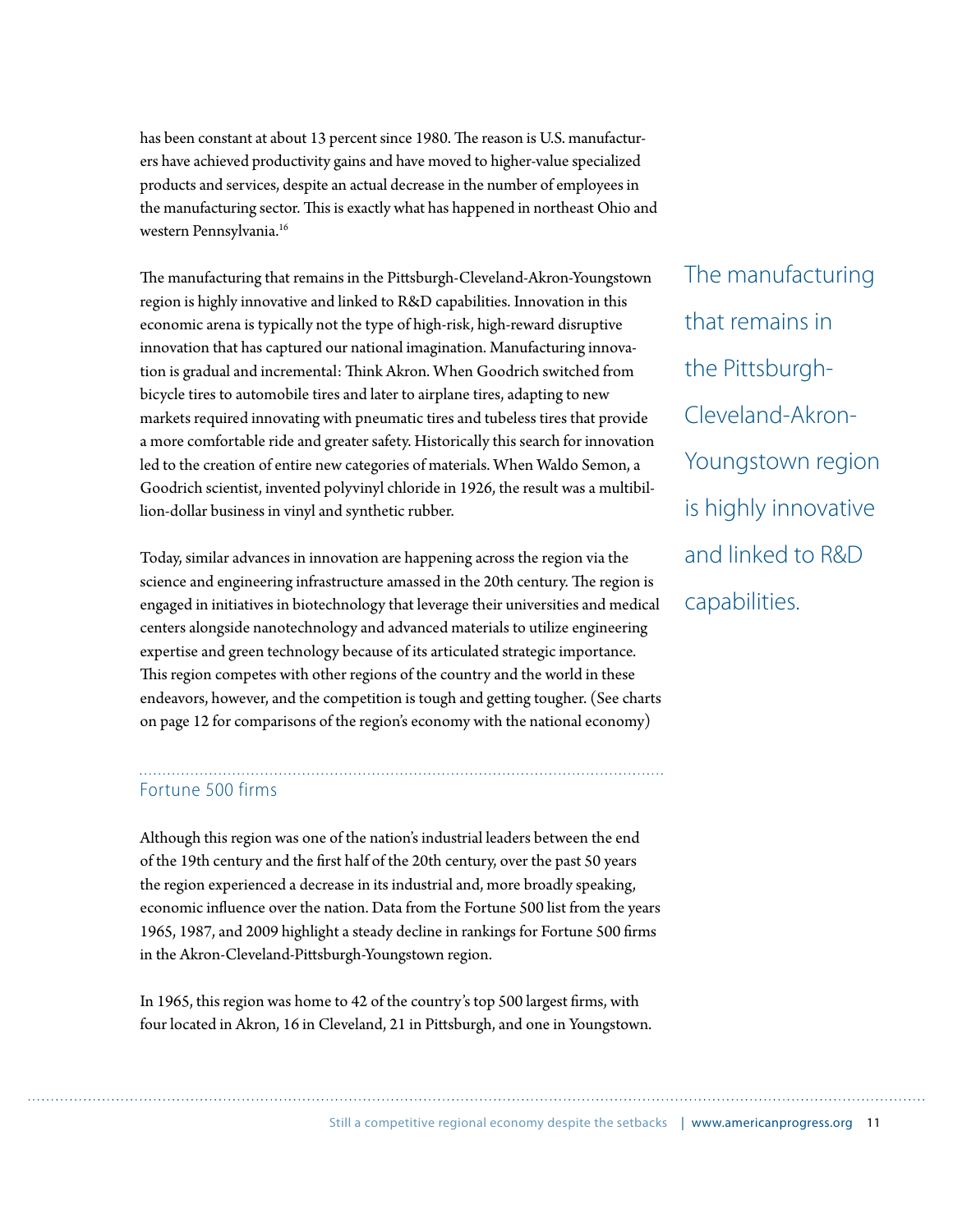has been constant at about 13 percent since 1980. The reason is U.S. manufacturers have achieved productivity gains and have moved to higher-value specialized products and services, despite an actual decrease in the number of employees in the manufacturing sector. This is exactly what has happened in northeast Ohio and western Pennsylvania.[16]

The manufacturing that remains in the Pittsburgh-Cleveland-Akron-Youngstown region is highly innovative and linked to R&D capabilities. Innovation in this economic arena is typically not the type of high-risk, high-reward disruptive innovation that has captured our national imagination. Manufacturing innovation is gradual and incremental: Think Akron. When Goodrich switched from bicycle tires to automobile tires and later to airplane tires, adapting to new markets required innovating with pneumatic tires and tubeless tires that provide a more comfortable ride and greater safety. Historically this search for innovation led to the creation of entire new categories of materials. When Waldo Semon, a Goodrich scientist, invented polyvinyl chloride in 1926, the result was a multibillion-dollar business in vinyl and synthetic rubber.

> The manufacturing that remains in the Pittsburgh-Cleveland-Akron-Youngstown region is highly innovative and linked to R&D capabilities.

Today, similar advances in innovation are happening across the region via the science and engineering infrastructure amassed in the 20th century. The region is engaged in initiatives in biotechnology that leverage their universities and medical centers alongside nanotechnology and advanced materials to utilize engineering expertise and green technology because of its articulated strategic importance. This region competes with other regions of the country and the world in these endeavors, however, and the competition is tough and getting tougher. (See charts on page 12 for comparisons of the region's economy with the national economy)

## Fortune 500 firms

Although this region was one of the nation's industrial leaders between the end of the 19th century and the first half of the 20th century, over the past 50 years the region experienced a decrease in its industrial and, more broadly speaking, economic influence over the nation. Data from the Fortune 500 list from the years 1965, 1987, and 2009 highlight a steady decline in rankings for Fortune 500 firms in the Akron-Cleveland-Pittsburgh-Youngstown region.

In 1965, this region was home to 42 of the country's top 500 largest firms, with four located in Akron, 16 in Cleveland, 21 in Pittsburgh, and one in Youngstown.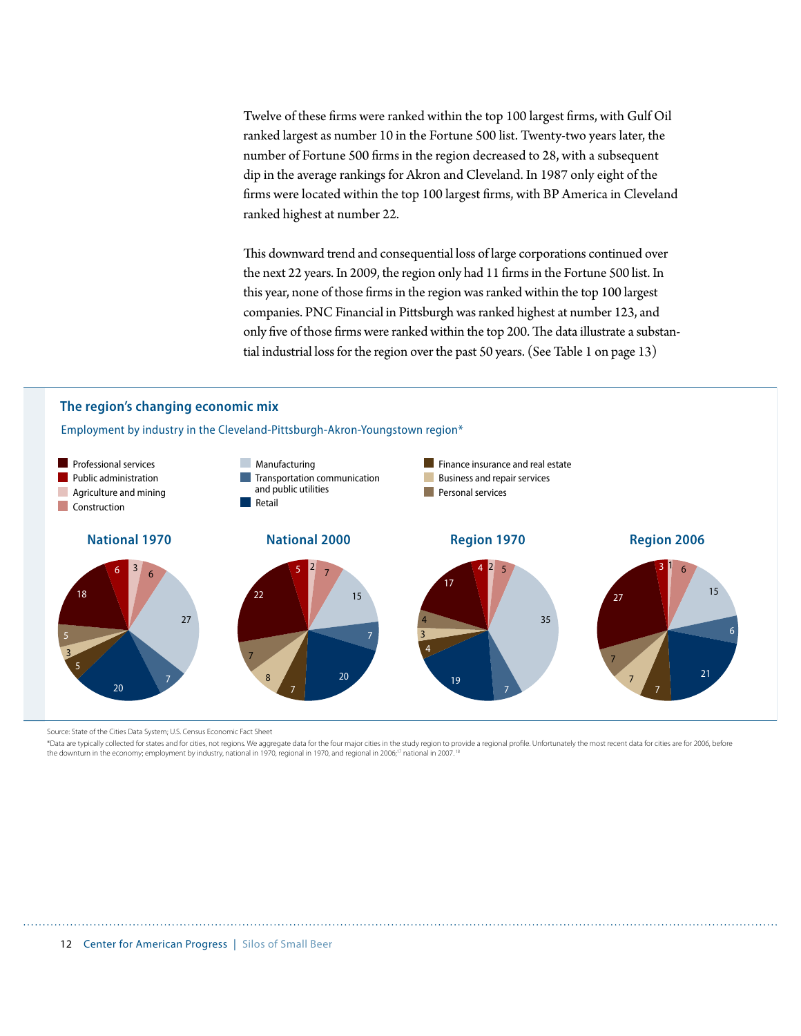Twelve of these firms were ranked within the top 100 largest firms, with Gulf Oil ranked largest as number 10 in the Fortune 500 list. Twenty-two years later, the number of Fortune 500 firms in the region decreased to 28, with a subsequent dip in the average rankings for Akron and Cleveland. In 1987 only eight of the firms were located within the top 100 largest firms, with BP America in Cleveland ranked highest at number 22.

This downward trend and consequential loss of large corporations continued over the next 22 years. In 2009, the region only had 11 firms in the Fortune 500 list. In this year, none of those firms in the region was ranked within the top 100 largest companies. PNC Financial in Pittsburgh was ranked highest at number 123, and only five of those firms were ranked within the top 200. The data illustrate a substantial industrial loss for the region over the past 50 years. (See Table 1 on page 13)

## The region's changing economic mix

Employment by industry in the Cleveland-Pittsburgh-Akron-Youngstown region*

| Industry | National 1970 | National 2000 | Region 1970 | Region 2006 |
|---|---|---|---|---|
| Professional services | 18 | 22 | 17 | 27 |
| Public administration | 6 | 5 | 4 | 3 |
| Agriculture and mining | 3 | 2 | 2 | 1 |
| Construction | 6 | 7 | 5 | 6 |
| Manufacturing | 27 | 15 | 35 | 15 |
| Transportation communication and public utilities | 7 | 7 | 7 | 6 |
| Retail | 20 | 20 | 19 | 21 |
| Finance insurance and real estate | 5 | 7 | 4 | 7 |
| Business and repair services | 3 | 8 | 3 | 7 |
| Personal services | 5 | 7 | 4 | 7 |

Source: State of the Cities Data System; U.S. Census Economic Fact Sheet

*Data are typically collected for states and for cities, not regions. We aggregate data for the four major cities in the study region to provide a regional profile. Unfortunately the most recent data for cities are for 2006, before the downturn in the economy; employment by industry, national in 1970, regional in 1970, and regional in 2006;[17] national in 2007.[18]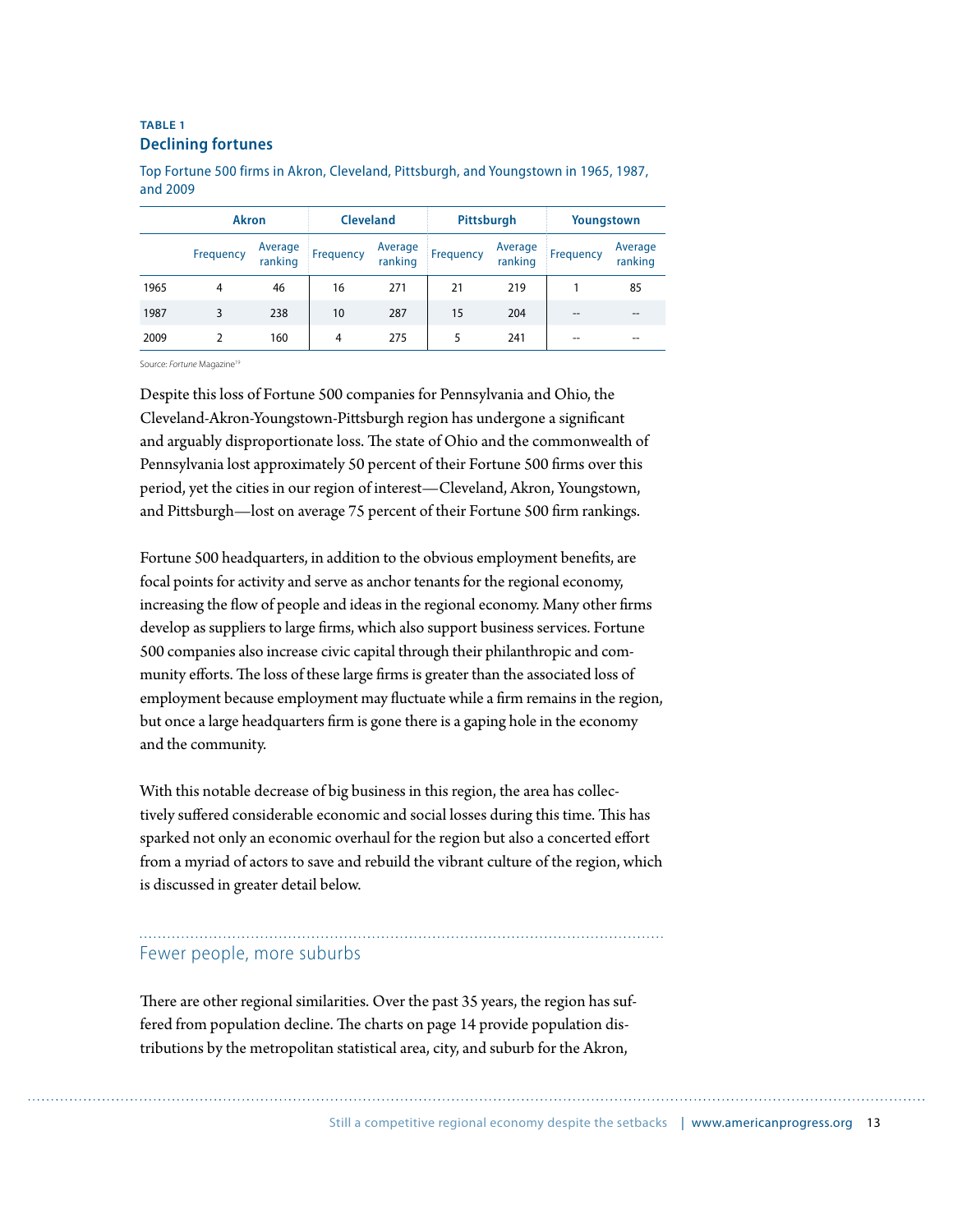**TABLE 1**

**Declining fortunes**

Top Fortune 500 firms in Akron, Cleveland, Pittsburgh, and Youngstown in 1965, 1987, and 2009

| | Akron | | Cleveland | | Pittsburgh | | Youngstown | |
|---|---|---|---|---|---|---|---|---|
| | Frequency | Average ranking | Frequency | Average ranking | Frequency | Average ranking | Frequency | Average ranking |
| 1965 | 4 | 46 | 16 | 271 | 21 | 219 | 1 | 85 |
| 1987 | 3 | 238 | 10 | 287 | 15 | 204 | -- | -- |
| 2009 | 2 | 160 | 4 | 275 | 5 | 241 | -- | -- |

Source: *Fortune* Magazine[19]

Despite this loss of Fortune 500 companies for Pennsylvania and Ohio, the Cleveland-Akron-Youngstown-Pittsburgh region has undergone a significant and arguably disproportionate loss. The state of Ohio and the commonwealth of Pennsylvania lost approximately 50 percent of their Fortune 500 firms over this period, yet the cities in our region of interest—Cleveland, Akron, Youngstown, and Pittsburgh—lost on average 75 percent of their Fortune 500 firm rankings.

Fortune 500 headquarters, in addition to the obvious employment benefits, are focal points for activity and serve as anchor tenants for the regional economy, increasing the flow of people and ideas in the regional economy. Many other firms develop as suppliers to large firms, which also support business services. Fortune 500 companies also increase civic capital through their philanthropic and community efforts. The loss of these large firms is greater than the associated loss of employment because employment may fluctuate while a firm remains in the region, but once a large headquarters firm is gone there is a gaping hole in the economy and the community.

With this notable decrease of big business in this region, the area has collectively suffered considerable economic and social losses during this time. This has sparked not only an economic overhaul for the region but also a concerted effort from a myriad of actors to save and rebuild the vibrant culture of the region, which is discussed in greater detail below.

## Fewer people, more suburbs

There are other regional similarities. Over the past 35 years, the region has suffered from population decline. The charts on page 14 provide population distributions by the metropolitan statistical area, city, and suburb for the Akron,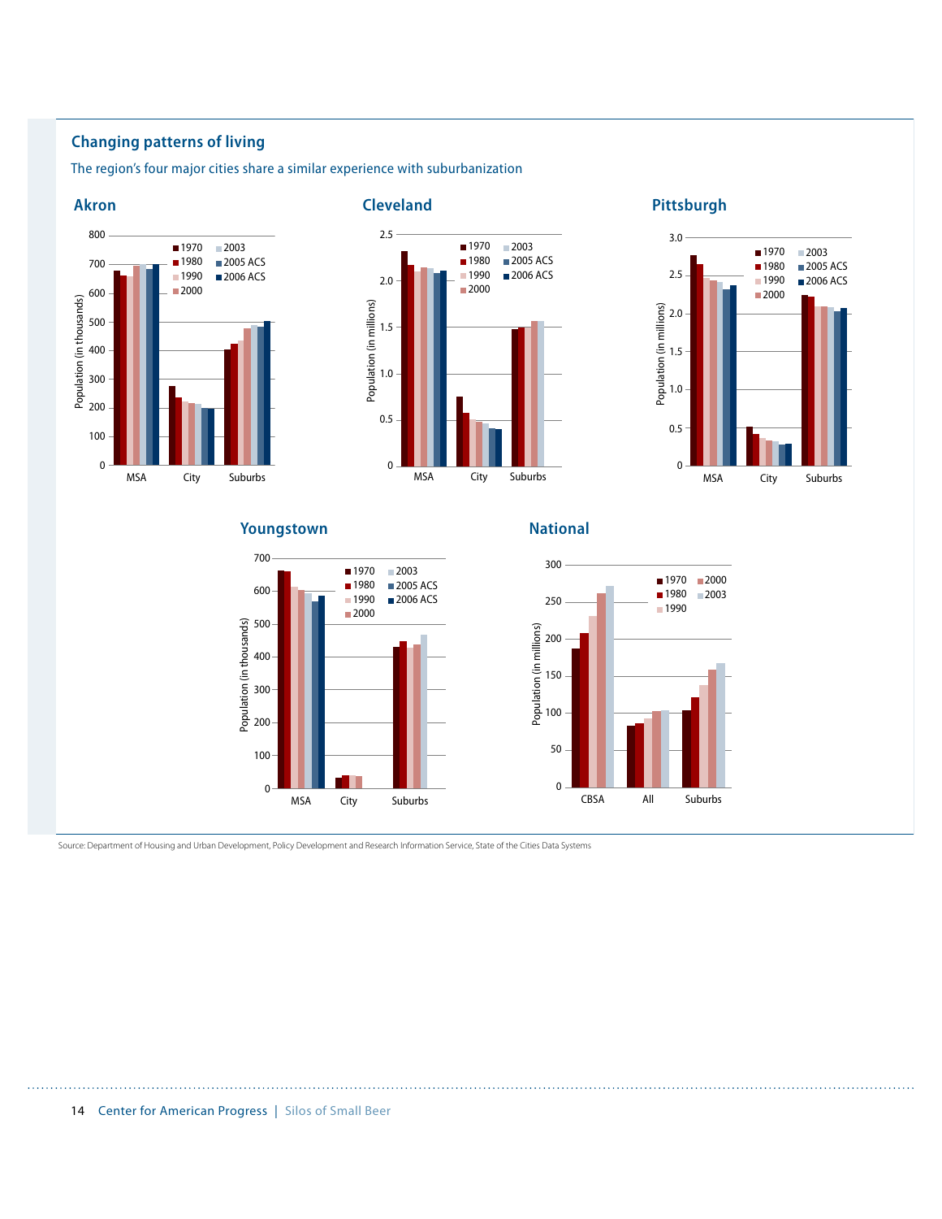## Changing patterns of living

The region's four major cities share a similar experience with suburbanization

### Akron

### Cleveland

### Pittsburgh

### Youngstown

### National

Source: Department of Housing and Urban Development, Policy Development and Research Information Service, State of the Cities Data Systems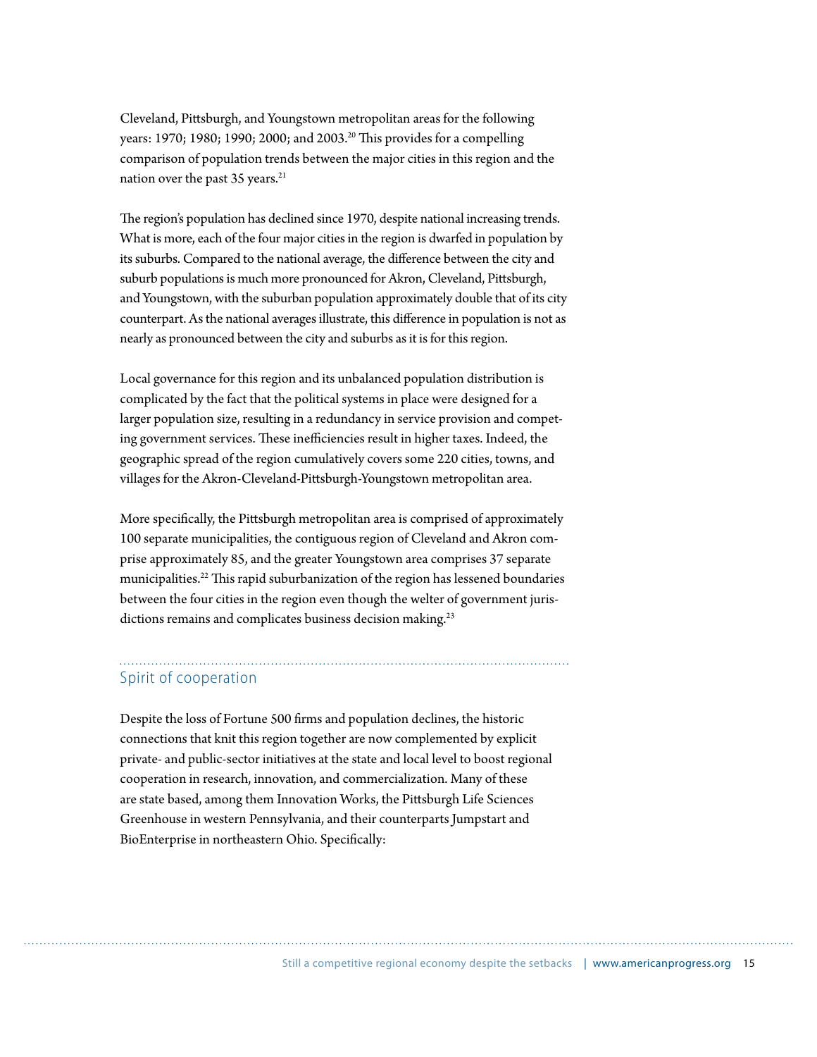Cleveland, Pittsburgh, and Youngstown metropolitan areas for the following years: 1970; 1980; 1990; 2000; and 2003.[20] This provides for a compelling comparison of population trends between the major cities in this region and the nation over the past 35 years.[21]

The region's population has declined since 1970, despite national increasing trends. What is more, each of the four major cities in the region is dwarfed in population by its suburbs. Compared to the national average, the difference between the city and suburb populations is much more pronounced for Akron, Cleveland, Pittsburgh, and Youngstown, with the suburban population approximately double that of its city counterpart. As the national averages illustrate, this difference in population is not as nearly as pronounced between the city and suburbs as it is for this region.

Local governance for this region and its unbalanced population distribution is complicated by the fact that the political systems in place were designed for a larger population size, resulting in a redundancy in service provision and competing government services. These inefficiencies result in higher taxes. Indeed, the geographic spread of the region cumulatively covers some 220 cities, towns, and villages for the Akron-Cleveland-Pittsburgh-Youngstown metropolitan area.

More specifically, the Pittsburgh metropolitan area is comprised of approximately 100 separate municipalities, the contiguous region of Cleveland and Akron comprise approximately 85, and the greater Youngstown area comprises 37 separate municipalities.[22] This rapid suburbanization of the region has lessened boundaries between the four cities in the region even though the welter of government jurisdictions remains and complicates business decision making.[23]

## Spirit of cooperation

Despite the loss of Fortune 500 firms and population declines, the historic connections that knit this region together are now complemented by explicit private- and public-sector initiatives at the state and local level to boost regional cooperation in research, innovation, and commercialization. Many of these are state based, among them Innovation Works, the Pittsburgh Life Sciences Greenhouse in western Pennsylvania, and their counterparts Jumpstart and BioEnterprise in northeastern Ohio. Specifically: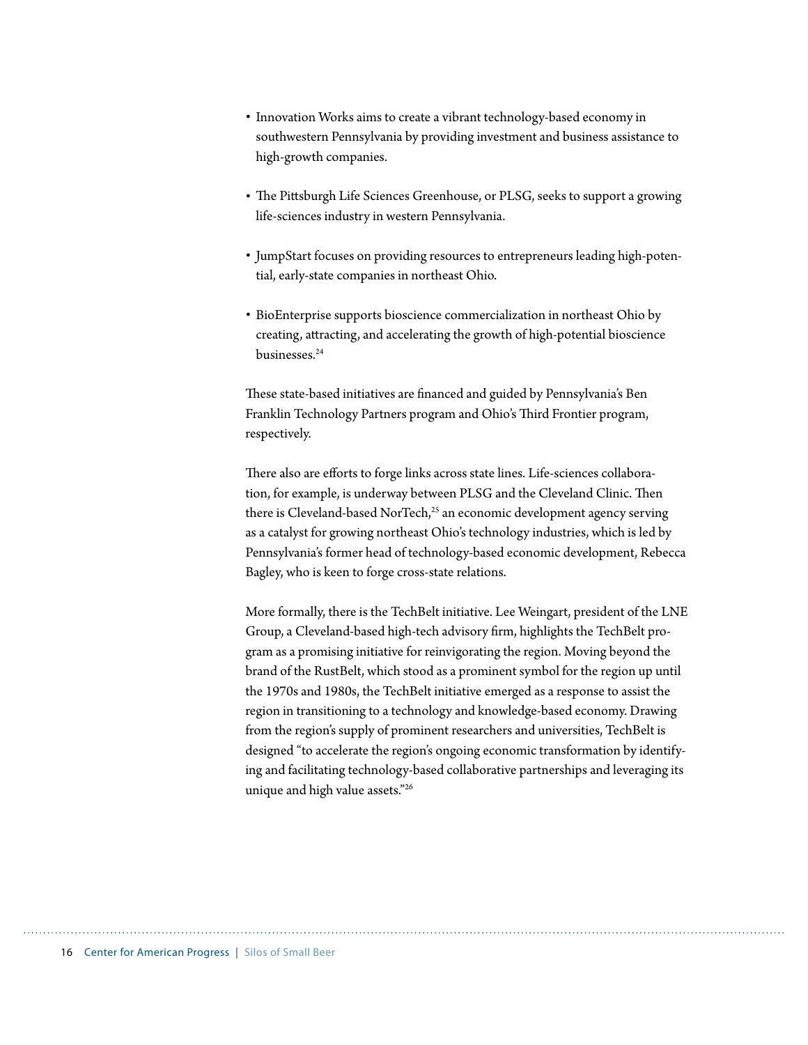- Innovation Works aims to create a vibrant technology-based economy in southwestern Pennsylvania by providing investment and business assistance to high-growth companies.
- The Pittsburgh Life Sciences Greenhouse, or PLSG, seeks to support a growing life-sciences industry in western Pennsylvania.
- JumpStart focuses on providing resources to entrepreneurs leading high-potential, early-state companies in northeast Ohio.
- BioEnterprise supports bioscience commercialization in northeast Ohio by creating, attracting, and accelerating the growth of high-potential bioscience businesses.[24]

These state-based initiatives are financed and guided by Pennsylvania's Ben Franklin Technology Partners program and Ohio's Third Frontier program, respectively.

There also are efforts to forge links across state lines. Life-sciences collaboration, for example, is underway between PLSG and the Cleveland Clinic. Then there is Cleveland-based NorTech,[25] an economic development agency serving as a catalyst for growing northeast Ohio's technology industries, which is led by Pennsylvania's former head of technology-based economic development, Rebecca Bagley, who is keen to forge cross-state relations.

More formally, there is the TechBelt initiative. Lee Weingart, president of the LNE Group, a Cleveland-based high-tech advisory firm, highlights the TechBelt program as a promising initiative for reinvigorating the region. Moving beyond the brand of the RustBelt, which stood as a prominent symbol for the region up until the 1970s and 1980s, the TechBelt initiative emerged as a response to assist the region in transitioning to a technology and knowledge-based economy. Drawing from the region's supply of prominent researchers and universities, TechBelt is designed "to accelerate the region's ongoing economic transformation by identifying and facilitating technology-based collaborative partnerships and leveraging its unique and high value assets."[26]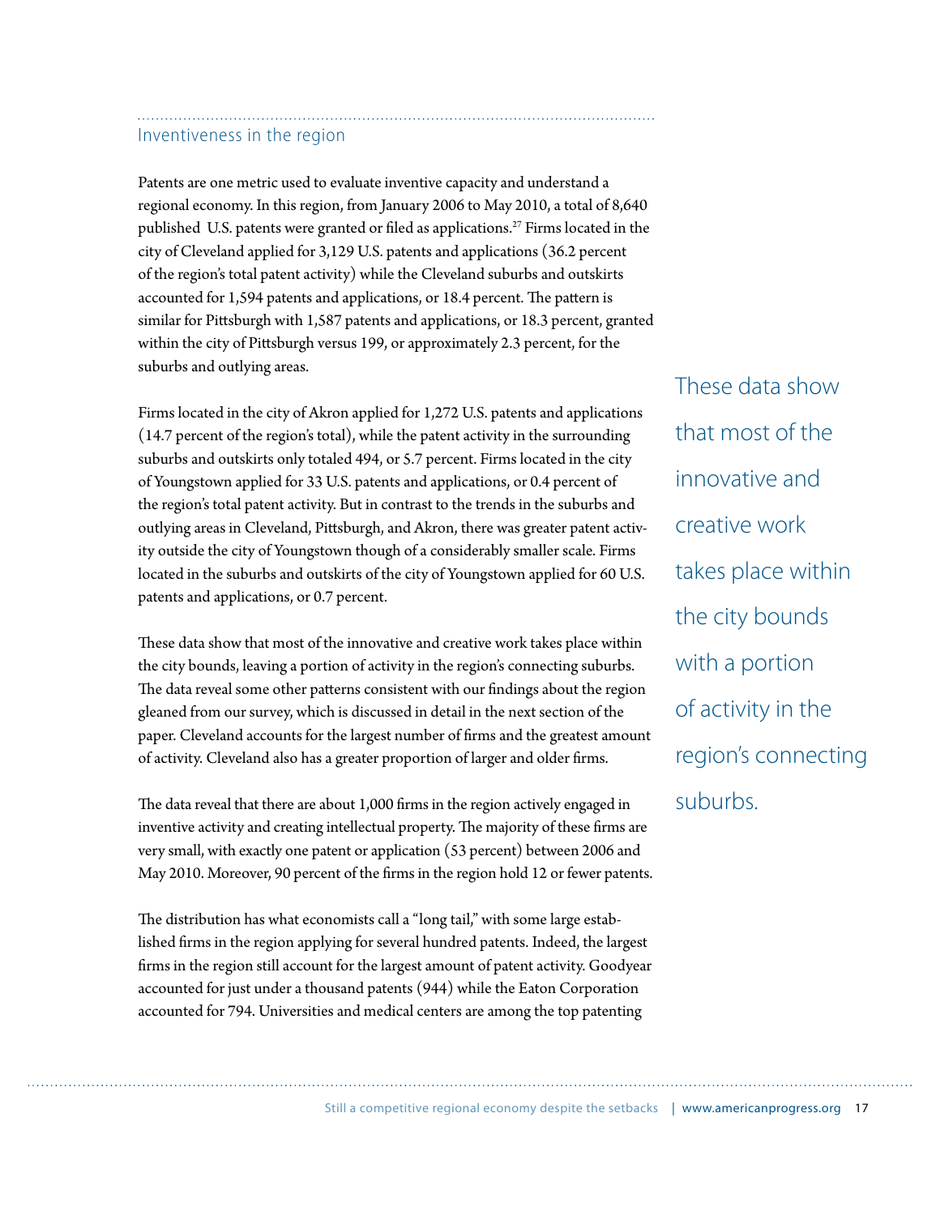## Inventiveness in the region

Patents are one metric used to evaluate inventive capacity and understand a regional economy. In this region, from January 2006 to May 2010, a total of 8,640 published U.S. patents were granted or filed as applications.[27] Firms located in the city of Cleveland applied for 3,129 U.S. patents and applications (36.2 percent of the region's total patent activity) while the Cleveland suburbs and outskirts accounted for 1,594 patents and applications, or 18.4 percent. The pattern is similar for Pittsburgh with 1,587 patents and applications, or 18.3 percent, granted within the city of Pittsburgh versus 199, or approximately 2.3 percent, for the suburbs and outlying areas.

Firms located in the city of Akron applied for 1,272 U.S. patents and applications (14.7 percent of the region's total), while the patent activity in the surrounding suburbs and outskirts only totaled 494, or 5.7 percent. Firms located in the city of Youngstown applied for 33 U.S. patents and applications, or 0.4 percent of the region's total patent activity. But in contrast to the trends in the suburbs and outlying areas in Cleveland, Pittsburgh, and Akron, there was greater patent activity outside the city of Youngstown though of a considerably smaller scale. Firms located in the suburbs and outskirts of the city of Youngstown applied for 60 U.S. patents and applications, or 0.7 percent.

These data show that most of the innovative and creative work takes place within the city bounds, leaving a portion of activity in the region's connecting suburbs. The data reveal some other patterns consistent with our findings about the region gleaned from our survey, which is discussed in detail in the next section of the paper. Cleveland accounts for the largest number of firms and the greatest amount of activity. Cleveland also has a greater proportion of larger and older firms.

The data reveal that there are about 1,000 firms in the region actively engaged in inventive activity and creating intellectual property. The majority of these firms are very small, with exactly one patent or application (53 percent) between 2006 and May 2010. Moreover, 90 percent of the firms in the region hold 12 or fewer patents.

The distribution has what economists call a "long tail," with some large established firms in the region applying for several hundred patents. Indeed, the largest firms in the region still account for the largest amount of patent activity. Goodyear accounted for just under a thousand patents (944) while the Eaton Corporation accounted for 794. Universities and medical centers are among the top patenting

> These data show that most of the innovative and creative work takes place within the city bounds with a portion of activity in the region's connecting suburbs.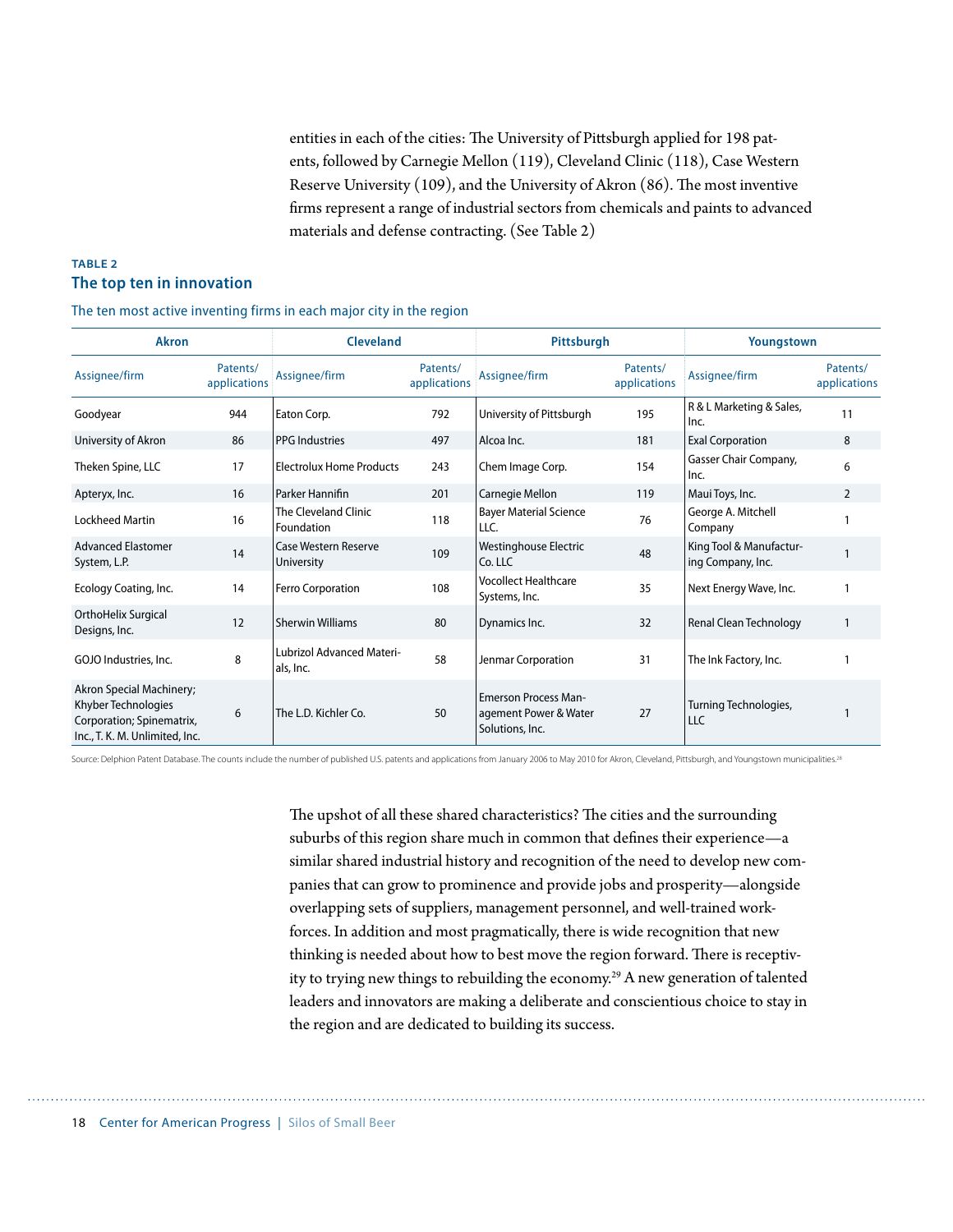entities in each of the cities: The University of Pittsburgh applied for 198 patents, followed by Carnegie Mellon (119), Cleveland Clinic (118), Case Western Reserve University (109), and the University of Akron (86). The most inventive firms represent a range of industrial sectors from chemicals and paints to advanced materials and defense contracting. (See Table 2)

**TABLE 2**

## The top ten in innovation

The ten most active inventing firms in each major city in the region

| Akron | | Cleveland | | Pittsburgh | | Youngstown | |
|---|---|---|---|---|---|---|---|
| Assignee/firm | Patents/applications | Assignee/firm | Patents/applications | Assignee/firm | Patents/applications | Assignee/firm | Patents/applications |
| Goodyear | 944 | Eaton Corp. | 792 | University of Pittsburgh | 195 | R & L Marketing & Sales, Inc. | 11 |
| University of Akron | 86 | PPG Industries | 497 | Alcoa Inc. | 181 | Exal Corporation | 8 |
| Theken Spine, LLC | 17 | Electrolux Home Products | 243 | Chem Image Corp. | 154 | Gasser Chair Company, Inc. | 6 |
| Apteryx, Inc. | 16 | Parker Hannifin | 201 | Carnegie Mellon | 119 | Maui Toys, Inc. | 2 |
| Lockheed Martin | 16 | The Cleveland Clinic Foundation | 118 | Bayer Material Science LLC. | 76 | George A. Mitchell Company | 1 |
| Advanced Elastomer System, L.P. | 14 | Case Western Reserve University | 109 | Westinghouse Electric Co. LLC | 48 | King Tool & Manufacturing Company, Inc. | 1 |
| Ecology Coating, Inc. | 14 | Ferro Corporation | 108 | Vocollect Healthcare Systems, Inc. | 35 | Next Energy Wave, Inc. | 1 |
| OrthoHelix Surgical Designs, Inc. | 12 | Sherwin Williams | 80 | Dynamics Inc. | 32 | Renal Clean Technology | 1 |
| GOJO Industries, Inc. | 8 | Lubrizol Advanced Materials, Inc. | 58 | Jenmar Corporation | 31 | The Ink Factory, Inc. | 1 |
| Akron Special Machinery; Khyber Technologies Corporation; Spinematrix, Inc., T. K. M. Unlimited, Inc. | 6 | The L.D. Kichler Co. | 50 | Emerson Process Management Power & Water Solutions, Inc. | 27 | Turning Technologies, LLC | 1 |

Source: Delphion Patent Database. The counts include the number of published U.S. patents and applications from January 2006 to May 2010 for Akron, Cleveland, Pittsburgh, and Youngstown municipalities.[28]

The upshot of all these shared characteristics? The cities and the surrounding suburbs of this region share much in common that defines their experience—a similar shared industrial history and recognition of the need to develop new companies that can grow to prominence and provide jobs and prosperity—alongside overlapping sets of suppliers, management personnel, and well-trained workforces. In addition and most pragmatically, there is wide recognition that new thinking is needed about how to best move the region forward. There is receptivity to trying new things to rebuilding the economy.[29] A new generation of talented leaders and innovators are making a deliberate and conscientious choice to stay in the region and are dedicated to building its success.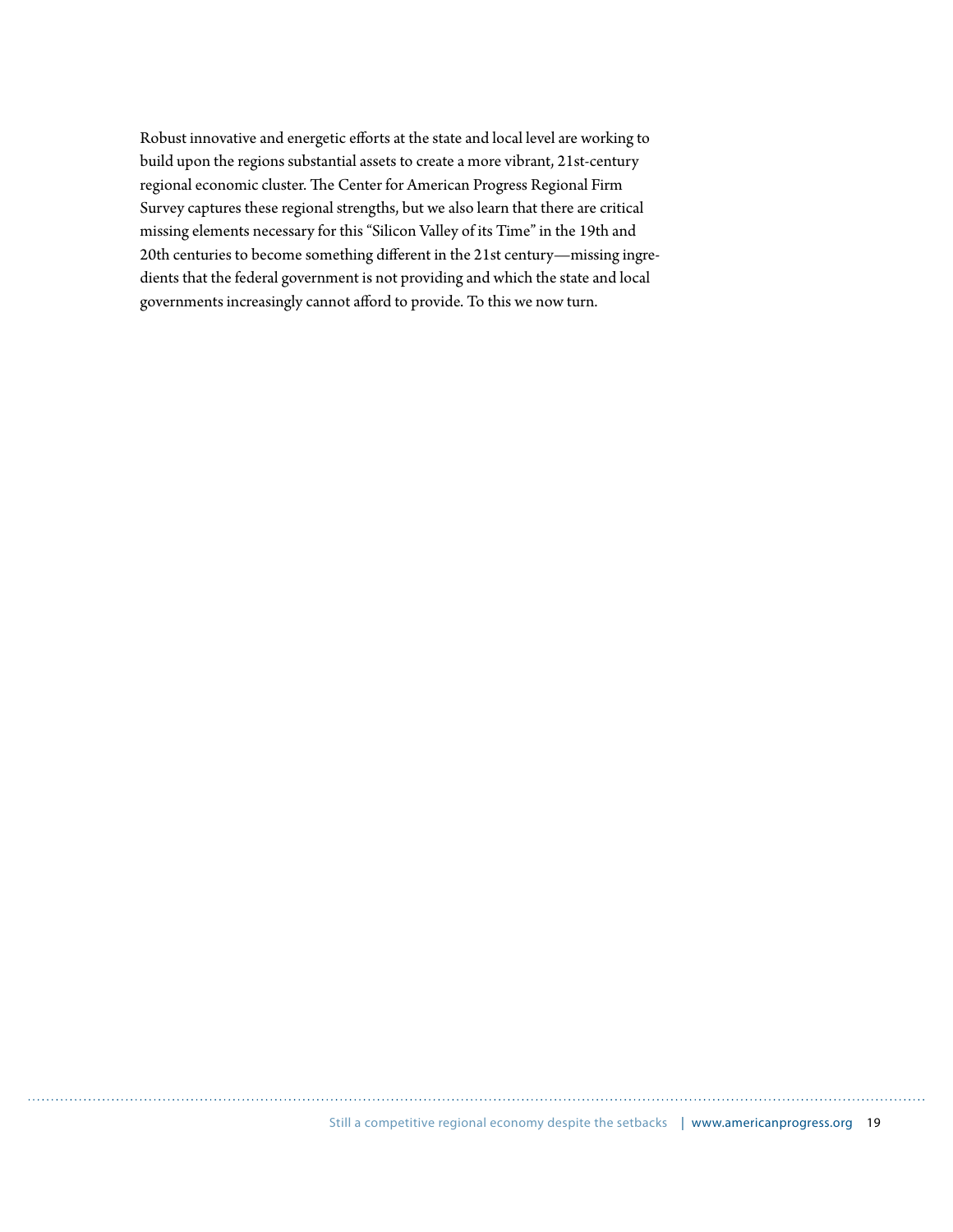Robust innovative and energetic efforts at the state and local level are working to build upon the regions substantial assets to create a more vibrant, 21st-century regional economic cluster. The Center for American Progress Regional Firm Survey captures these regional strengths, but we also learn that there are critical missing elements necessary for this "Silicon Valley of its Time" in the 19th and 20th centuries to become something different in the 21st century—missing ingredients that the federal government is not providing and which the state and local governments increasingly cannot afford to provide. To this we now turn.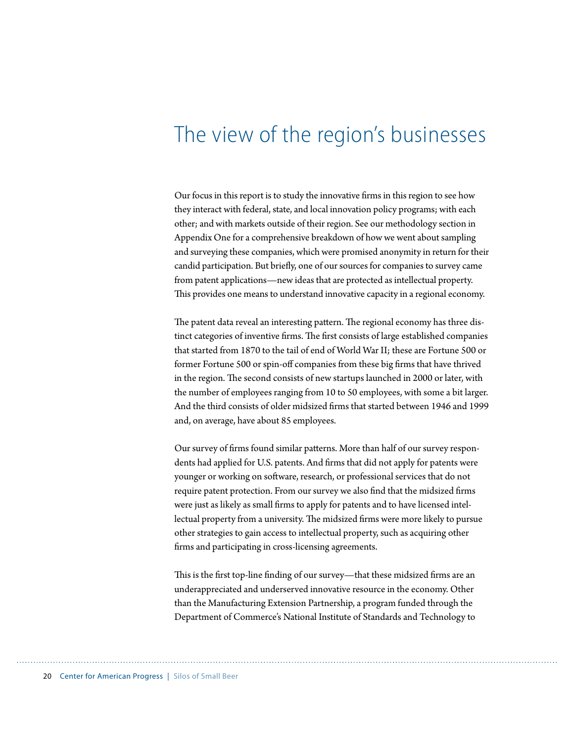# The view of the region's businesses

Our focus in this report is to study the innovative firms in this region to see how they interact with federal, state, and local innovation policy programs; with each other; and with markets outside of their region. See our methodology section in Appendix One for a comprehensive breakdown of how we went about sampling and surveying these companies, which were promised anonymity in return for their candid participation. But briefly, one of our sources for companies to survey came from patent applications—new ideas that are protected as intellectual property. This provides one means to understand innovative capacity in a regional economy.

The patent data reveal an interesting pattern. The regional economy has three distinct categories of inventive firms. The first consists of large established companies that started from 1870 to the tail of end of World War II; these are Fortune 500 or former Fortune 500 or spin-off companies from these big firms that have thrived in the region. The second consists of new startups launched in 2000 or later, with the number of employees ranging from 10 to 50 employees, with some a bit larger. And the third consists of older midsized firms that started between 1946 and 1999 and, on average, have about 85 employees.

Our survey of firms found similar patterns. More than half of our survey respondents had applied for U.S. patents. And firms that did not apply for patents were younger or working on software, research, or professional services that do not require patent protection. From our survey we also find that the midsized firms were just as likely as small firms to apply for patents and to have licensed intellectual property from a university. The midsized firms were more likely to pursue other strategies to gain access to intellectual property, such as acquiring other firms and participating in cross-licensing agreements.

This is the first top-line finding of our survey—that these midsized firms are an underappreciated and underserved innovative resource in the economy. Other than the Manufacturing Extension Partnership, a program funded through the Department of Commerce's National Institute of Standards and Technology to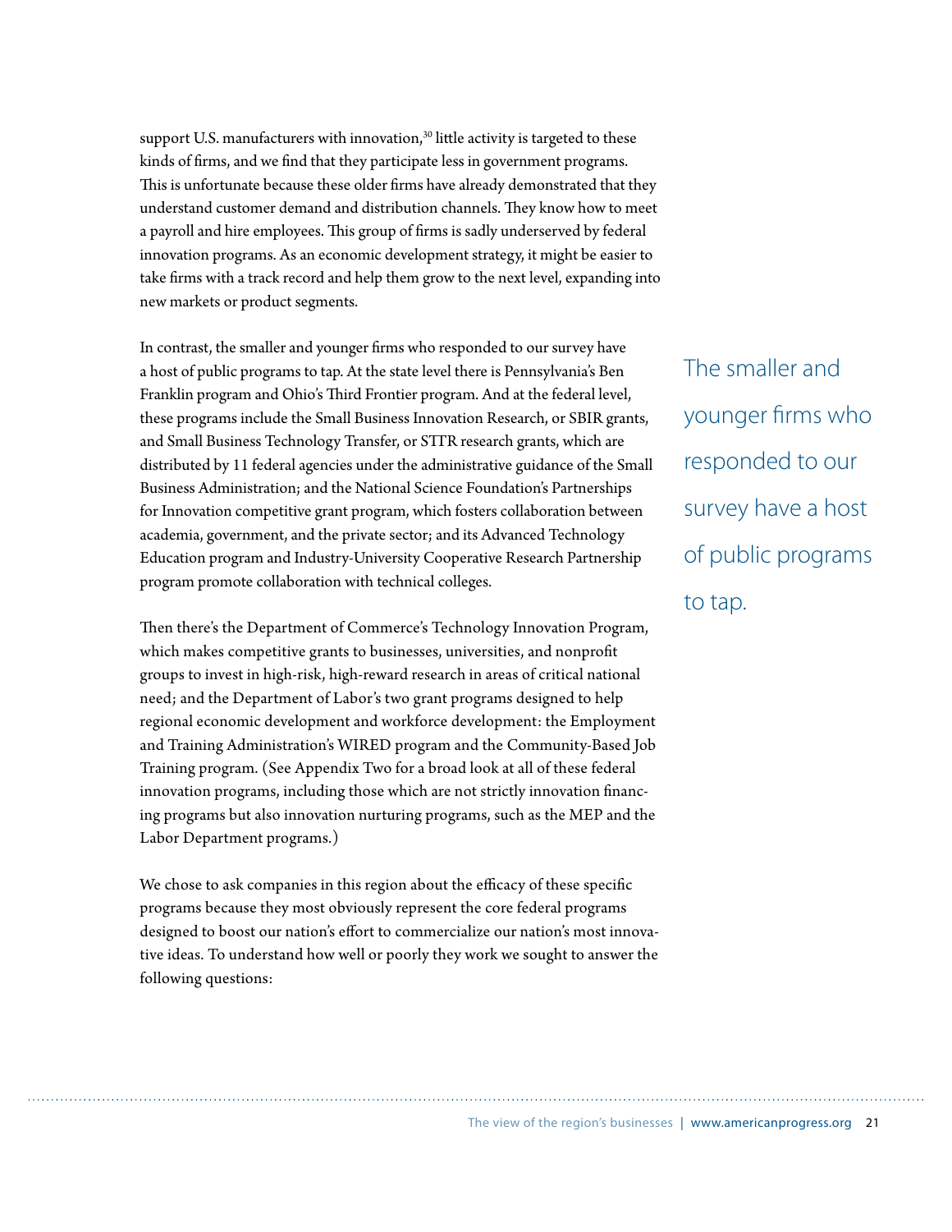support U.S. manufacturers with innovation,[30] little activity is targeted to these kinds of firms, and we find that they participate less in government programs. This is unfortunate because these older firms have already demonstrated that they understand customer demand and distribution channels. They know how to meet a payroll and hire employees. This group of firms is sadly underserved by federal innovation programs. As an economic development strategy, it might be easier to take firms with a track record and help them grow to the next level, expanding into new markets or product segments.

In contrast, the smaller and younger firms who responded to our survey have a host of public programs to tap. At the state level there is Pennsylvania's Ben Franklin program and Ohio's Third Frontier program. And at the federal level, these programs include the Small Business Innovation Research, or SBIR grants, and Small Business Technology Transfer, or STTR research grants, which are distributed by 11 federal agencies under the administrative guidance of the Small Business Administration; and the National Science Foundation's Partnerships for Innovation competitive grant program, which fosters collaboration between academia, government, and the private sector; and its Advanced Technology Education program and Industry-University Cooperative Research Partnership program promote collaboration with technical colleges.

The smaller and younger firms who responded to our survey have a host of public programs to tap.

Then there's the Department of Commerce's Technology Innovation Program, which makes competitive grants to businesses, universities, and nonprofit groups to invest in high-risk, high-reward research in areas of critical national need; and the Department of Labor's two grant programs designed to help regional economic development and workforce development: the Employment and Training Administration's WIRED program and the Community-Based Job Training program. (See Appendix Two for a broad look at all of these federal innovation programs, including those which are not strictly innovation financing programs but also innovation nurturing programs, such as the MEP and the Labor Department programs.)

We chose to ask companies in this region about the efficacy of these specific programs because they most obviously represent the core federal programs designed to boost our nation's effort to commercialize our nation's most innovative ideas. To understand how well or poorly they work we sought to answer the following questions: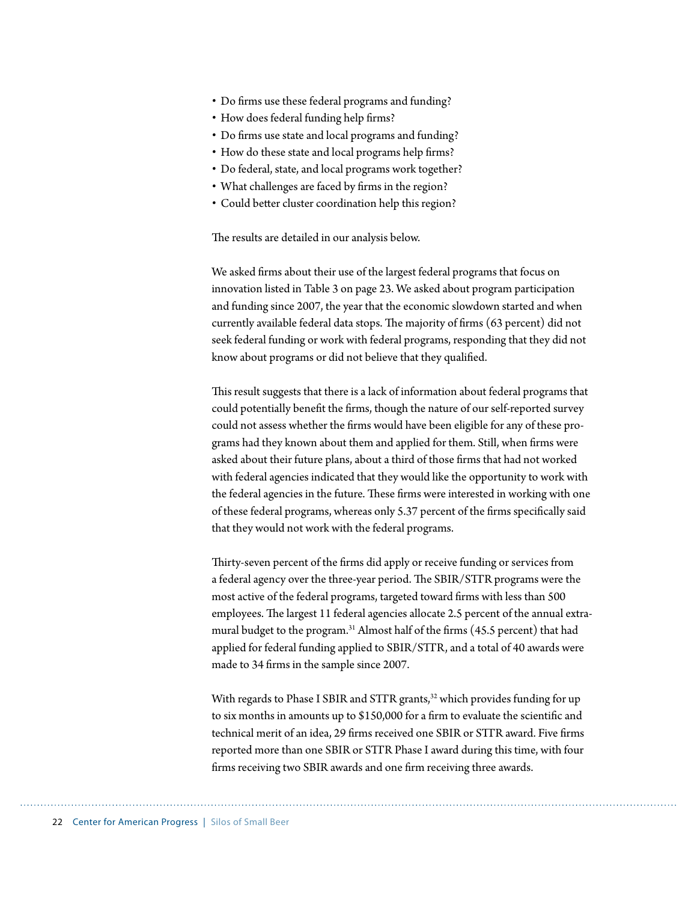- Do firms use these federal programs and funding?
- How does federal funding help firms?
- Do firms use state and local programs and funding?
- How do these state and local programs help firms?
- Do federal, state, and local programs work together?
- What challenges are faced by firms in the region?
- Could better cluster coordination help this region?

The results are detailed in our analysis below.

We asked firms about their use of the largest federal programs that focus on innovation listed in Table 3 on page 23. We asked about program participation and funding since 2007, the year that the economic slowdown started and when currently available federal data stops. The majority of firms (63 percent) did not seek federal funding or work with federal programs, responding that they did not know about programs or did not believe that they qualified.

This result suggests that there is a lack of information about federal programs that could potentially benefit the firms, though the nature of our self-reported survey could not assess whether the firms would have been eligible for any of these programs had they known about them and applied for them. Still, when firms were asked about their future plans, about a third of those firms that had not worked with federal agencies indicated that they would like the opportunity to work with the federal agencies in the future. These firms were interested in working with one of these federal programs, whereas only 5.37 percent of the firms specifically said that they would not work with the federal programs.

Thirty-seven percent of the firms did apply or receive funding or services from a federal agency over the three-year period. The SBIR/STTR programs were the most active of the federal programs, targeted toward firms with less than 500 employees. The largest 11 federal agencies allocate 2.5 percent of the annual extramural budget to the program.[31] Almost half of the firms (45.5 percent) that had applied for federal funding applied to SBIR/STTR, and a total of 40 awards were made to 34 firms in the sample since 2007.

With regards to Phase I SBIR and STTR grants,[32] which provides funding for up to six months in amounts up to $150,000 for a firm to evaluate the scientific and technical merit of an idea, 29 firms received one SBIR or STTR award. Five firms reported more than one SBIR or STTR Phase I award during this time, with four firms receiving two SBIR awards and one firm receiving three awards.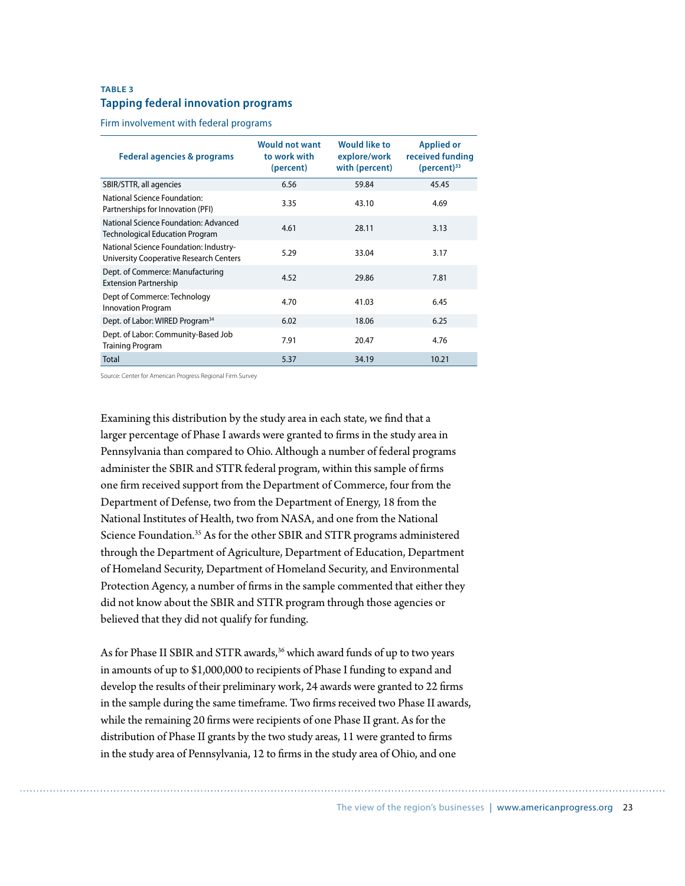**TABLE 3**

**Tapping federal innovation programs**

Firm involvement with federal programs

| Federal agencies & programs | Would not want to work with (percent) | Would like to explore/work with (percent) | Applied or received funding (percent)[33] |
|---|---|---|---|
| SBIR/STTR, all agencies | 6.56 | 59.84 | 45.45 |
| National Science Foundation: Partnerships for Innovation (PFI) | 3.35 | 43.10 | 4.69 |
| National Science Foundation: Advanced Technological Education Program | 4.61 | 28.11 | 3.13 |
| National Science Foundation: Industry-University Cooperative Research Centers | 5.29 | 33.04 | 3.17 |
| Dept. of Commerce: Manufacturing Extension Partnership | 4.52 | 29.86 | 7.81 |
| Dept of Commerce: Technology Innovation Program | 4.70 | 41.03 | 6.45 |
| Dept. of Labor: WIRED Program[34] | 6.02 | 18.06 | 6.25 |
| Dept. of Labor: Community-Based Job Training Program | 7.91 | 20.47 | 4.76 |
| Total | 5.37 | 34.19 | 10.21 |

Source: Center for American Progress Regional Firm Survey

Examining this distribution by the study area in each state, we find that a larger percentage of Phase I awards were granted to firms in the study area in Pennsylvania than compared to Ohio. Although a number of federal programs administer the SBIR and STTR federal program, within this sample of firms one firm received support from the Department of Commerce, four from the Department of Defense, two from the Department of Energy, 18 from the National Institutes of Health, two from NASA, and one from the National Science Foundation.[35] As for the other SBIR and STTR programs administered through the Department of Agriculture, Department of Education, Department of Homeland Security, Department of Homeland Security, and Environmental Protection Agency, a number of firms in the sample commented that either they did not know about the SBIR and STTR program through those agencies or believed that they did not qualify for funding.

As for Phase II SBIR and STTR awards,[36] which award funds of up to two years in amounts of up to $1,000,000 to recipients of Phase I funding to expand and develop the results of their preliminary work, 24 awards were granted to 22 firms in the sample during the same timeframe. Two firms received two Phase II awards, while the remaining 20 firms were recipients of one Phase II grant. As for the distribution of Phase II grants by the two study areas, 11 were granted to firms in the study area of Pennsylvania, 12 to firms in the study area of Ohio, and one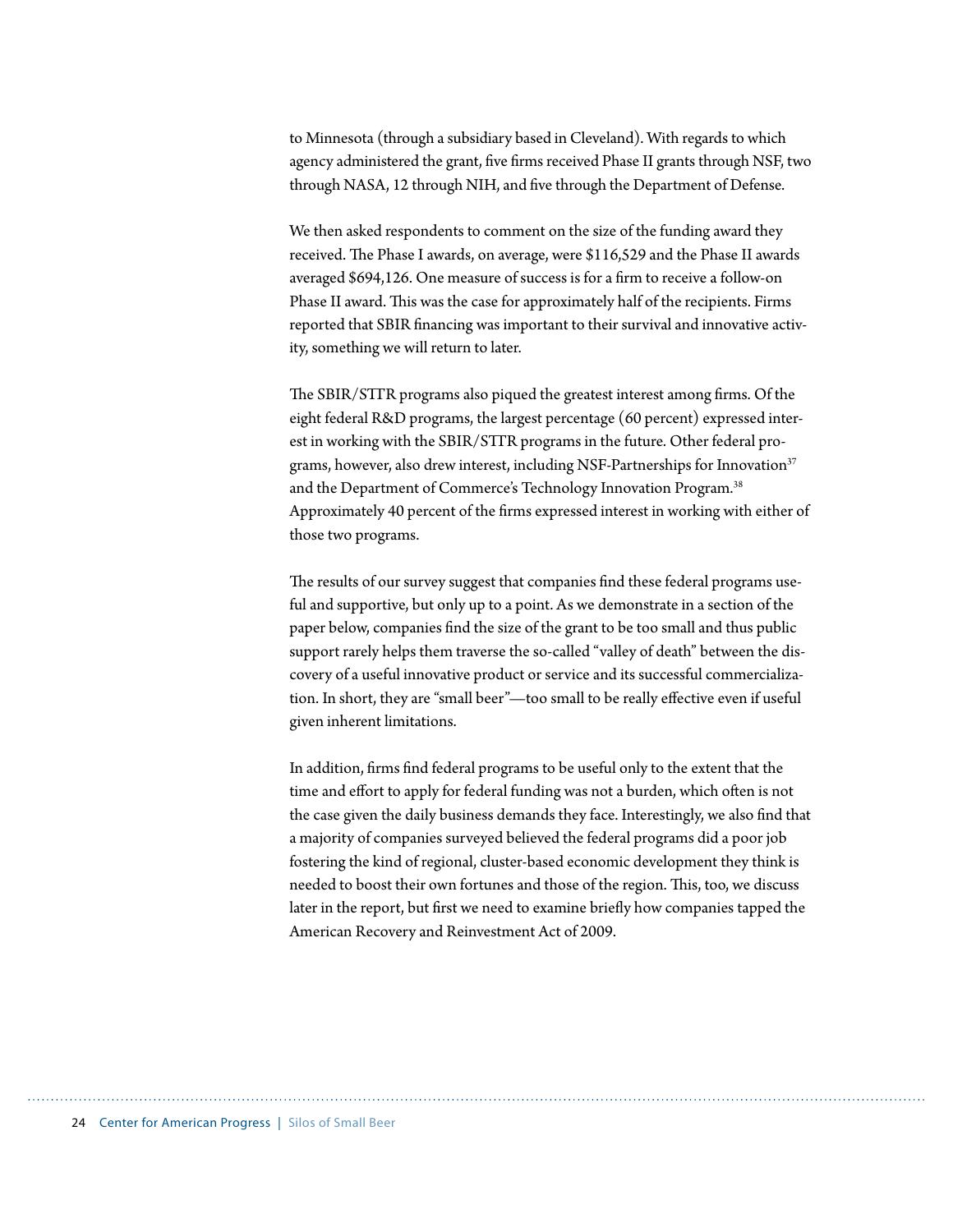to Minnesota (through a subsidiary based in Cleveland). With regards to which agency administered the grant, five firms received Phase II grants through NSF, two through NASA, 12 through NIH, and five through the Department of Defense.

We then asked respondents to comment on the size of the funding award they received. The Phase I awards, on average, were $116,529 and the Phase II awards averaged $694,126. One measure of success is for a firm to receive a follow-on Phase II award. This was the case for approximately half of the recipients. Firms reported that SBIR financing was important to their survival and innovative activity, something we will return to later.

The SBIR/STTR programs also piqued the greatest interest among firms. Of the eight federal R&D programs, the largest percentage (60 percent) expressed interest in working with the SBIR/STTR programs in the future. Other federal programs, however, also drew interest, including NSF-Partnerships for Innovation[37] and the Department of Commerce's Technology Innovation Program.[38] Approximately 40 percent of the firms expressed interest in working with either of those two programs.

The results of our survey suggest that companies find these federal programs useful and supportive, but only up to a point. As we demonstrate in a section of the paper below, companies find the size of the grant to be too small and thus public support rarely helps them traverse the so-called "valley of death" between the discovery of a useful innovative product or service and its successful commercialization. In short, they are "small beer"—too small to be really effective even if useful given inherent limitations.

In addition, firms find federal programs to be useful only to the extent that the time and effort to apply for federal funding was not a burden, which often is not the case given the daily business demands they face. Interestingly, we also find that a majority of companies surveyed believed the federal programs did a poor job fostering the kind of regional, cluster-based economic development they think is needed to boost their own fortunes and those of the region. This, too, we discuss later in the report, but first we need to examine briefly how companies tapped the American Recovery and Reinvestment Act of 2009.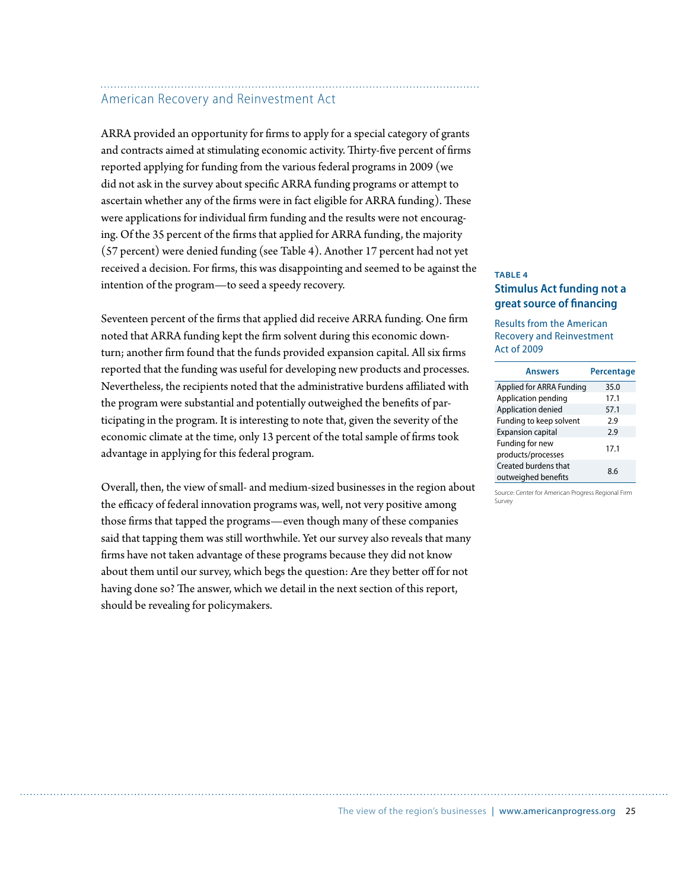## American Recovery and Reinvestment Act

ARRA provided an opportunity for firms to apply for a special category of grants and contracts aimed at stimulating economic activity. Thirty-five percent of firms reported applying for funding from the various federal programs in 2009 (we did not ask in the survey about specific ARRA funding programs or attempt to ascertain whether any of the firms were in fact eligible for ARRA funding). These were applications for individual firm funding and the results were not encouraging. Of the 35 percent of the firms that applied for ARRA funding, the majority (57 percent) were denied funding (see Table 4). Another 17 percent had not yet received a decision. For firms, this was disappointing and seemed to be against the intention of the program—to seed a speedy recovery.

Seventeen percent of the firms that applied did receive ARRA funding. One firm noted that ARRA funding kept the firm solvent during this economic downturn; another firm found that the funds provided expansion capital. All six firms reported that the funding was useful for developing new products and processes. Nevertheless, the recipients noted that the administrative burdens affiliated with the program were substantial and potentially outweighed the benefits of participating in the program. It is interesting to note that, given the severity of the economic climate at the time, only 13 percent of the total sample of firms took advantage in applying for this federal program.

Overall, then, the view of small- and medium-sized businesses in the region about the efficacy of federal innovation programs was, well, not very positive among those firms that tapped the programs—even though many of these companies said that tapping them was still worthwhile. Yet our survey also reveals that many firms have not taken advantage of these programs because they did not know about them until our survey, which begs the question: Are they better off for not having done so? The answer, which we detail in the next section of this report, should be revealing for policymakers.

**TABLE 4**

**Stimulus Act funding not a great source of financing**

Results from the American Recovery and Reinvestment Act of 2009

| Answers | Percentage |
|---|---|
| Applied for ARRA Funding | 35.0 |
| Application pending | 17.1 |
| Application denied | 57.1 |
| Funding to keep solvent | 2.9 |
| Expansion capital | 2.9 |
| Funding for new products/processes | 17.1 |
| Created burdens that outweighed benefits | 8.6 |

Source: Center for American Progress Regional Firm Survey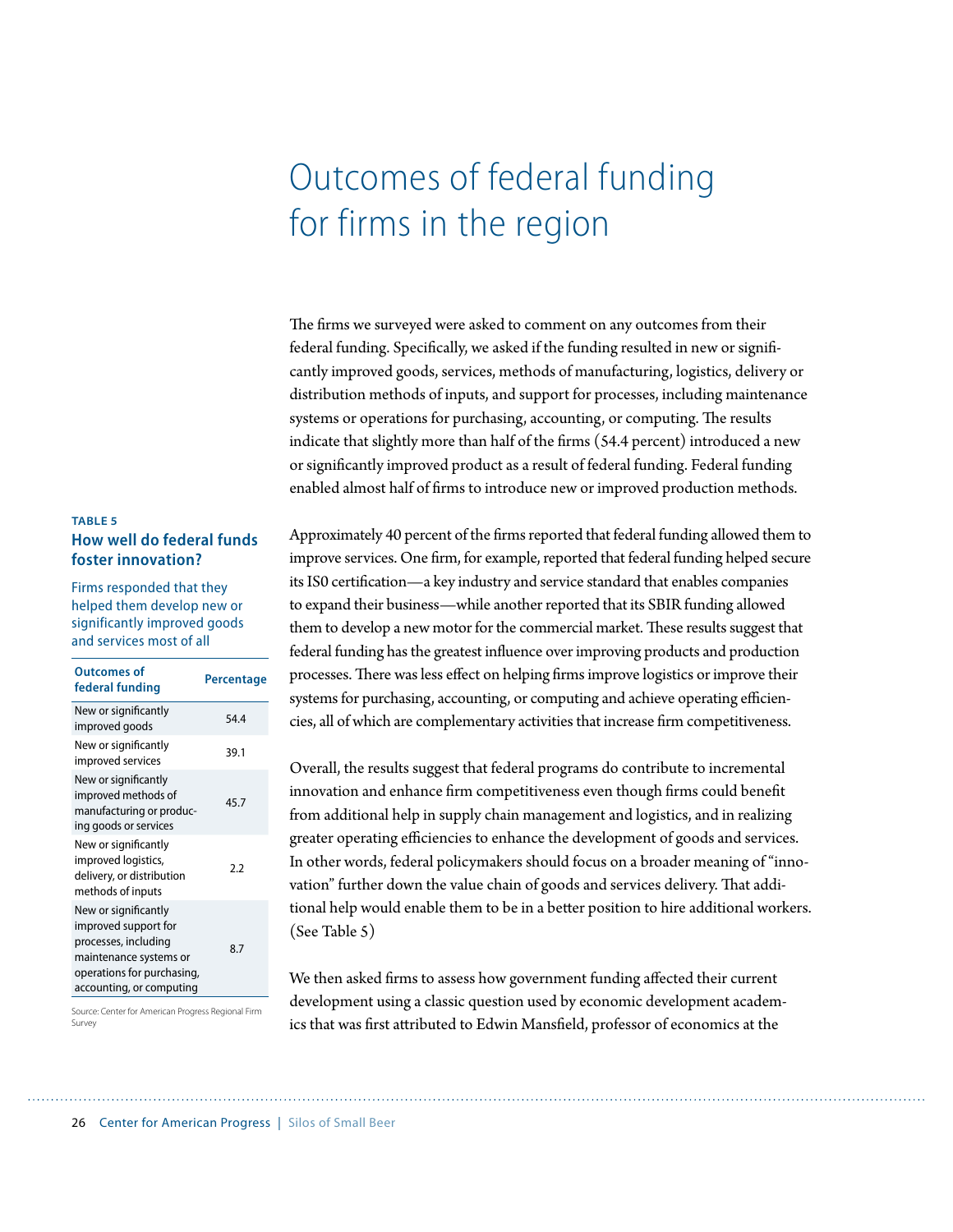# Outcomes of federal funding for firms in the region

The firms we surveyed were asked to comment on any outcomes from their federal funding. Specifically, we asked if the funding resulted in new or significantly improved goods, services, methods of manufacturing, logistics, delivery or distribution methods of inputs, and support for processes, including maintenance systems or operations for purchasing, accounting, or computing. The results indicate that slightly more than half of the firms (54.4 percent) introduced a new or significantly improved product as a result of federal funding. Federal funding enabled almost half of firms to introduce new or improved production methods.

Approximately 40 percent of the firms reported that federal funding allowed them to improve services. One firm, for example, reported that federal funding helped secure its IS0 certification—a key industry and service standard that enables companies to expand their business—while another reported that its SBIR funding allowed them to develop a new motor for the commercial market. These results suggest that federal funding has the greatest influence over improving products and production processes. There was less effect on helping firms improve logistics or improve their systems for purchasing, accounting, or computing and achieve operating efficiencies, all of which are complementary activities that increase firm competitiveness.

Overall, the results suggest that federal programs do contribute to incremental innovation and enhance firm competitiveness even though firms could benefit from additional help in supply chain management and logistics, and in realizing greater operating efficiencies to enhance the development of goods and services. In other words, federal policymakers should focus on a broader meaning of "innovation" further down the value chain of goods and services delivery. That additional help would enable them to be in a better position to hire additional workers. (See Table 5)

**TABLE 5**

**How well do federal funds foster innovation?**

Firms responded that they helped them develop new or significantly improved goods and services most of all

| Outcomes of federal funding | Percentage |
|---|---|
| New or significantly improved goods | 54.4 |
| New or significantly improved services | 39.1 |
| New or significantly improved methods of manufacturing or producing goods or services | 45.7 |
| New or significantly improved logistics, delivery, or distribution methods of inputs | 2.2 |
| New or significantly improved support for processes, including maintenance systems or operations for purchasing, accounting, or computing | 8.7 |

Source: Center for American Progress Regional Firm Survey

We then asked firms to assess how government funding affected their current development using a classic question used by economic development academics that was first attributed to Edwin Mansfield, professor of economics at the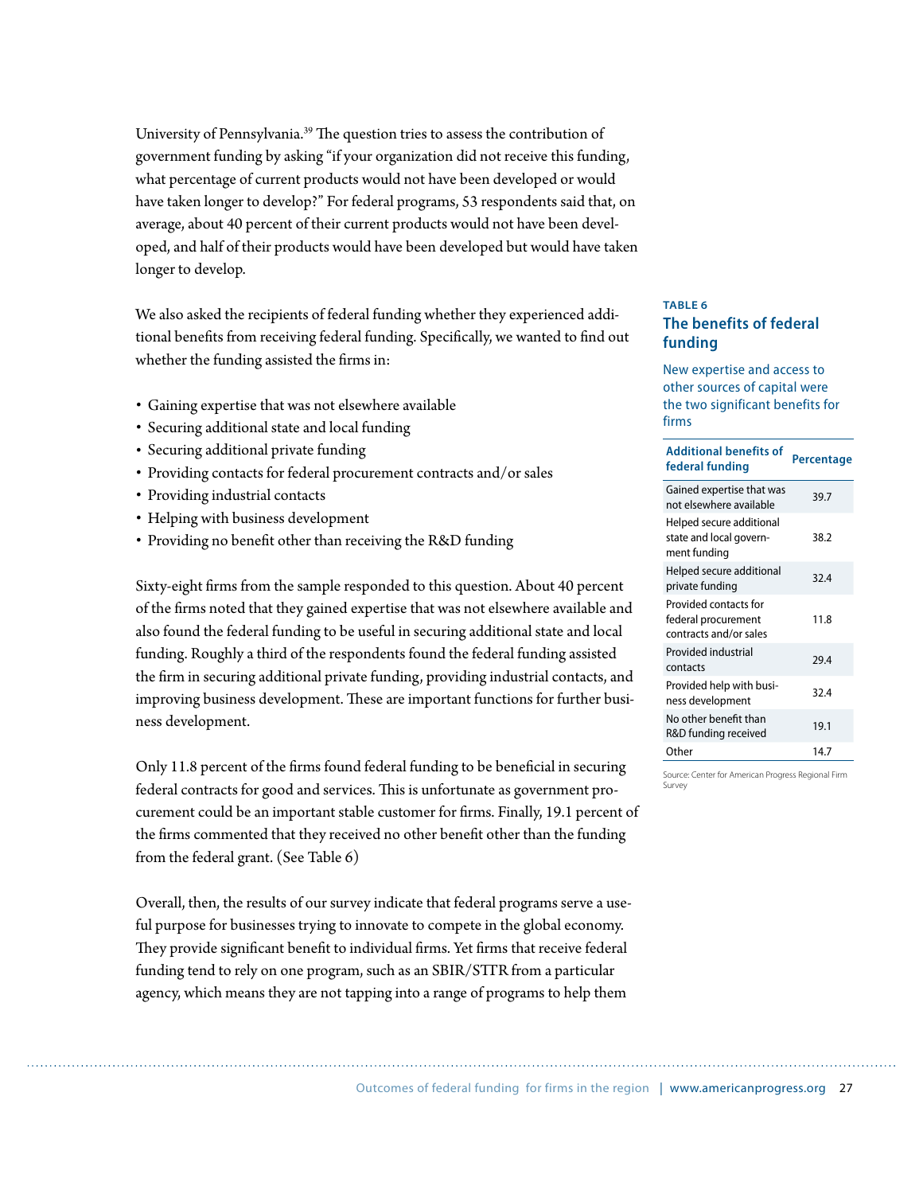University of Pennsylvania.[39] The question tries to assess the contribution of government funding by asking "if your organization did not receive this funding, what percentage of current products would not have been developed or would have taken longer to develop?" For federal programs, 53 respondents said that, on average, about 40 percent of their current products would not have been developed, and half of their products would have been developed but would have taken longer to develop.

We also asked the recipients of federal funding whether they experienced additional benefits from receiving federal funding. Specifically, we wanted to find out whether the funding assisted the firms in:

- Gaining expertise that was not elsewhere available
- Securing additional state and local funding
- Securing additional private funding
- Providing contacts for federal procurement contracts and/or sales
- Providing industrial contacts
- Helping with business development
- Providing no benefit other than receiving the R&D funding

Sixty-eight firms from the sample responded to this question. About 40 percent of the firms noted that they gained expertise that was not elsewhere available and also found the federal funding to be useful in securing additional state and local funding. Roughly a third of the respondents found the federal funding assisted the firm in securing additional private funding, providing industrial contacts, and improving business development. These are important functions for further business development.

Only 11.8 percent of the firms found federal funding to be beneficial in securing federal contracts for good and services. This is unfortunate as government procurement could be an important stable customer for firms. Finally, 19.1 percent of the firms commented that they received no other benefit other than the funding from the federal grant. (See Table 6)

Overall, then, the results of our survey indicate that federal programs serve a useful purpose for businesses trying to innovate to compete in the global economy. They provide significant benefit to individual firms. Yet firms that receive federal funding tend to rely on one program, such as an SBIR/STTR from a particular agency, which means they are not tapping into a range of programs to help them

**TABLE 6**

### The benefits of federal funding

New expertise and access to other sources of capital were the two significant benefits for firms

| Additional benefits of federal funding | Percentage |
|---|---|
| Gained expertise that was not elsewhere available | 39.7 |
| Helped secure additional state and local government funding | 38.2 |
| Helped secure additional private funding | 32.4 |
| Provided contacts for federal procurement contracts and/or sales | 11.8 |
| Provided industrial contacts | 29.4 |
| Provided help with business development | 32.4 |
| No other benefit than R&D funding received | 19.1 |
| Other | 14.7 |

Source: Center for American Progress Regional Firm Survey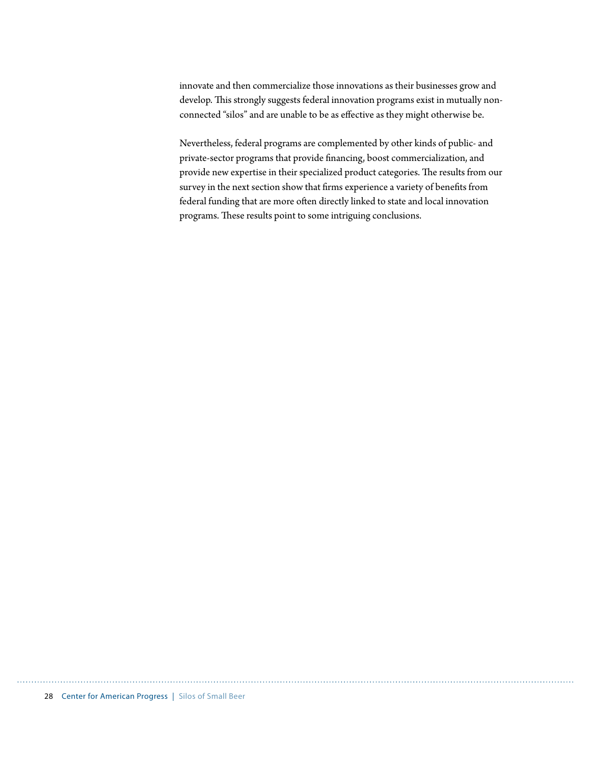innovate and then commercialize those innovations as their businesses grow and develop. This strongly suggests federal innovation programs exist in mutually non-connected "silos" and are unable to be as effective as they might otherwise be.

Nevertheless, federal programs are complemented by other kinds of public- and private-sector programs that provide financing, boost commercialization, and provide new expertise in their specialized product categories. The results from our survey in the next section show that firms experience a variety of benefits from federal funding that are more often directly linked to state and local innovation programs. These results point to some intriguing conclusions.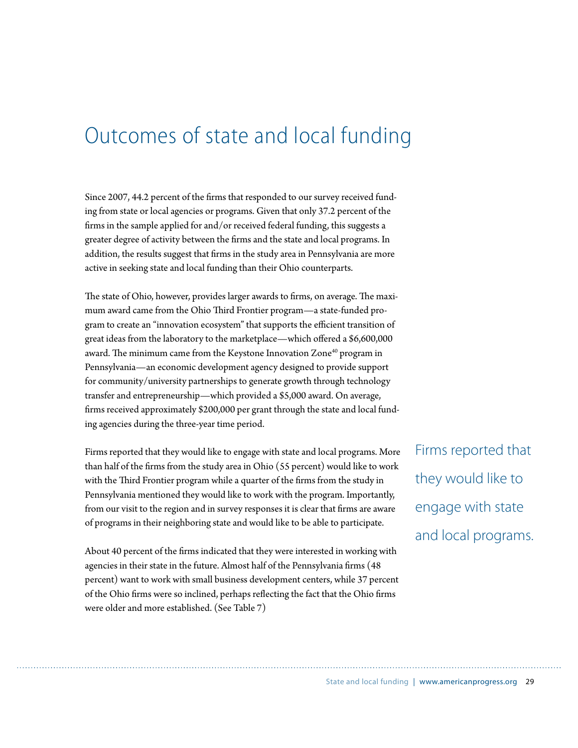# Outcomes of state and local funding

Since 2007, 44.2 percent of the firms that responded to our survey received funding from state or local agencies or programs. Given that only 37.2 percent of the firms in the sample applied for and/or received federal funding, this suggests a greater degree of activity between the firms and the state and local programs. In addition, the results suggest that firms in the study area in Pennsylvania are more active in seeking state and local funding than their Ohio counterparts.

The state of Ohio, however, provides larger awards to firms, on average. The maximum award came from the Ohio Third Frontier program—a state-funded program to create an "innovation ecosystem" that supports the efficient transition of great ideas from the laboratory to the marketplace—which offered a $6,600,000 award. The minimum came from the Keystone Innovation Zone[40] program in Pennsylvania—an economic development agency designed to provide support for community/university partnerships to generate growth through technology transfer and entrepreneurship—which provided a $5,000 award. On average, firms received approximately $200,000 per grant through the state and local funding agencies during the three-year time period.

Firms reported that they would like to engage with state and local programs. More than half of the firms from the study area in Ohio (55 percent) would like to work with the Third Frontier program while a quarter of the firms from the study in Pennsylvania mentioned they would like to work with the program. Importantly, from our visit to the region and in survey responses it is clear that firms are aware of programs in their neighboring state and would like to be able to participate.

Firms reported that they would like to engage with state and local programs.

About 40 percent of the firms indicated that they were interested in working with agencies in their state in the future. Almost half of the Pennsylvania firms (48 percent) want to work with small business development centers, while 37 percent of the Ohio firms were so inclined, perhaps reflecting the fact that the Ohio firms were older and more established. (See Table 7)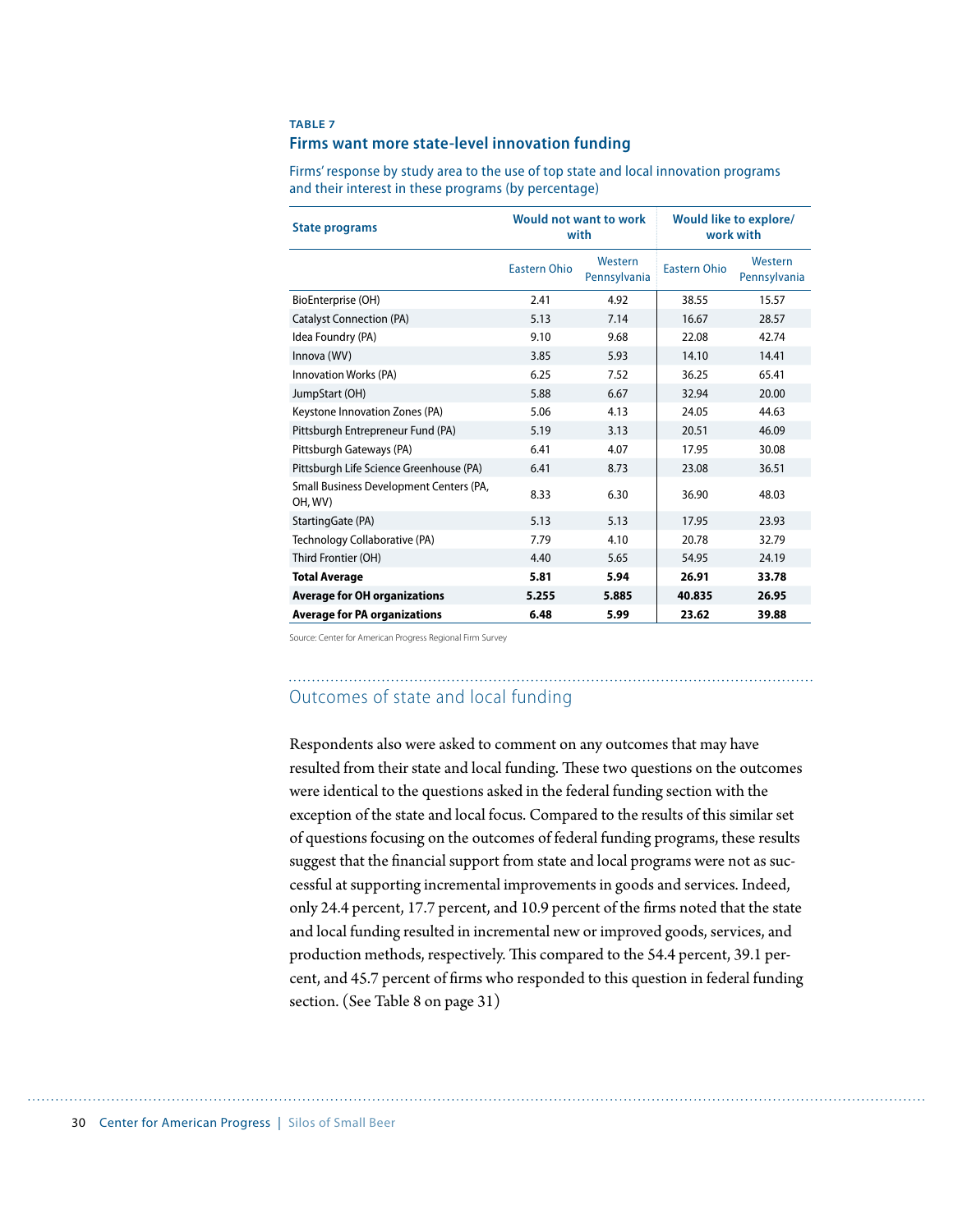**TABLE 7**

### Firms want more state-level innovation funding

Firms' response by study area to the use of top state and local innovation programs and their interest in these programs (by percentage)

| State programs | Would not want to work with | | Would like to explore/ work with | |
|---|---|---|---|---|
| | Eastern Ohio | Western Pennsylvania | Eastern Ohio | Western Pennsylvania |
| BioEnterprise (OH) | 2.41 | 4.92 | 38.55 | 15.57 |
| Catalyst Connection (PA) | 5.13 | 7.14 | 16.67 | 28.57 |
| Idea Foundry (PA) | 9.10 | 9.68 | 22.08 | 42.74 |
| Innova (WV) | 3.85 | 5.93 | 14.10 | 14.41 |
| Innovation Works (PA) | 6.25 | 7.52 | 36.25 | 65.41 |
| JumpStart (OH) | 5.88 | 6.67 | 32.94 | 20.00 |
| Keystone Innovation Zones (PA) | 5.06 | 4.13 | 24.05 | 44.63 |
| Pittsburgh Entrepreneur Fund (PA) | 5.19 | 3.13 | 20.51 | 46.09 |
| Pittsburgh Gateways (PA) | 6.41 | 4.07 | 17.95 | 30.08 |
| Pittsburgh Life Science Greenhouse (PA) | 6.41 | 8.73 | 23.08 | 36.51 |
| Small Business Development Centers (PA, OH, WV) | 8.33 | 6.30 | 36.90 | 48.03 |
| StartingGate (PA) | 5.13 | 5.13 | 17.95 | 23.93 |
| Technology Collaborative (PA) | 7.79 | 4.10 | 20.78 | 32.79 |
| Third Frontier (OH) | 4.40 | 5.65 | 54.95 | 24.19 |
| **Total Average** | **5.81** | **5.94** | **26.91** | **33.78** |
| **Average for OH organizations** | **5.255** | **5.885** | **40.835** | **26.95** |
| **Average for PA organizations** | **6.48** | **5.99** | **23.62** | **39.88** |

Source: Center for American Progress Regional Firm Survey

## Outcomes of state and local funding

Respondents also were asked to comment on any outcomes that may have resulted from their state and local funding. These two questions on the outcomes were identical to the questions asked in the federal funding section with the exception of the state and local focus. Compared to the results of this similar set of questions focusing on the outcomes of federal funding programs, these results suggest that the financial support from state and local programs were not as successful at supporting incremental improvements in goods and services. Indeed, only 24.4 percent, 17.7 percent, and 10.9 percent of the firms noted that the state and local funding resulted in incremental new or improved goods, services, and production methods, respectively. This compared to the 54.4 percent, 39.1 percent, and 45.7 percent of firms who responded to this question in federal funding section. (See Table 8 on page 31)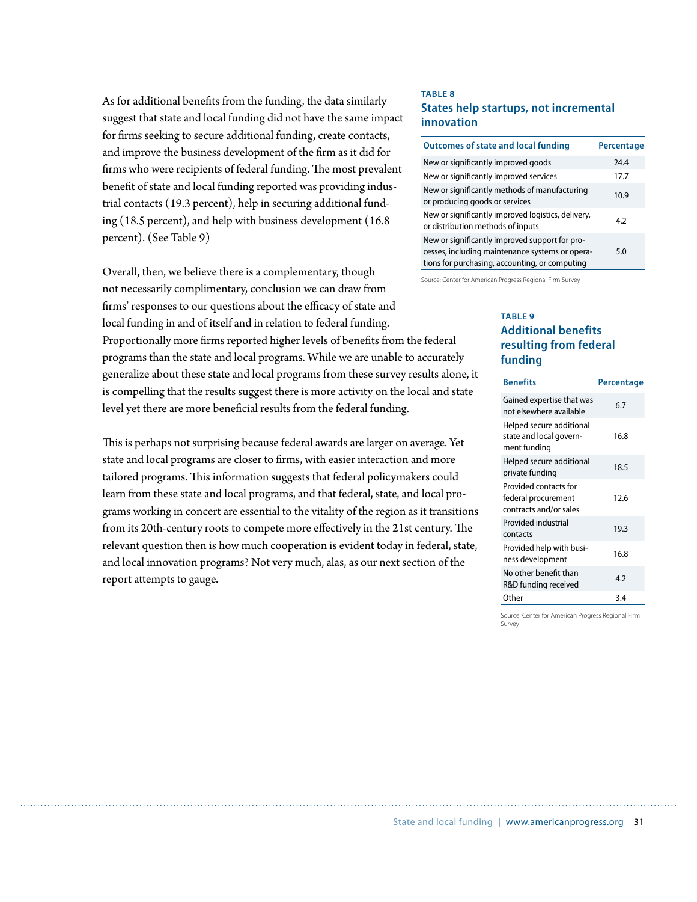As for additional benefits from the funding, the data similarly suggest that state and local funding did not have the same impact for firms seeking to secure additional funding, create contacts, and improve the business development of the firm as it did for firms who were recipients of federal funding. The most prevalent benefit of state and local funding reported was providing industrial contacts (19.3 percent), help in securing additional funding (18.5 percent), and help with business development (16.8 percent). (See Table 9)

**TABLE 8**

### States help startups, not incremental innovation

| Outcomes of state and local funding | Percentage |
|---|---|
| New or significantly improved goods | 24.4 |
| New or significantly improved services | 17.7 |
| New or significantly methods of manufacturing or producing goods or services | 10.9 |
| New or significantly improved logistics, delivery, or distribution methods of inputs | 4.2 |
| New or significantly improved support for processes, including maintenance systems or operations for purchasing, accounting, or computing | 5.0 |

Source: Center for American Progress Regional Firm Survey

Overall, then, we believe there is a complementary, though not necessarily complimentary, conclusion we can draw from firms' responses to our questions about the efficacy of state and local funding in and of itself and in relation to federal funding. Proportionally more firms reported higher levels of benefits from the federal programs than the state and local programs. While we are unable to accurately generalize about these state and local programs from these survey results alone, it is compelling that the results suggest there is more activity on the local and state level yet there are more beneficial results from the federal funding.

This is perhaps not surprising because federal awards are larger on average. Yet state and local programs are closer to firms, with easier interaction and more tailored programs. This information suggests that federal policymakers could learn from these state and local programs, and that federal, state, and local programs working in concert are essential to the vitality of the region as it transitions from its 20th-century roots to compete more effectively in the 21st century. The relevant question then is how much cooperation is evident today in federal, state, and local innovation programs? Not very much, alas, as our next section of the report attempts to gauge.

**TABLE 9**

### Additional benefits resulting from federal funding

| Benefits | Percentage |
|---|---|
| Gained expertise that was not elsewhere available | 6.7 |
| Helped secure additional state and local government funding | 16.8 |
| Helped secure additional private funding | 18.5 |
| Provided contacts for federal procurement contracts and/or sales | 12.6 |
| Provided industrial contacts | 19.3 |
| Provided help with business development | 16.8 |
| No other benefit than R&D funding received | 4.2 |
| Other | 3.4 |

Source: Center for American Progress Regional Firm Survey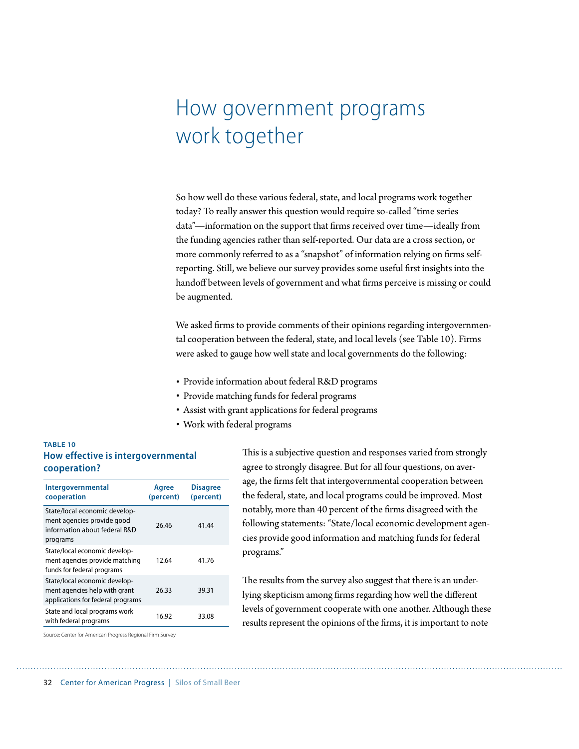# How government programs work together

So how well do these various federal, state, and local programs work together today? To really answer this question would require so-called "time series data"—information on the support that firms received over time—ideally from the funding agencies rather than self-reported. Our data are a cross section, or more commonly referred to as a "snapshot" of information relying on firms self-reporting. Still, we believe our survey provides some useful first insights into the handoff between levels of government and what firms perceive is missing or could be augmented.

We asked firms to provide comments of their opinions regarding intergovernmental cooperation between the federal, state, and local levels (see Table 10). Firms were asked to gauge how well state and local governments do the following:

- Provide information about federal R&D programs
- Provide matching funds for federal programs
- Assist with grant applications for federal programs
- Work with federal programs

**TABLE 10**

**How effective is intergovernmental cooperation?**

| Intergovernmental cooperation | Agree (percent) | Disagree (percent) |
|---|---|---|
| State/local economic development agencies provide good information about federal R&D programs | 26.46 | 41.44 |
| State/local economic development agencies provide matching funds for federal programs | 12.64 | 41.76 |
| State/local economic development agencies help with grant applications for federal programs | 26.33 | 39.31 |
| State and local programs work with federal programs | 16.92 | 33.08 |

Source: Center for American Progress Regional Firm Survey

This is a subjective question and responses varied from strongly agree to strongly disagree. But for all four questions, on average, the firms felt that intergovernmental cooperation between the federal, state, and local programs could be improved. Most notably, more than 40 percent of the firms disagreed with the following statements: "State/local economic development agencies provide good information and matching funds for federal programs."

The results from the survey also suggest that there is an underlying skepticism among firms regarding how well the different levels of government cooperate with one another. Although these results represent the opinions of the firms, it is important to note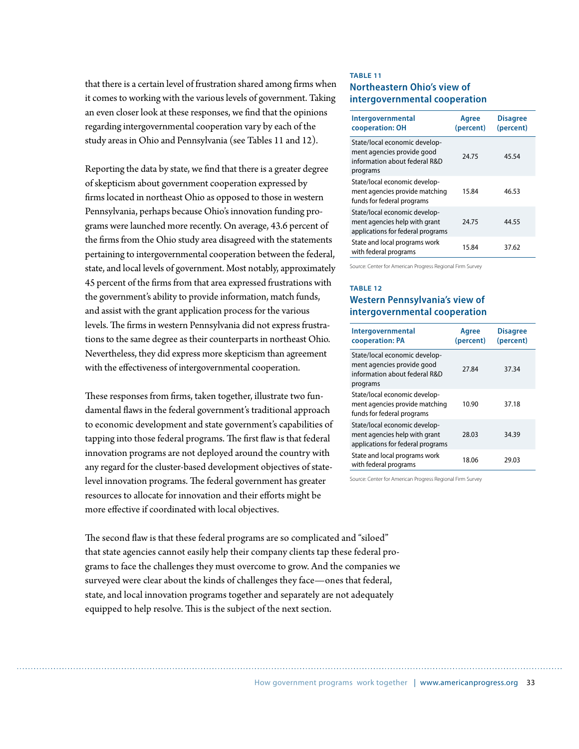that there is a certain level of frustration shared among firms when it comes to working with the various levels of government. Taking an even closer look at these responses, we find that the opinions regarding intergovernmental cooperation vary by each of the study areas in Ohio and Pennsylvania (see Tables 11 and 12).

Reporting the data by state, we find that there is a greater degree of skepticism about government cooperation expressed by firms located in northeast Ohio as opposed to those in western Pennsylvania, perhaps because Ohio's innovation funding programs were launched more recently. On average, 43.6 percent of the firms from the Ohio study area disagreed with the statements pertaining to intergovernmental cooperation between the federal, state, and local levels of government. Most notably, approximately 45 percent of the firms from that area expressed frustrations with the government's ability to provide information, match funds, and assist with the grant application process for the various levels. The firms in western Pennsylvania did not express frustrations to the same degree as their counterparts in northeast Ohio. Nevertheless, they did express more skepticism than agreement with the effectiveness of intergovernmental cooperation.

These responses from firms, taken together, illustrate two fundamental flaws in the federal government's traditional approach to economic development and state government's capabilities of tapping into those federal programs. The first flaw is that federal innovation programs are not deployed around the country with any regard for the cluster-based development objectives of state-level innovation programs. The federal government has greater resources to allocate for innovation and their efforts might be more effective if coordinated with local objectives.

The second flaw is that these federal programs are so complicated and "siloed" that state agencies cannot easily help their company clients tap these federal programs to face the challenges they must overcome to grow. And the companies we surveyed were clear about the kinds of challenges they face—ones that federal, state, and local innovation programs together and separately are not adequately equipped to help resolve. This is the subject of the next section.

**TABLE 11**

### Northeastern Ohio's view of intergovernmental cooperation

| Intergovernmental cooperation: OH | Agree (percent) | Disagree (percent) |
|---|---|---|
| State/local economic development agencies provide good information about federal R&D programs | 24.75 | 45.54 |
| State/local economic development agencies provide matching funds for federal programs | 15.84 | 46.53 |
| State/local economic development agencies help with grant applications for federal programs | 24.75 | 44.55 |
| State and local programs work with federal programs | 15.84 | 37.62 |

Source: Center for American Progress Regional Firm Survey

**TABLE 12**

### Western Pennsylvania's view of intergovernmental cooperation

| Intergovernmental cooperation: PA | Agree (percent) | Disagree (percent) |
|---|---|---|
| State/local economic development agencies provide good information about federal R&D programs | 27.84 | 37.34 |
| State/local economic development agencies provide matching funds for federal programs | 10.90 | 37.18 |
| State/local economic development agencies help with grant applications for federal programs | 28.03 | 34.39 |
| State and local programs work with federal programs | 18.06 | 29.03 |

Source: Center for American Progress Regional Firm Survey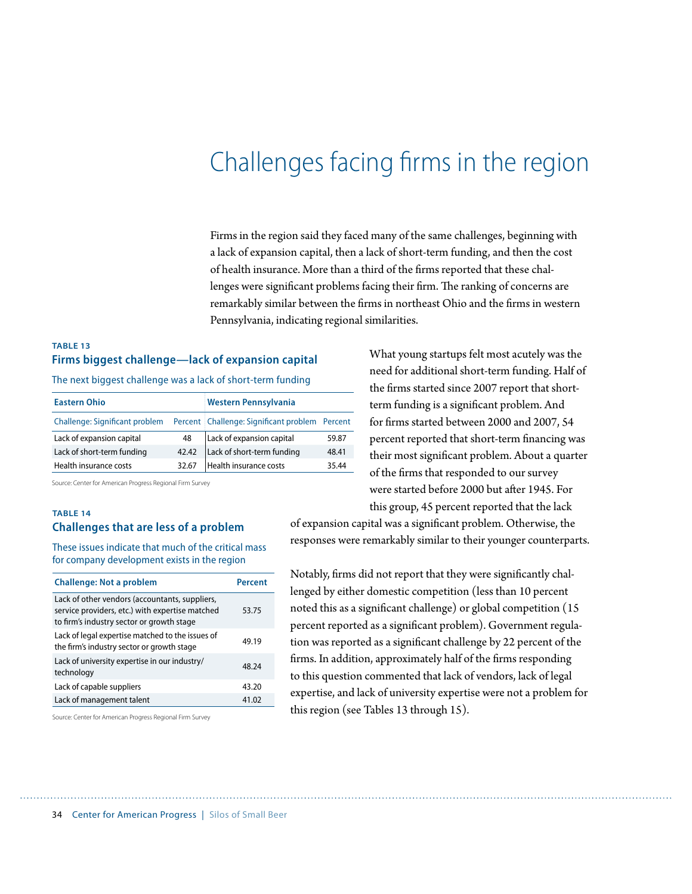# Challenges facing firms in the region

Firms in the region said they faced many of the same challenges, beginning with a lack of expansion capital, then a lack of short-term funding, and then the cost of health insurance. More than a third of the firms reported that these challenges were significant problems facing their firm. The ranking of concerns are remarkably similar between the firms in northeast Ohio and the firms in western Pennsylvania, indicating regional similarities.

**TABLE 13**

**Firms biggest challenge—lack of expansion capital**

The next biggest challenge was a lack of short-term funding

| Eastern Ohio | | Western Pennsylvania | |
|---|---|---|---|
| Challenge: Significant problem | Percent | Challenge: Significant problem | Percent |
| Lack of expansion capital | 48 | Lack of expansion capital | 59.87 |
| Lack of short-term funding | 42.42 | Lack of short-term funding | 48.41 |
| Health insurance costs | 32.67 | Health insurance costs | 35.44 |

Source: Center for American Progress Regional Firm Survey

What young startups felt most acutely was the need for additional short-term funding. Half of the firms started since 2007 report that short-term funding is a significant problem. And for firms started between 2000 and 2007, 54 percent reported that short-term financing was their most significant problem. About a quarter of the firms that responded to our survey were started before 2000 but after 1945. For this group, 45 percent reported that the lack of expansion capital was a significant problem. Otherwise, the responses were remarkably similar to their younger counterparts.

Notably, firms did not report that they were significantly challenged by either domestic competition (less than 10 percent noted this as a significant challenge) or global competition (15 percent reported as a significant problem). Government regulation was reported as a significant challenge by 22 percent of the firms. In addition, approximately half of the firms responding to this question commented that lack of vendors, lack of legal expertise, and lack of university expertise were not a problem for this region (see Tables 13 through 15).

**TABLE 14**

**Challenges that are less of a problem**

These issues indicate that much of the critical mass for company development exists in the region

| Challenge: Not a problem | Percent |
|---|---|
| Lack of other vendors (accountants, suppliers, service providers, etc.) with expertise matched to firm's industry sector or growth stage | 53.75 |
| Lack of legal expertise matched to the issues of the firm's industry sector or growth stage | 49.19 |
| Lack of university expertise in our industry/ technology | 48.24 |
| Lack of capable suppliers | 43.20 |
| Lack of management talent | 41.02 |

Source: Center for American Progress Regional Firm Survey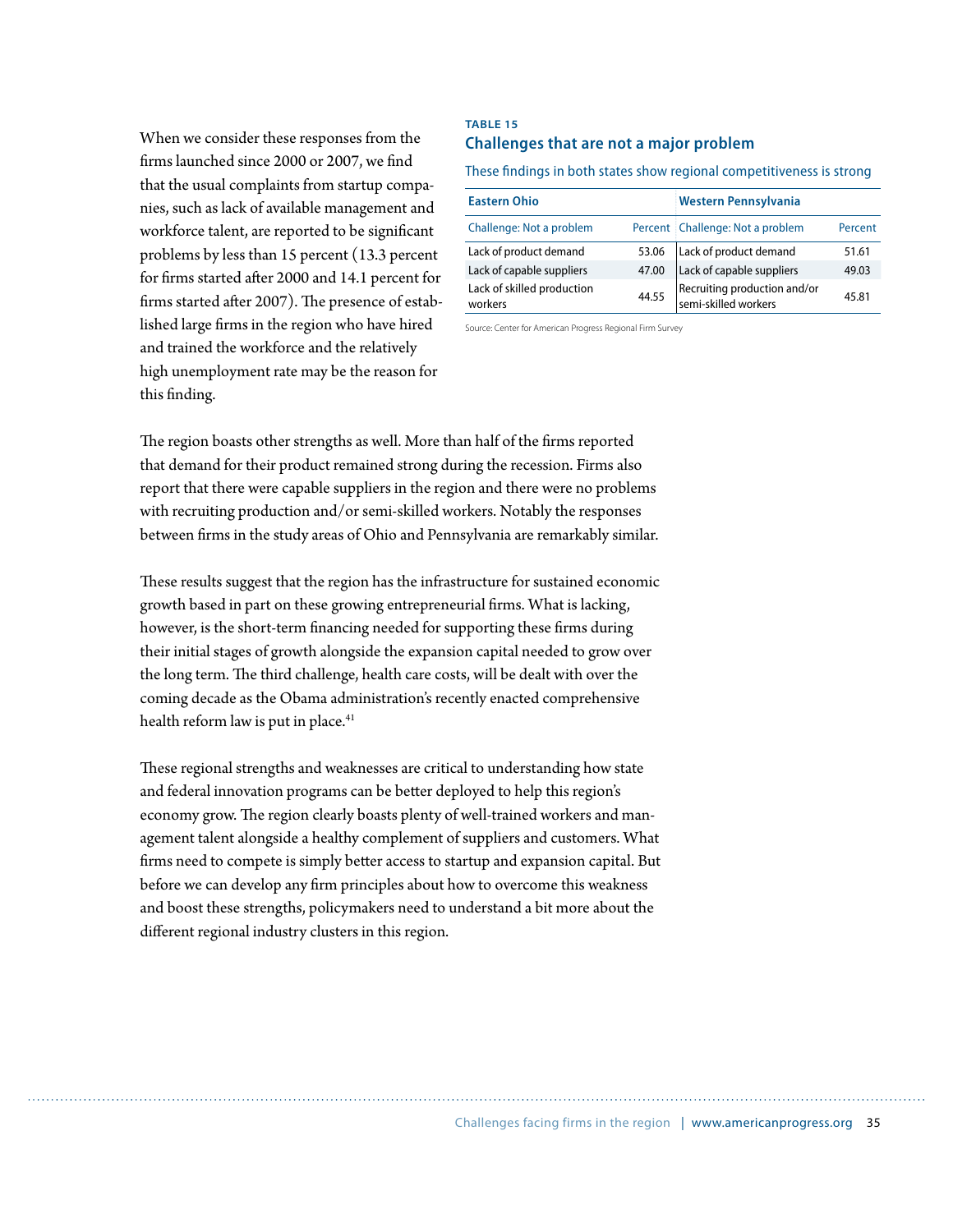When we consider these responses from the firms launched since 2000 or 2007, we find that the usual complaints from startup companies, such as lack of available management and workforce talent, are reported to be significant problems by less than 15 percent (13.3 percent for firms started after 2000 and 14.1 percent for firms started after 2007). The presence of established large firms in the region who have hired and trained the workforce and the relatively high unemployment rate may be the reason for this finding.

**TABLE 15**

**Challenges that are not a major problem**

These findings in both states show regional competitiveness is strong

| Eastern Ohio | | Western Pennsylvania | |
|---|---|---|---|
| Challenge: Not a problem | Percent | Challenge: Not a problem | Percent |
| Lack of product demand | 53.06 | Lack of product demand | 51.61 |
| Lack of capable suppliers | 47.00 | Lack of capable suppliers | 49.03 |
| Lack of skilled production workers | 44.55 | Recruiting production and/or semi-skilled workers | 45.81 |

Source: Center for American Progress Regional Firm Survey

The region boasts other strengths as well. More than half of the firms reported that demand for their product remained strong during the recession. Firms also report that there were capable suppliers in the region and there were no problems with recruiting production and/or semi-skilled workers. Notably the responses between firms in the study areas of Ohio and Pennsylvania are remarkably similar.

These results suggest that the region has the infrastructure for sustained economic growth based in part on these growing entrepreneurial firms. What is lacking, however, is the short-term financing needed for supporting these firms during their initial stages of growth alongside the expansion capital needed to grow over the long term. The third challenge, health care costs, will be dealt with over the coming decade as the Obama administration's recently enacted comprehensive health reform law is put in place.[41]

These regional strengths and weaknesses are critical to understanding how state and federal innovation programs can be better deployed to help this region's economy grow. The region clearly boasts plenty of well-trained workers and management talent alongside a healthy complement of suppliers and customers. What firms need to compete is simply better access to startup and expansion capital. But before we can develop any firm principles about how to overcome this weakness and boost these strengths, policymakers need to understand a bit more about the different regional industry clusters in this region.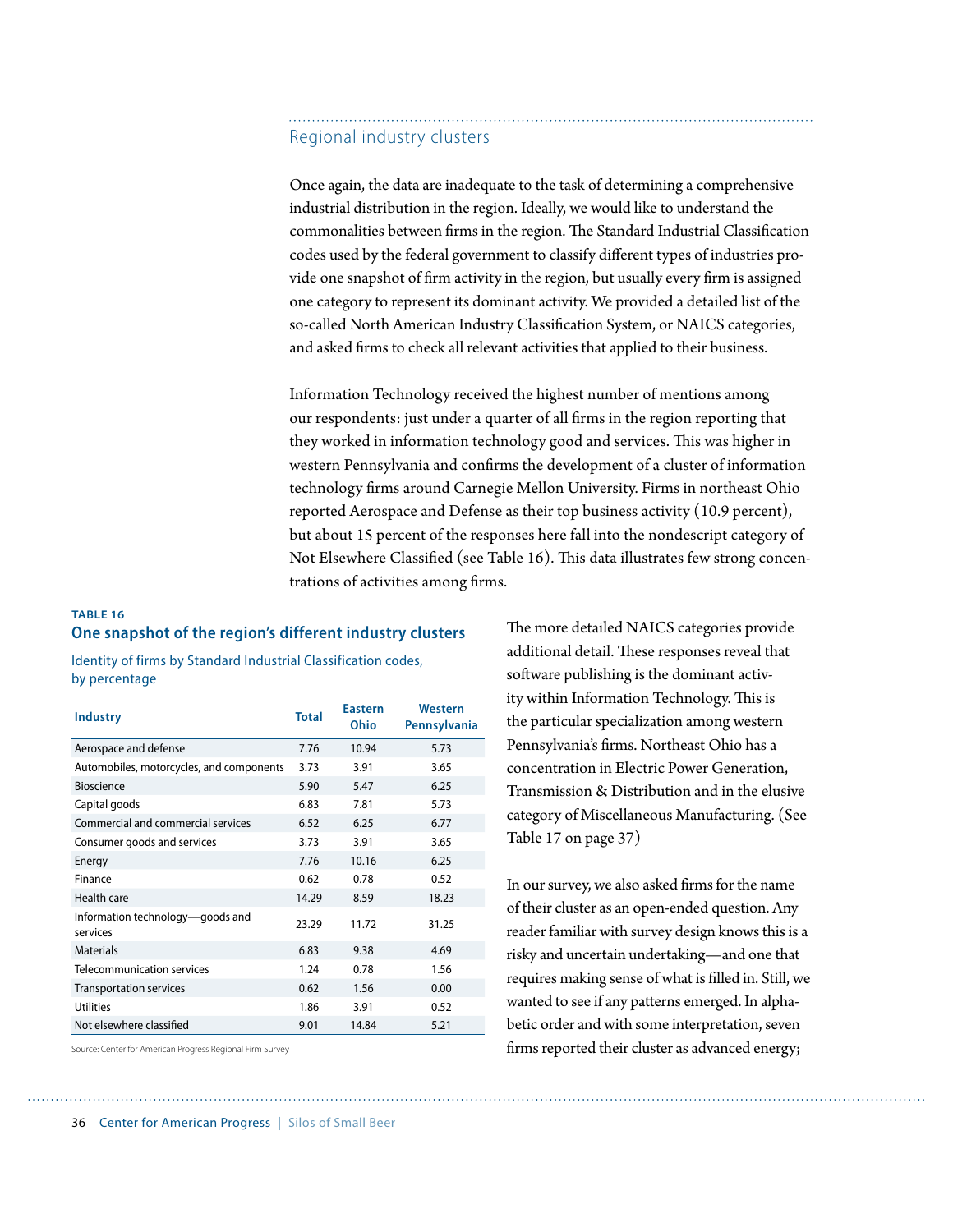## Regional industry clusters

Once again, the data are inadequate to the task of determining a comprehensive industrial distribution in the region. Ideally, we would like to understand the commonalities between firms in the region. The Standard Industrial Classification codes used by the federal government to classify different types of industries provide one snapshot of firm activity in the region, but usually every firm is assigned one category to represent its dominant activity. We provided a detailed list of the so-called North American Industry Classification System, or NAICS categories, and asked firms to check all relevant activities that applied to their business.

Information Technology received the highest number of mentions among our respondents: just under a quarter of all firms in the region reporting that they worked in information technology good and services. This was higher in western Pennsylvania and confirms the development of a cluster of information technology firms around Carnegie Mellon University. Firms in northeast Ohio reported Aerospace and Defense as their top business activity (10.9 percent), but about 15 percent of the responses here fall into the nondescript category of Not Elsewhere Classified (see Table 16). This data illustrates few strong concentrations of activities among firms.

**TABLE 16**

**One snapshot of the region's different industry clusters**

Identity of firms by Standard Industrial Classification codes, by percentage

| Industry | Total | Eastern Ohio | Western Pennsylvania |
|---|---|---|---|
| Aerospace and defense | 7.76 | 10.94 | 5.73 |
| Automobiles, motorcycles, and components | 3.73 | 3.91 | 3.65 |
| Bioscience | 5.90 | 5.47 | 6.25 |
| Capital goods | 6.83 | 7.81 | 5.73 |
| Commercial and commercial services | 6.52 | 6.25 | 6.77 |
| Consumer goods and services | 3.73 | 3.91 | 3.65 |
| Energy | 7.76 | 10.16 | 6.25 |
| Finance | 0.62 | 0.78 | 0.52 |
| Health care | 14.29 | 8.59 | 18.23 |
| Information technology—goods and services | 23.29 | 11.72 | 31.25 |
| Materials | 6.83 | 9.38 | 4.69 |
| Telecommunication services | 1.24 | 0.78 | 1.56 |
| Transportation services | 0.62 | 1.56 | 0.00 |
| Utilities | 1.86 | 3.91 | 0.52 |
| Not elsewhere classified | 9.01 | 14.84 | 5.21 |

Source: Center for American Progress Regional Firm Survey

The more detailed NAICS categories provide additional detail. These responses reveal that software publishing is the dominant activity within Information Technology. This is the particular specialization among western Pennsylvania's firms. Northeast Ohio has a concentration in Electric Power Generation, Transmission & Distribution and in the elusive category of Miscellaneous Manufacturing. (See Table 17 on page 37)

In our survey, we also asked firms for the name of their cluster as an open-ended question. Any reader familiar with survey design knows this is a risky and uncertain undertaking—and one that requires making sense of what is filled in. Still, we wanted to see if any patterns emerged. In alphabetic order and with some interpretation, seven firms reported their cluster as advanced energy;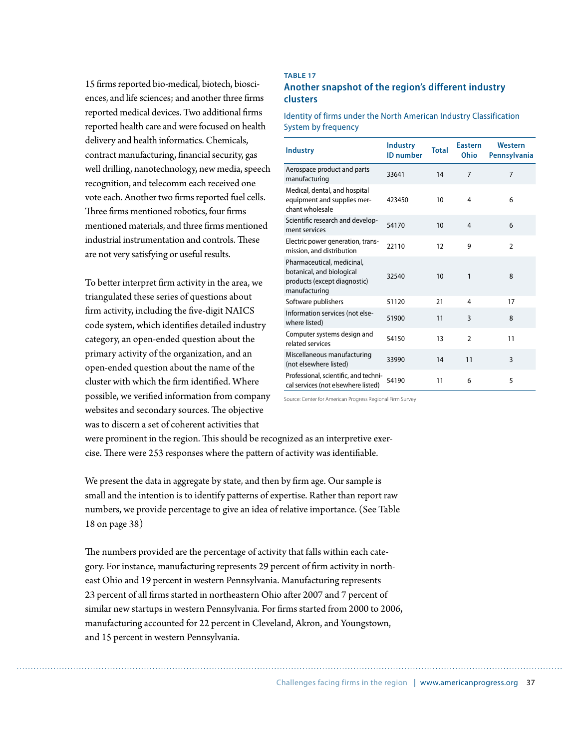15 firms reported bio-medical, biotech, biosciences, and life sciences; and another three firms reported medical devices. Two additional firms reported health care and were focused on health delivery and health informatics. Chemicals, contract manufacturing, financial security, gas well drilling, nanotechnology, new media, speech recognition, and telecomm each received one vote each. Another two firms reported fuel cells. Three firms mentioned robotics, four firms mentioned materials, and three firms mentioned industrial instrumentation and controls. These are not very satisfying or useful results.

To better interpret firm activity in the area, we triangulated these series of questions about firm activity, including the five-digit NAICS code system, which identifies detailed industry category, an open-ended question about the primary activity of the organization, and an open-ended question about the name of the cluster with which the firm identified. Where possible, we verified information from company websites and secondary sources. The objective was to discern a set of coherent activities that were prominent in the region. This should be recognized as an interpretive exercise. There were 253 responses where the pattern of activity was identifiable.

**TABLE 17**

## Another snapshot of the region's different industry clusters

Identity of firms under the North American Industry Classification System by frequency

| Industry | Industry ID number | Total | Eastern Ohio | Western Pennsylvania |
|---|---|---|---|---|
| Aerospace product and parts manufacturing | 33641 | 14 | 7 | 7 |
| Medical, dental, and hospital equipment and supplies merchant wholesale | 423450 | 10 | 4 | 6 |
| Scientific research and development services | 54170 | 10 | 4 | 6 |
| Electric power generation, transmission, and distribution | 22110 | 12 | 9 | 2 |
| Pharmaceutical, medicinal, botanical, and biological products (except diagnostic) manufacturing | 32540 | 10 | 1 | 8 |
| Software publishers | 51120 | 21 | 4 | 17 |
| Information services (not elsewhere listed) | 51900 | 11 | 3 | 8 |
| Computer systems design and related services | 54150 | 13 | 2 | 11 |
| Miscellaneous manufacturing (not elsewhere listed) | 33990 | 14 | 11 | 3 |
| Professional, scientific, and technical services (not elsewhere listed) | 54190 | 11 | 6 | 5 |

Source: Center for American Progress Regional Firm Survey

We present the data in aggregate by state, and then by firm age. Our sample is small and the intention is to identify patterns of expertise. Rather than report raw numbers, we provide percentage to give an idea of relative importance. (See Table 18 on page 38)

The numbers provided are the percentage of activity that falls within each category. For instance, manufacturing represents 29 percent of firm activity in northeast Ohio and 19 percent in western Pennsylvania. Manufacturing represents 23 percent of all firms started in northeastern Ohio after 2007 and 7 percent of similar new startups in western Pennsylvania. For firms started from 2000 to 2006, manufacturing accounted for 22 percent in Cleveland, Akron, and Youngstown, and 15 percent in western Pennsylvania.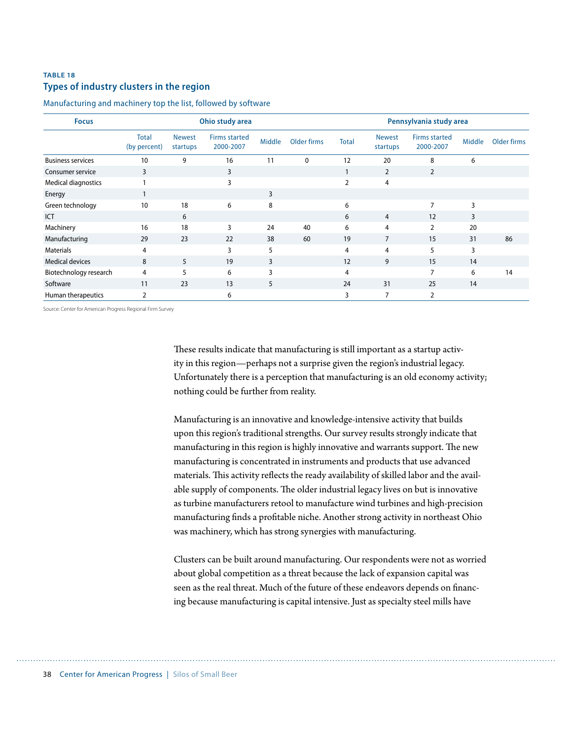**TABLE 18**

## Types of industry clusters in the region

Manufacturing and machinery top the list, followed by software

| Focus | Ohio study area | | | | | Pennsylvania study area | | | | |
|---|---|---|---|---|---|---|---|---|---|---|
| | Total (by percent) | Newest startups | Firms started 2000-2007 | Middle | Older firms | Total | Newest startups | Firms started 2000-2007 | Middle | Older firms |
| Business services | 10 | 9 | 16 | 11 | 0 | 12 | 20 | 8 | 6 | |
| Consumer service | 3 | | 3 | | | 1 | 2 | 2 | | |
| Medical diagnostics | 1 | | 3 | | | 2 | 4 | | | |
| Energy | 1 | | | 3 | | | | | | |
| Green technology | 10 | 18 | 6 | 8 | | 6 | | 7 | 3 | |
| ICT | | 6 | | | | 6 | 4 | 12 | 3 | |
| Machinery | 16 | 18 | 3 | 24 | 40 | 6 | 4 | 2 | 20 | |
| Manufacturing | 29 | 23 | 22 | 38 | 60 | 19 | 7 | 15 | 31 | 86 |
| Materials | 4 | | 3 | 5 | | 4 | 4 | 5 | 3 | |
| Medical devices | 8 | 5 | 19 | 3 | | 12 | 9 | 15 | 14 | |
| Biotechnology research | 4 | 5 | 6 | 3 | | 4 | | 7 | 6 | 14 |
| Software | 11 | 23 | 13 | 5 | | 24 | 31 | 25 | 14 | |
| Human therapeutics | 2 | | 6 | | | 3 | 7 | 2 | | |

Source: Center for American Progress Regional Firm Survey

These results indicate that manufacturing is still important as a startup activity in this region—perhaps not a surprise given the region's industrial legacy. Unfortunately there is a perception that manufacturing is an old economy activity; nothing could be further from reality.

Manufacturing is an innovative and knowledge-intensive activity that builds upon this region's traditional strengths. Our survey results strongly indicate that manufacturing in this region is highly innovative and warrants support. The new manufacturing is concentrated in instruments and products that use advanced materials. This activity reflects the ready availability of skilled labor and the available supply of components. The older industrial legacy lives on but is innovative as turbine manufacturers retool to manufacture wind turbines and high-precision manufacturing finds a profitable niche. Another strong activity in northeast Ohio was machinery, which has strong synergies with manufacturing.

Clusters can be built around manufacturing. Our respondents were not as worried about global competition as a threat because the lack of expansion capital was seen as the real threat. Much of the future of these endeavors depends on financing because manufacturing is capital intensive. Just as specialty steel mills have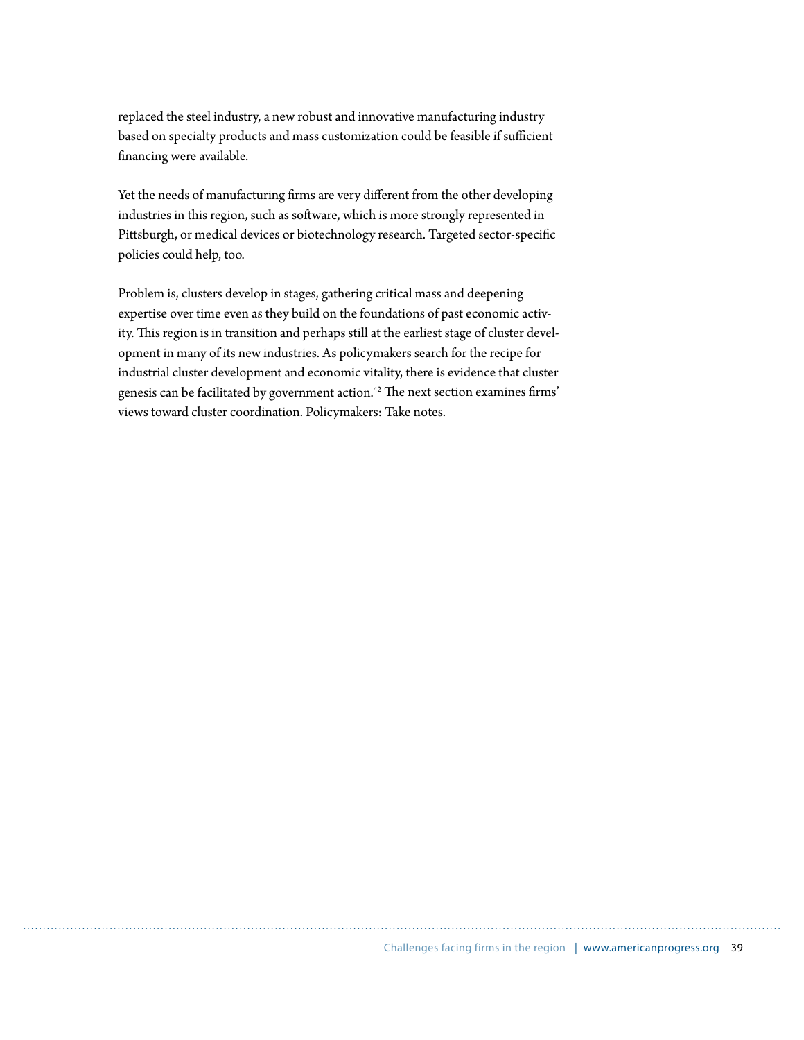replaced the steel industry, a new robust and innovative manufacturing industry based on specialty products and mass customization could be feasible if sufficient financing were available.

Yet the needs of manufacturing firms are very different from the other developing industries in this region, such as software, which is more strongly represented in Pittsburgh, or medical devices or biotechnology research. Targeted sector-specific policies could help, too.

Problem is, clusters develop in stages, gathering critical mass and deepening expertise over time even as they build on the foundations of past economic activity. This region is in transition and perhaps still at the earliest stage of cluster development in many of its new industries. As policymakers search for the recipe for industrial cluster development and economic vitality, there is evidence that cluster genesis can be facilitated by government action.[42] The next section examines firms' views toward cluster coordination. Policymakers: Take notes.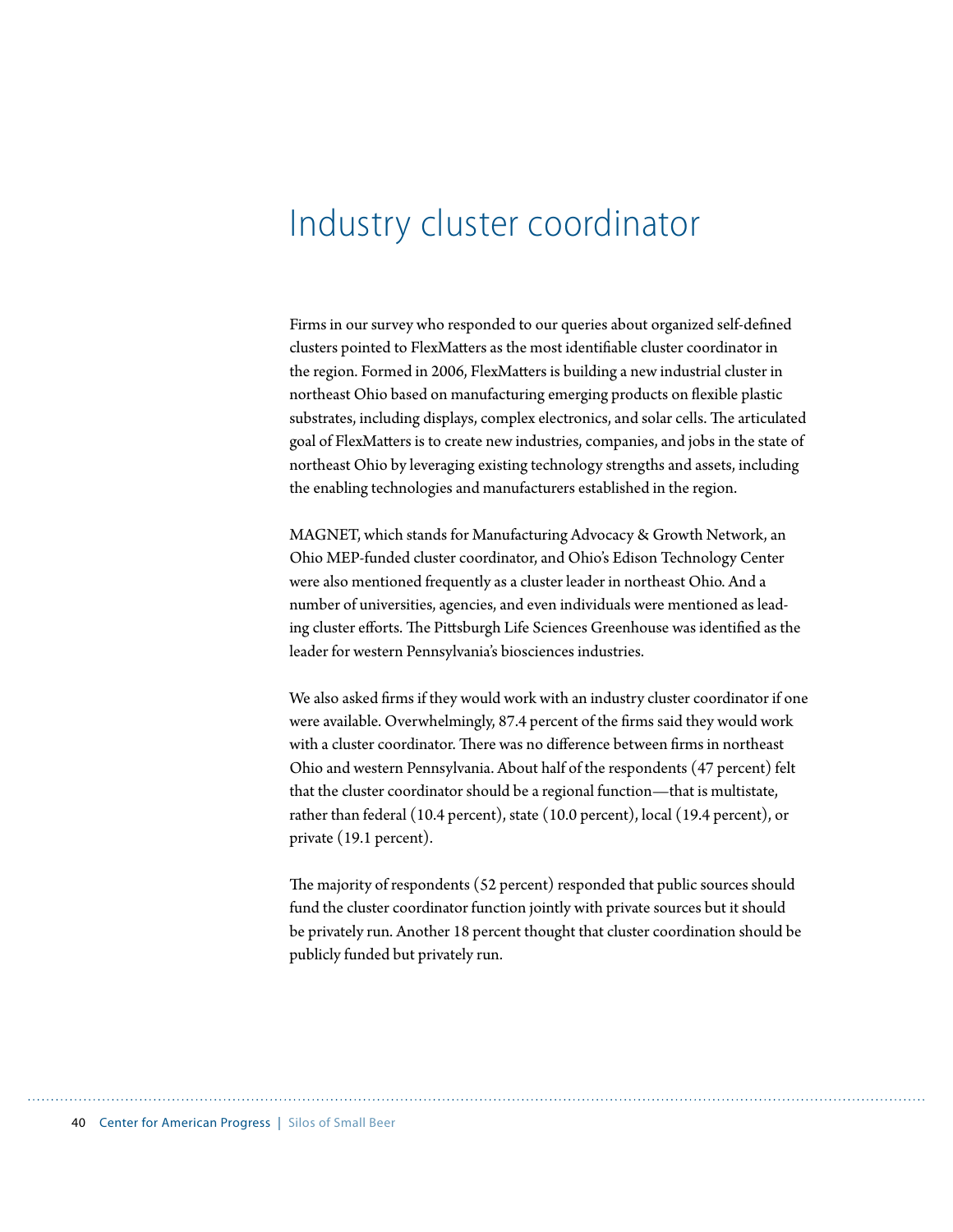# Industry cluster coordinator

Firms in our survey who responded to our queries about organized self-defined clusters pointed to FlexMatters as the most identifiable cluster coordinator in the region. Formed in 2006, FlexMatters is building a new industrial cluster in northeast Ohio based on manufacturing emerging products on flexible plastic substrates, including displays, complex electronics, and solar cells. The articulated goal of FlexMatters is to create new industries, companies, and jobs in the state of northeast Ohio by leveraging existing technology strengths and assets, including the enabling technologies and manufacturers established in the region.

MAGNET, which stands for Manufacturing Advocacy & Growth Network, an Ohio MEP-funded cluster coordinator, and Ohio's Edison Technology Center were also mentioned frequently as a cluster leader in northeast Ohio. And a number of universities, agencies, and even individuals were mentioned as leading cluster efforts. The Pittsburgh Life Sciences Greenhouse was identified as the leader for western Pennsylvania's biosciences industries.

We also asked firms if they would work with an industry cluster coordinator if one were available. Overwhelmingly, 87.4 percent of the firms said they would work with a cluster coordinator. There was no difference between firms in northeast Ohio and western Pennsylvania. About half of the respondents (47 percent) felt that the cluster coordinator should be a regional function—that is multistate, rather than federal (10.4 percent), state (10.0 percent), local (19.4 percent), or private (19.1 percent).

The majority of respondents (52 percent) responded that public sources should fund the cluster coordinator function jointly with private sources but it should be privately run. Another 18 percent thought that cluster coordination should be publicly funded but privately run.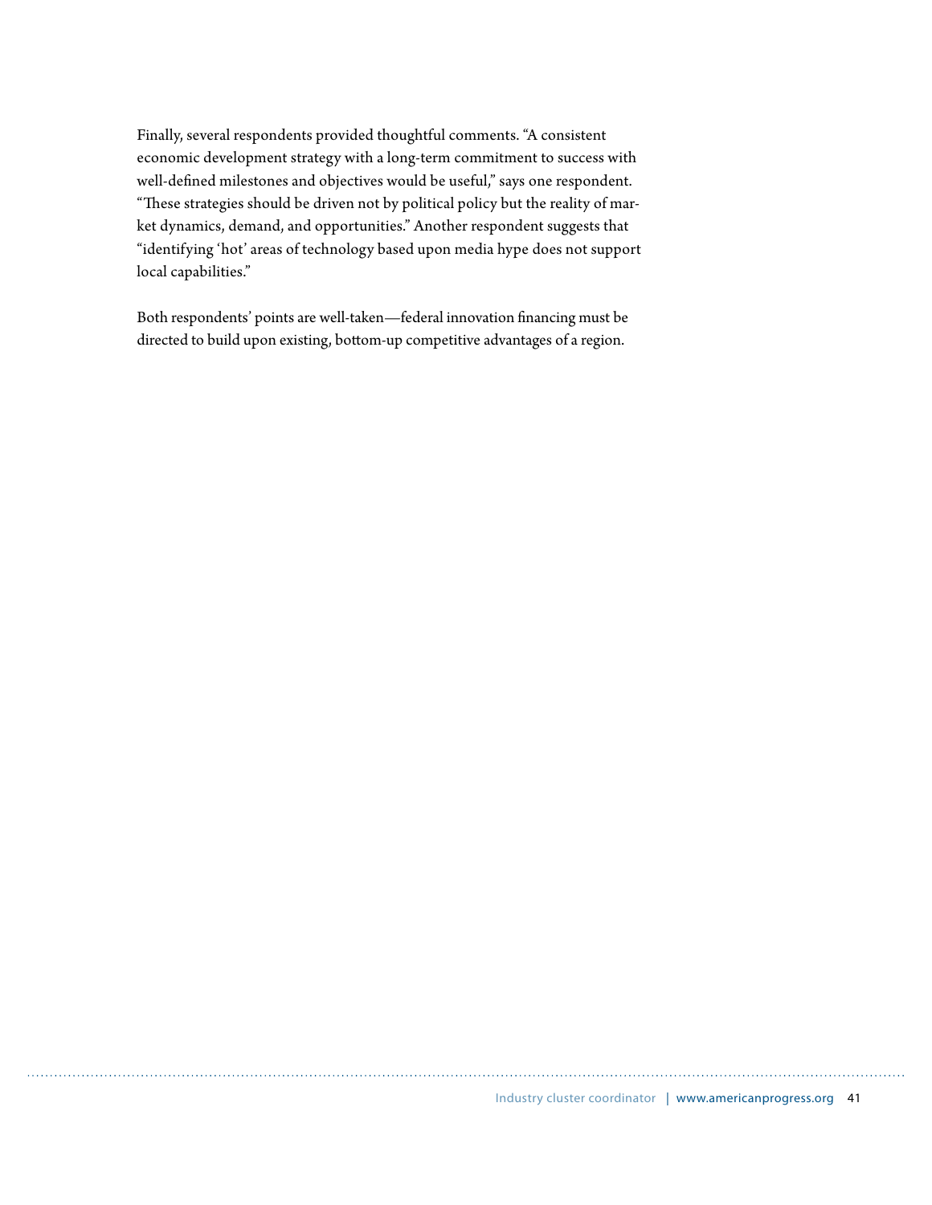Finally, several respondents provided thoughtful comments. "A consistent economic development strategy with a long-term commitment to success with well-defined milestones and objectives would be useful," says one respondent. "These strategies should be driven not by political policy but the reality of market dynamics, demand, and opportunities." Another respondent suggests that "identifying 'hot' areas of technology based upon media hype does not support local capabilities."

Both respondents' points are well-taken—federal innovation financing must be directed to build upon existing, bottom-up competitive advantages of a region.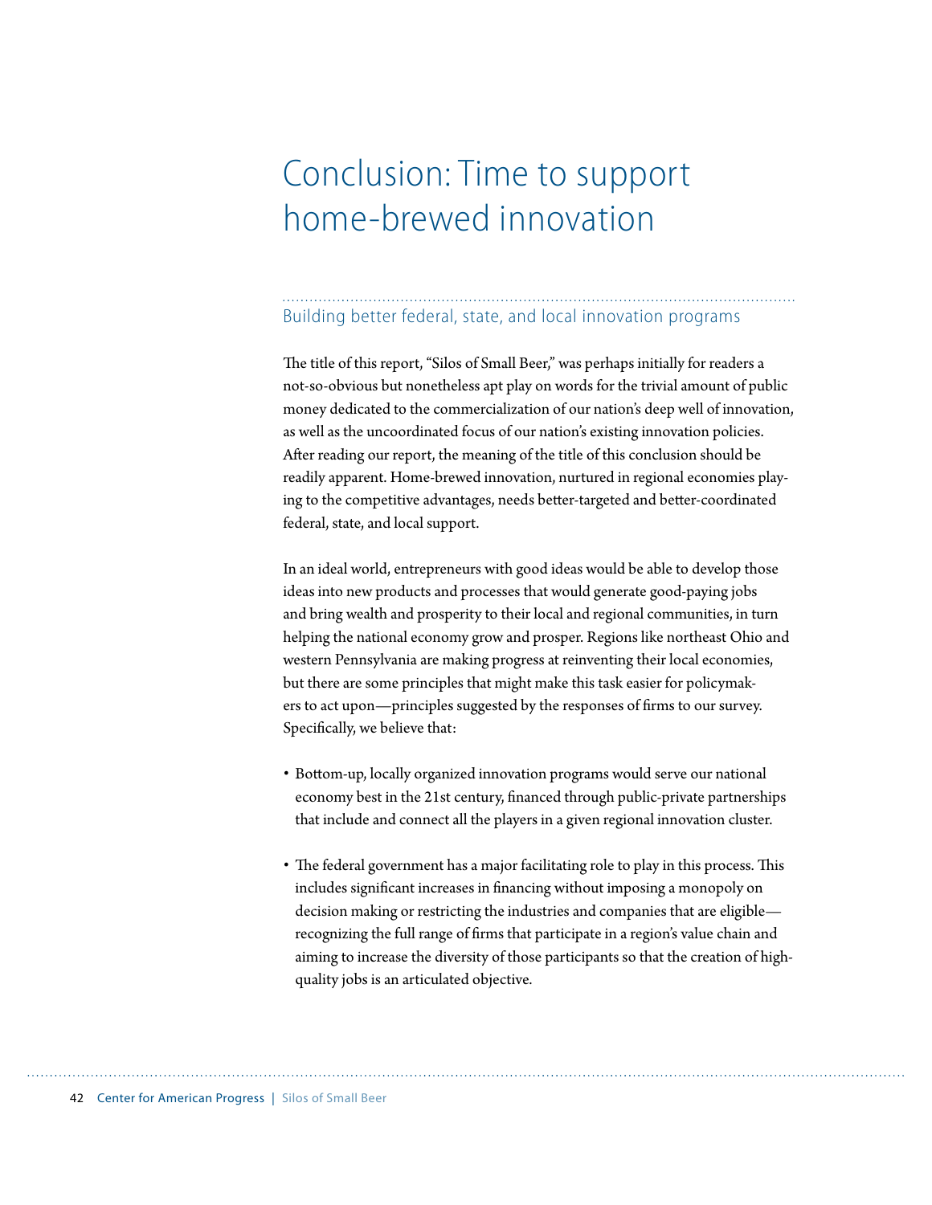# Conclusion: Time to support home-brewed innovation

## Building better federal, state, and local innovation programs

The title of this report, "Silos of Small Beer," was perhaps initially for readers a not-so-obvious but nonetheless apt play on words for the trivial amount of public money dedicated to the commercialization of our nation's deep well of innovation, as well as the uncoordinated focus of our nation's existing innovation policies. After reading our report, the meaning of the title of this conclusion should be readily apparent. Home-brewed innovation, nurtured in regional economies playing to the competitive advantages, needs better-targeted and better-coordinated federal, state, and local support.

In an ideal world, entrepreneurs with good ideas would be able to develop those ideas into new products and processes that would generate good-paying jobs and bring wealth and prosperity to their local and regional communities, in turn helping the national economy grow and prosper. Regions like northeast Ohio and western Pennsylvania are making progress at reinventing their local economies, but there are some principles that might make this task easier for policymakers to act upon—principles suggested by the responses of firms to our survey. Specifically, we believe that:

- Bottom-up, locally organized innovation programs would serve our national economy best in the 21st century, financed through public-private partnerships that include and connect all the players in a given regional innovation cluster.

- The federal government has a major facilitating role to play in this process. This includes significant increases in financing without imposing a monopoly on decision making or restricting the industries and companies that are eligible—recognizing the full range of firms that participate in a region's value chain and aiming to increase the diversity of those participants so that the creation of high-quality jobs is an articulated objective.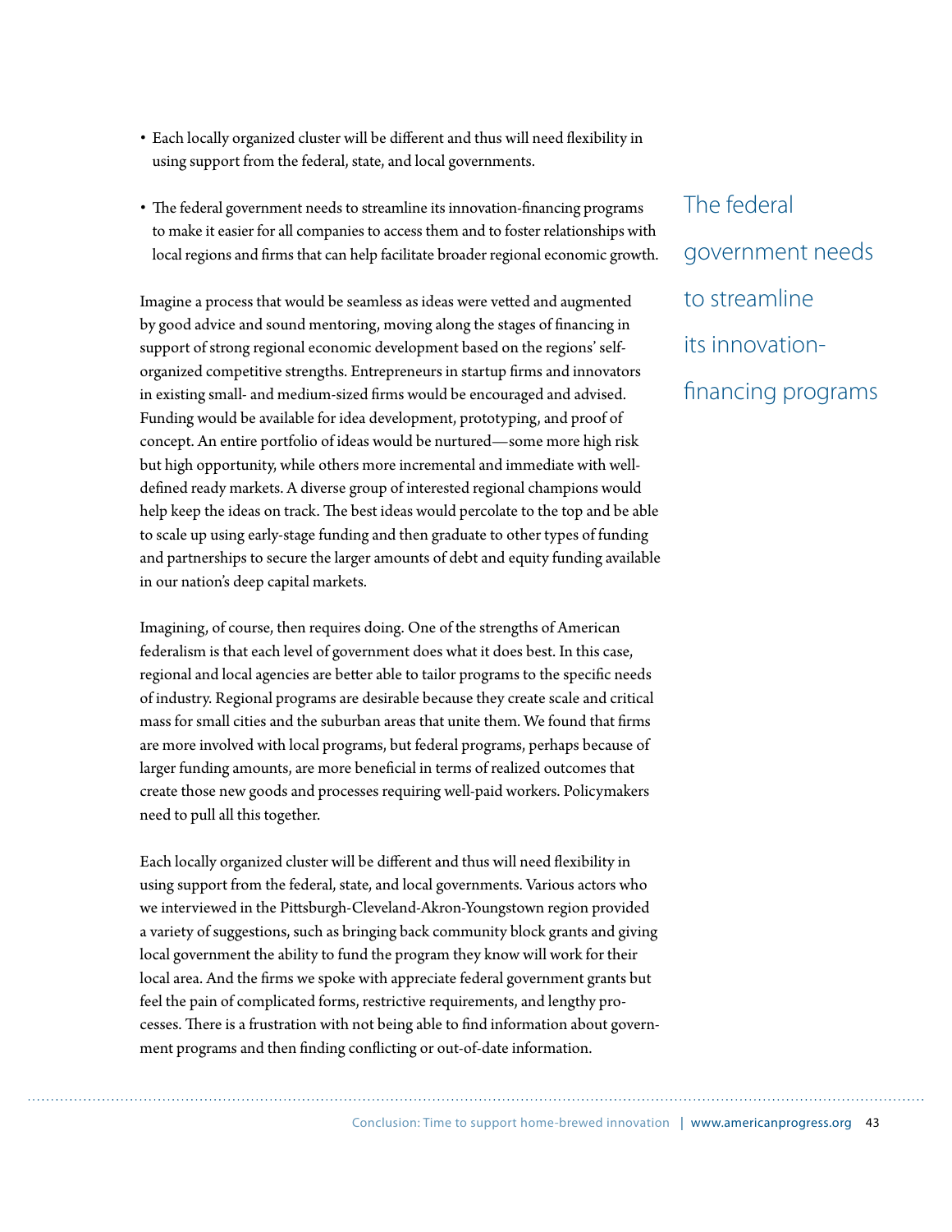- Each locally organized cluster will be different and thus will need flexibility in using support from the federal, state, and local governments.
- The federal government needs to streamline its innovation-financing programs to make it easier for all companies to access them and to foster relationships with local regions and firms that can help facilitate broader regional economic growth.

> The federal government needs to streamline its innovation-financing programs

Imagine a process that would be seamless as ideas were vetted and augmented by good advice and sound mentoring, moving along the stages of financing in support of strong regional economic development based on the regions' self-organized competitive strengths. Entrepreneurs in startup firms and innovators in existing small- and medium-sized firms would be encouraged and advised. Funding would be available for idea development, prototyping, and proof of concept. An entire portfolio of ideas would be nurtured—some more high risk but high opportunity, while others more incremental and immediate with well-defined ready markets. A diverse group of interested regional champions would help keep the ideas on track. The best ideas would percolate to the top and be able to scale up using early-stage funding and then graduate to other types of funding and partnerships to secure the larger amounts of debt and equity funding available in our nation's deep capital markets.

Imagining, of course, then requires doing. One of the strengths of American federalism is that each level of government does what it does best. In this case, regional and local agencies are better able to tailor programs to the specific needs of industry. Regional programs are desirable because they create scale and critical mass for small cities and the suburban areas that unite them. We found that firms are more involved with local programs, but federal programs, perhaps because of larger funding amounts, are more beneficial in terms of realized outcomes that create those new goods and processes requiring well-paid workers. Policymakers need to pull all this together.

Each locally organized cluster will be different and thus will need flexibility in using support from the federal, state, and local governments. Various actors who we interviewed in the Pittsburgh-Cleveland-Akron-Youngstown region provided a variety of suggestions, such as bringing back community block grants and giving local government the ability to fund the program they know will work for their local area. And the firms we spoke with appreciate federal government grants but feel the pain of complicated forms, restrictive requirements, and lengthy processes. There is a frustration with not being able to find information about government programs and then finding conflicting or out-of-date information.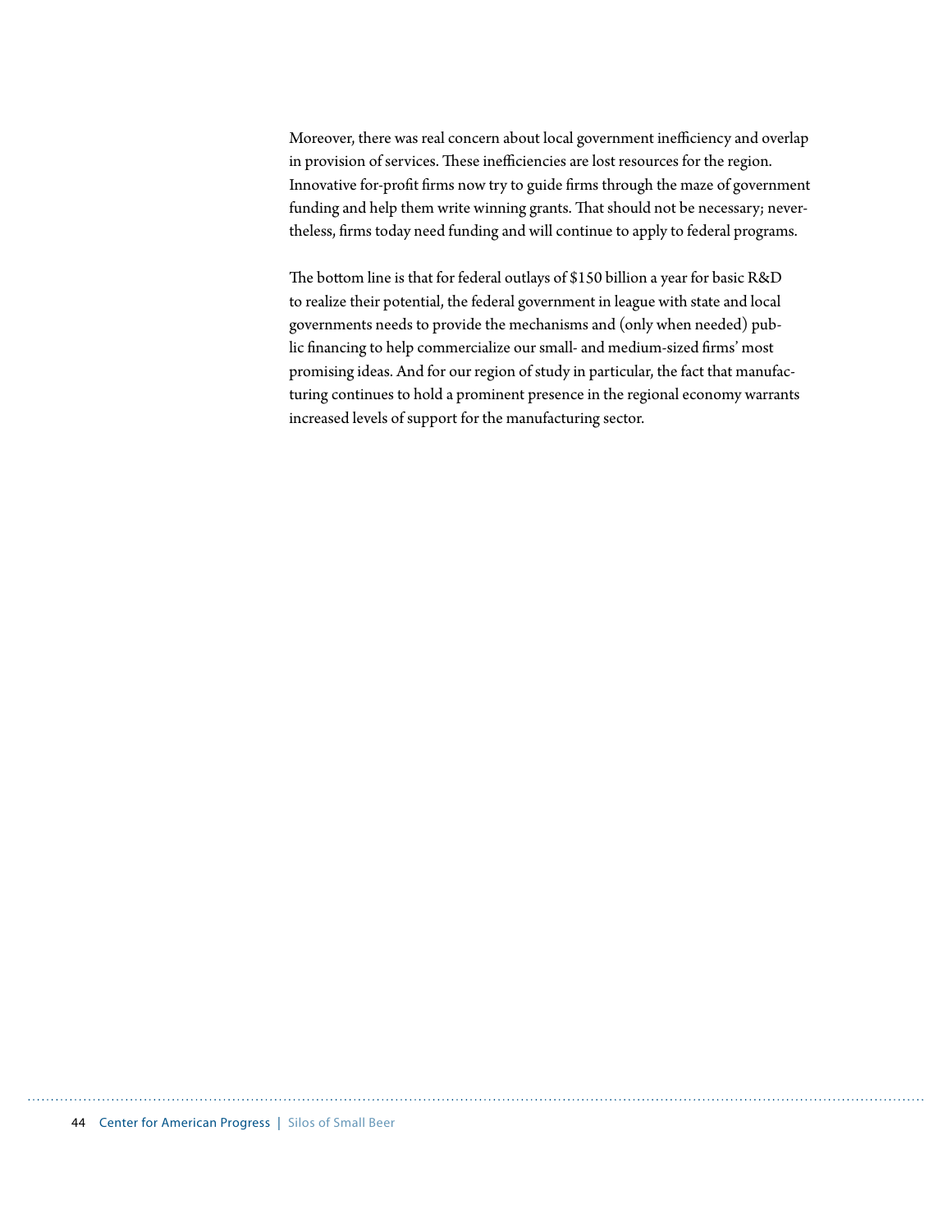Moreover, there was real concern about local government inefficiency and overlap in provision of services. These inefficiencies are lost resources for the region. Innovative for-profit firms now try to guide firms through the maze of government funding and help them write winning grants. That should not be necessary; nevertheless, firms today need funding and will continue to apply to federal programs.

The bottom line is that for federal outlays of $150 billion a year for basic R&D to realize their potential, the federal government in league with state and local governments needs to provide the mechanisms and (only when needed) public financing to help commercialize our small- and medium-sized firms' most promising ideas. And for our region of study in particular, the fact that manufacturing continues to hold a prominent presence in the regional economy warrants increased levels of support for the manufacturing sector.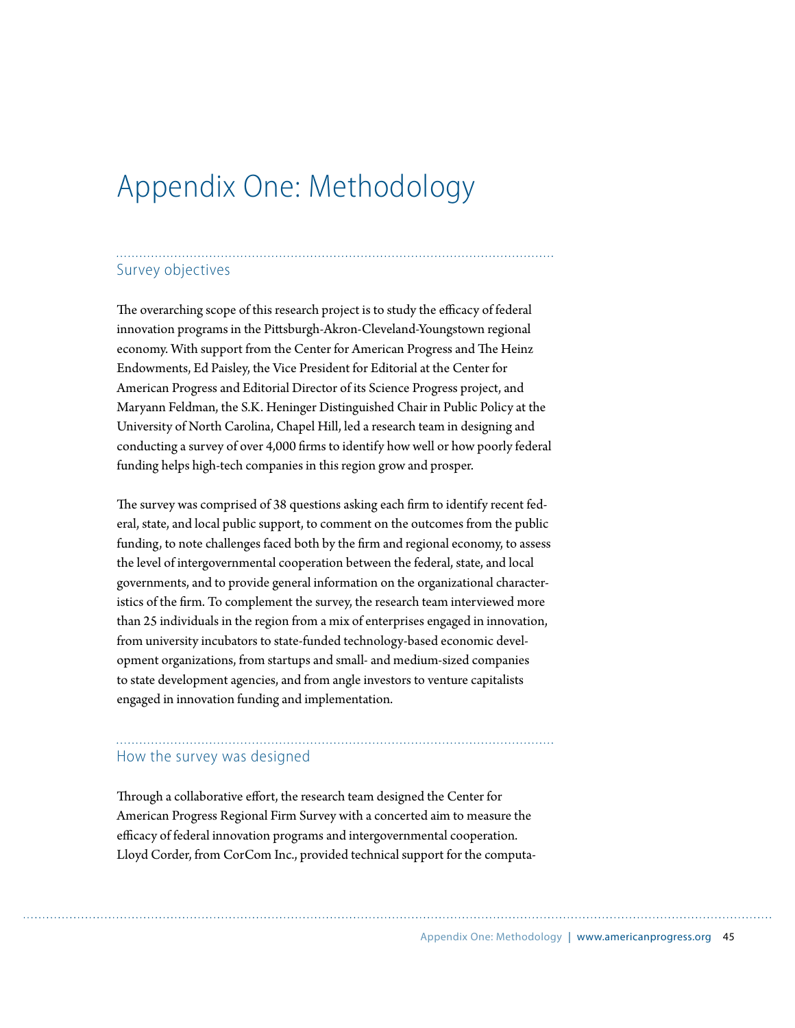# Appendix One: Methodology

## Survey objectives

The overarching scope of this research project is to study the efficacy of federal innovation programs in the Pittsburgh-Akron-Cleveland-Youngstown regional economy. With support from the Center for American Progress and The Heinz Endowments, Ed Paisley, the Vice President for Editorial at the Center for American Progress and Editorial Director of its Science Progress project, and Maryann Feldman, the S.K. Heninger Distinguished Chair in Public Policy at the University of North Carolina, Chapel Hill, led a research team in designing and conducting a survey of over 4,000 firms to identify how well or how poorly federal funding helps high-tech companies in this region grow and prosper.

The survey was comprised of 38 questions asking each firm to identify recent federal, state, and local public support, to comment on the outcomes from the public funding, to note challenges faced both by the firm and regional economy, to assess the level of intergovernmental cooperation between the federal, state, and local governments, and to provide general information on the organizational characteristics of the firm. To complement the survey, the research team interviewed more than 25 individuals in the region from a mix of enterprises engaged in innovation, from university incubators to state-funded technology-based economic development organizations, from startups and small- and medium-sized companies to state development agencies, and from angle investors to venture capitalists engaged in innovation funding and implementation.

## How the survey was designed

Through a collaborative effort, the research team designed the Center for American Progress Regional Firm Survey with a concerted aim to measure the efficacy of federal innovation programs and intergovernmental cooperation. Lloyd Corder, from CorCom Inc., provided technical support for the computa-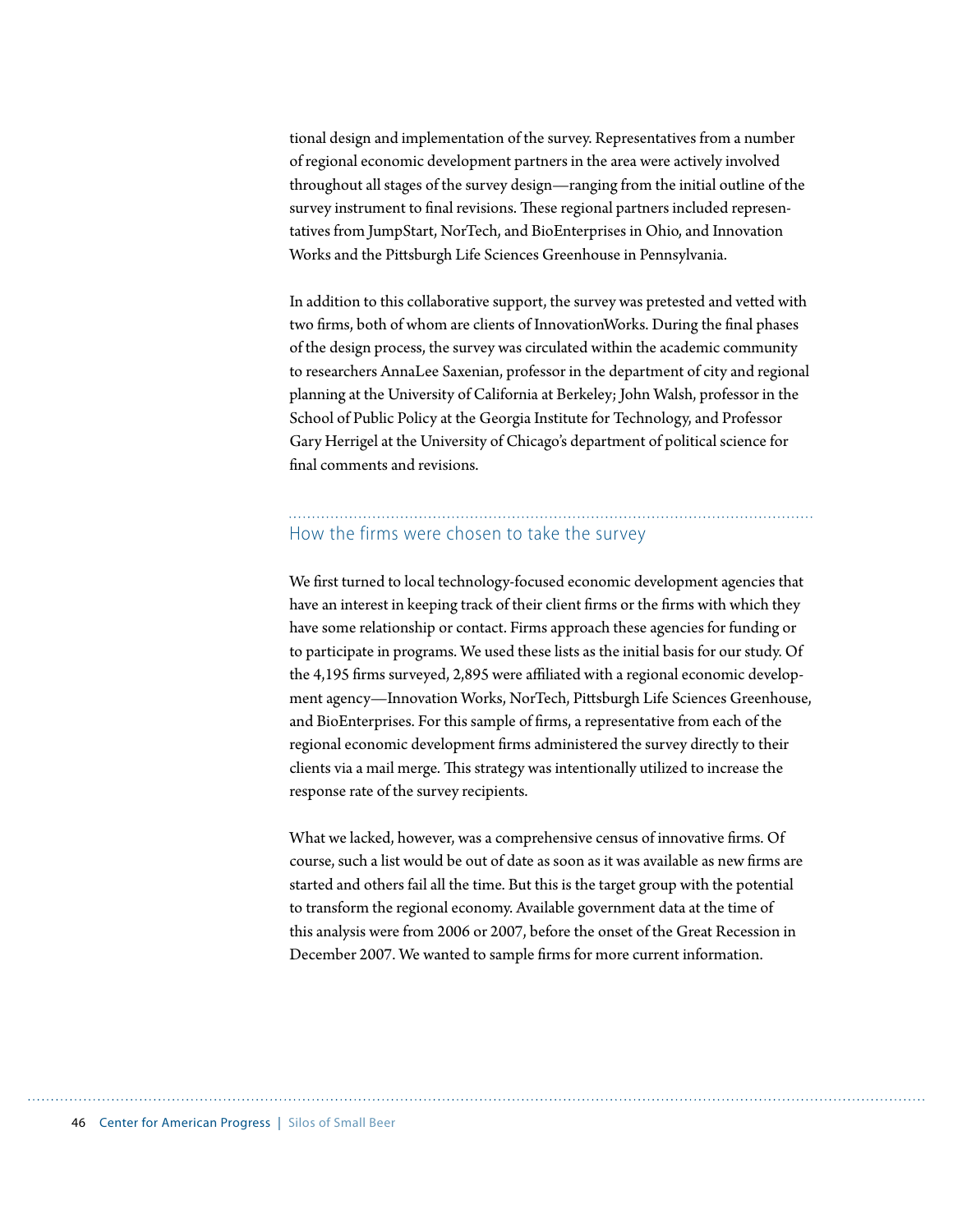tional design and implementation of the survey. Representatives from a number of regional economic development partners in the area were actively involved throughout all stages of the survey design—ranging from the initial outline of the survey instrument to final revisions. These regional partners included representatives from JumpStart, NorTech, and BioEnterprises in Ohio, and Innovation Works and the Pittsburgh Life Sciences Greenhouse in Pennsylvania.

In addition to this collaborative support, the survey was pretested and vetted with two firms, both of whom are clients of InnovationWorks. During the final phases of the design process, the survey was circulated within the academic community to researchers AnnaLee Saxenian, professor in the department of city and regional planning at the University of California at Berkeley; John Walsh, professor in the School of Public Policy at the Georgia Institute for Technology, and Professor Gary Herrigel at the University of Chicago's department of political science for final comments and revisions.

## How the firms were chosen to take the survey

We first turned to local technology-focused economic development agencies that have an interest in keeping track of their client firms or the firms with which they have some relationship or contact. Firms approach these agencies for funding or to participate in programs. We used these lists as the initial basis for our study. Of the 4,195 firms surveyed, 2,895 were affiliated with a regional economic development agency—Innovation Works, NorTech, Pittsburgh Life Sciences Greenhouse, and BioEnterprises. For this sample of firms, a representative from each of the regional economic development firms administered the survey directly to their clients via a mail merge. This strategy was intentionally utilized to increase the response rate of the survey recipients.

What we lacked, however, was a comprehensive census of innovative firms. Of course, such a list would be out of date as soon as it was available as new firms are started and others fail all the time. But this is the target group with the potential to transform the regional economy. Available government data at the time of this analysis were from 2006 or 2007, before the onset of the Great Recession in December 2007. We wanted to sample firms for more current information.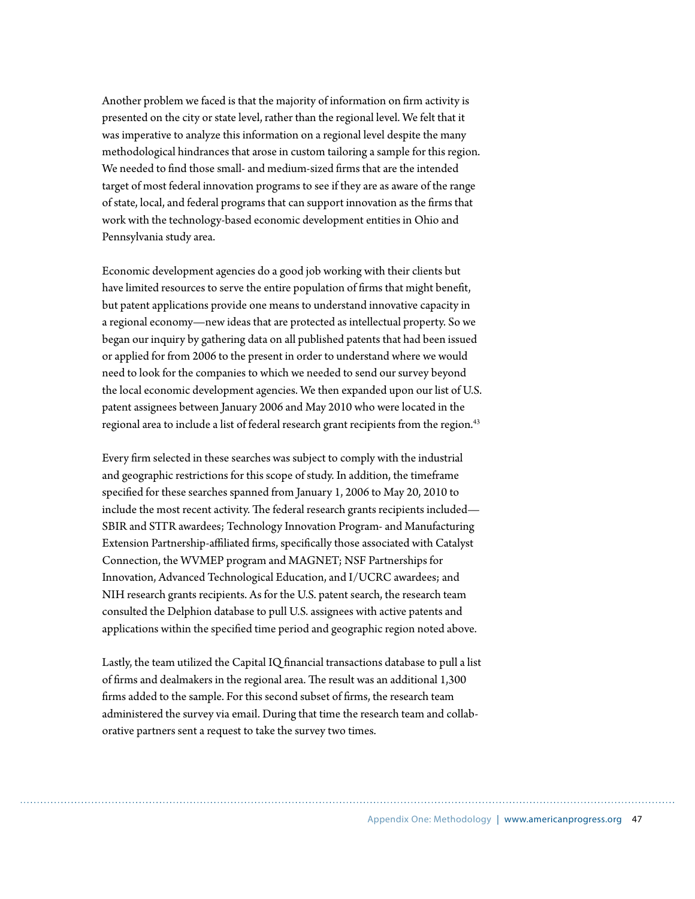Another problem we faced is that the majority of information on firm activity is presented on the city or state level, rather than the regional level. We felt that it was imperative to analyze this information on a regional level despite the many methodological hindrances that arose in custom tailoring a sample for this region. We needed to find those small- and medium-sized firms that are the intended target of most federal innovation programs to see if they are as aware of the range of state, local, and federal programs that can support innovation as the firms that work with the technology-based economic development entities in Ohio and Pennsylvania study area.

Economic development agencies do a good job working with their clients but have limited resources to serve the entire population of firms that might benefit, but patent applications provide one means to understand innovative capacity in a regional economy—new ideas that are protected as intellectual property. So we began our inquiry by gathering data on all published patents that had been issued or applied for from 2006 to the present in order to understand where we would need to look for the companies to which we needed to send our survey beyond the local economic development agencies. We then expanded upon our list of U.S. patent assignees between January 2006 and May 2010 who were located in the regional area to include a list of federal research grant recipients from the region.[43]

Every firm selected in these searches was subject to comply with the industrial and geographic restrictions for this scope of study. In addition, the timeframe specified for these searches spanned from January 1, 2006 to May 20, 2010 to include the most recent activity. The federal research grants recipients included—SBIR and STTR awardees; Technology Innovation Program- and Manufacturing Extension Partnership-affiliated firms, specifically those associated with Catalyst Connection, the WVMEP program and MAGNET; NSF Partnerships for Innovation, Advanced Technological Education, and I/UCRC awardees; and NIH research grants recipients. As for the U.S. patent search, the research team consulted the Delphion database to pull U.S. assignees with active patents and applications within the specified time period and geographic region noted above.

Lastly, the team utilized the Capital IQ financial transactions database to pull a list of firms and dealmakers in the regional area. The result was an additional 1,300 firms added to the sample. For this second subset of firms, the research team administered the survey via email. During that time the research team and collaborative partners sent a request to take the survey two times.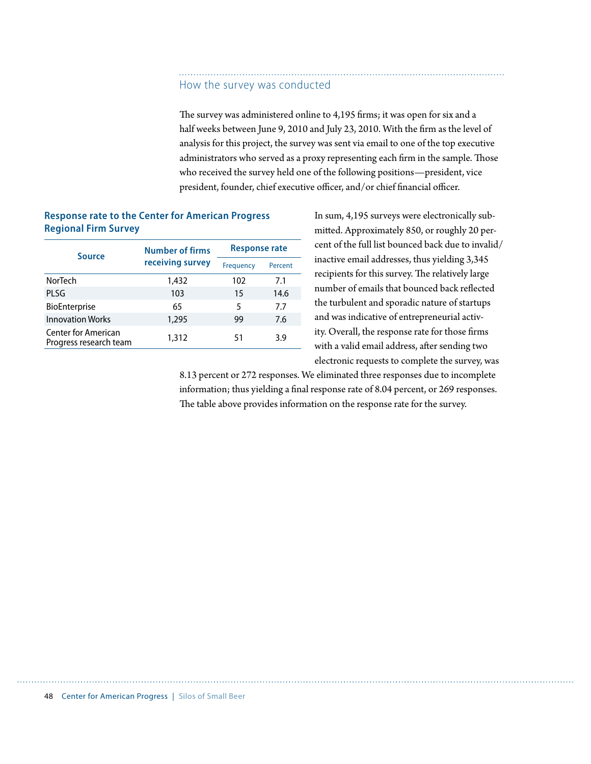## How the survey was conducted

The survey was administered online to 4,195 firms; it was open for six and a half weeks between June 9, 2010 and July 23, 2010. With the firm as the level of analysis for this project, the survey was sent via email to one of the top executive administrators who served as a proxy representing each firm in the sample. Those who received the survey held one of the following positions—president, vice president, founder, chief executive officer, and/or chief financial officer.

**Response rate to the Center for American Progress Regional Firm Survey**

| Source | Number of firms receiving survey | Response rate | |
|---|---|---|---|
| | | Frequency | Percent |
| NorTech | 1,432 | 102 | 7.1 |
| PLSG | 103 | 15 | 14.6 |
| BioEnterprise | 65 | 5 | 7.7 |
| Innovation Works | 1,295 | 99 | 7.6 |
| Center for American Progress research team | 1,312 | 51 | 3.9 |

In sum, 4,195 surveys were electronically submitted. Approximately 850, or roughly 20 percent of the full list bounced back due to invalid/inactive email addresses, thus yielding 3,345 recipients for this survey. The relatively large number of emails that bounced back reflected the turbulent and sporadic nature of startups and was indicative of entrepreneurial activity. Overall, the response rate for those firms with a valid email address, after sending two electronic requests to complete the survey, was 8.13 percent or 272 responses. We eliminated three responses due to incomplete information; thus yielding a final response rate of 8.04 percent, or 269 responses. The table above provides information on the response rate for the survey.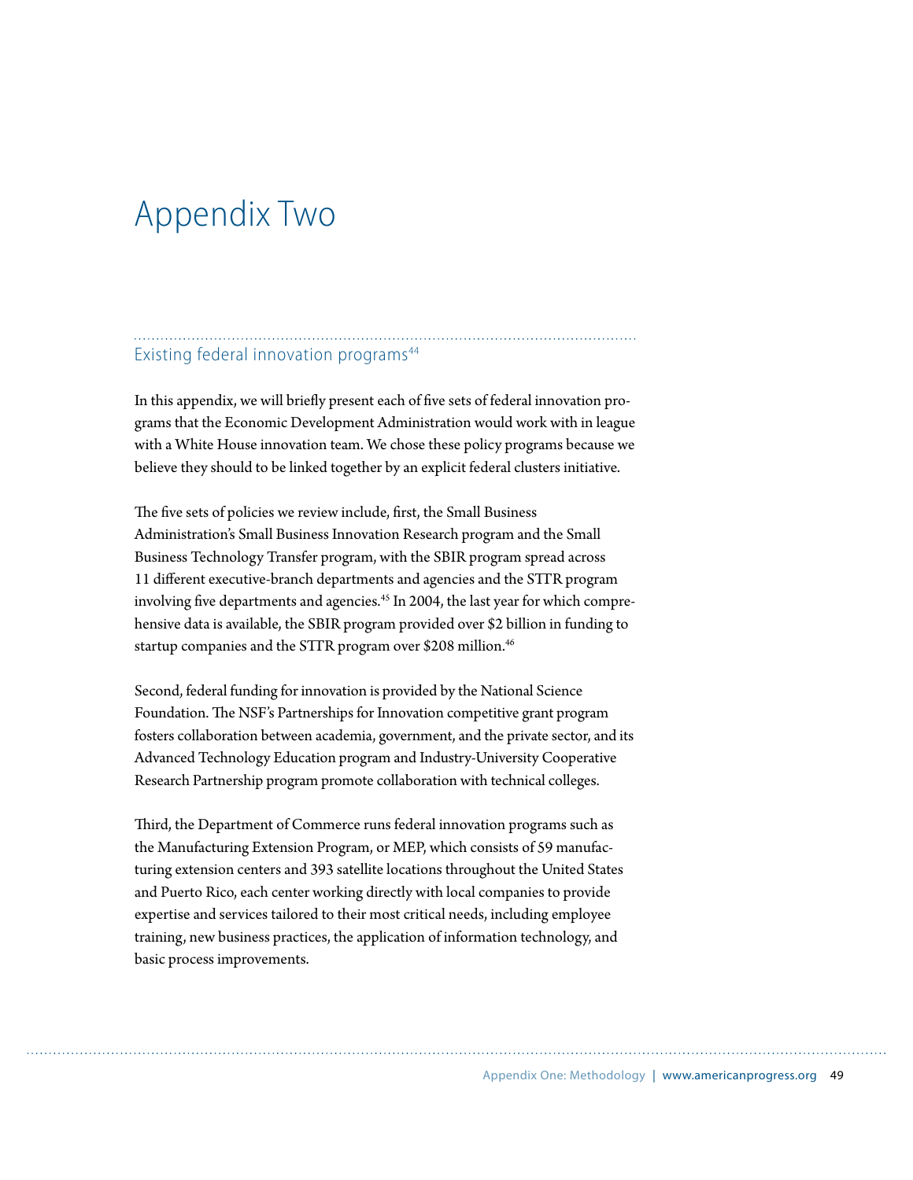# Appendix Two

## Existing federal innovation programs[44]

In this appendix, we will briefly present each of five sets of federal innovation programs that the Economic Development Administration would work with in league with a White House innovation team. We chose these policy programs because we believe they should to be linked together by an explicit federal clusters initiative.

The five sets of policies we review include, first, the Small Business Administration's Small Business Innovation Research program and the Small Business Technology Transfer program, with the SBIR program spread across 11 different executive-branch departments and agencies and the STTR program involving five departments and agencies.[45] In 2004, the last year for which comprehensive data is available, the SBIR program provided over $2 billion in funding to startup companies and the STTR program over $208 million.[46]

Second, federal funding for innovation is provided by the National Science Foundation. The NSF's Partnerships for Innovation competitive grant program fosters collaboration between academia, government, and the private sector, and its Advanced Technology Education program and Industry-University Cooperative Research Partnership program promote collaboration with technical colleges.

Third, the Department of Commerce runs federal innovation programs such as the Manufacturing Extension Program, or MEP, which consists of 59 manufacturing extension centers and 393 satellite locations throughout the United States and Puerto Rico, each center working directly with local companies to provide expertise and services tailored to their most critical needs, including employee training, new business practices, the application of information technology, and basic process improvements.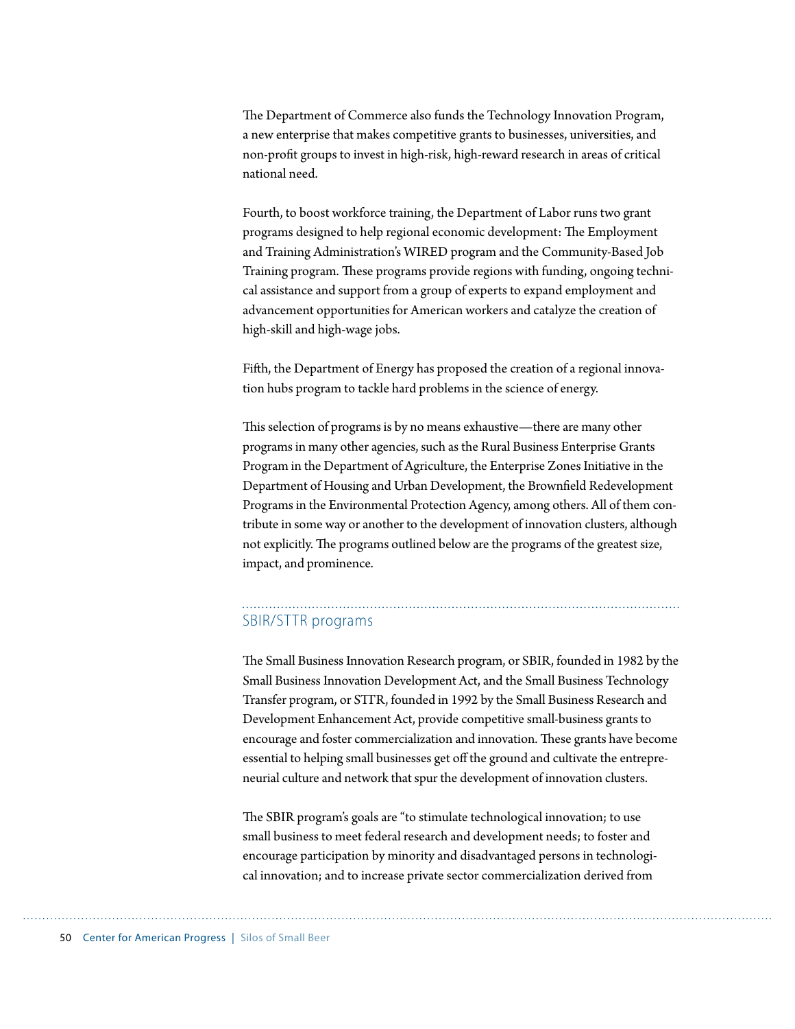The Department of Commerce also funds the Technology Innovation Program, a new enterprise that makes competitive grants to businesses, universities, and non-profit groups to invest in high-risk, high-reward research in areas of critical national need.

Fourth, to boost workforce training, the Department of Labor runs two grant programs designed to help regional economic development: The Employment and Training Administration's WIRED program and the Community-Based Job Training program. These programs provide regions with funding, ongoing technical assistance and support from a group of experts to expand employment and advancement opportunities for American workers and catalyze the creation of high-skill and high-wage jobs.

Fifth, the Department of Energy has proposed the creation of a regional innovation hubs program to tackle hard problems in the science of energy.

This selection of programs is by no means exhaustive—there are many other programs in many other agencies, such as the Rural Business Enterprise Grants Program in the Department of Agriculture, the Enterprise Zones Initiative in the Department of Housing and Urban Development, the Brownfield Redevelopment Programs in the Environmental Protection Agency, among others. All of them contribute in some way or another to the development of innovation clusters, although not explicitly. The programs outlined below are the programs of the greatest size, impact, and prominence.

## SBIR/STTR programs

The Small Business Innovation Research program, or SBIR, founded in 1982 by the Small Business Innovation Development Act, and the Small Business Technology Transfer program, or STTR, founded in 1992 by the Small Business Research and Development Enhancement Act, provide competitive small-business grants to encourage and foster commercialization and innovation. These grants have become essential to helping small businesses get off the ground and cultivate the entrepreneurial culture and network that spur the development of innovation clusters.

The SBIR program's goals are "to stimulate technological innovation; to use small business to meet federal research and development needs; to foster and encourage participation by minority and disadvantaged persons in technological innovation; and to increase private sector commercialization derived from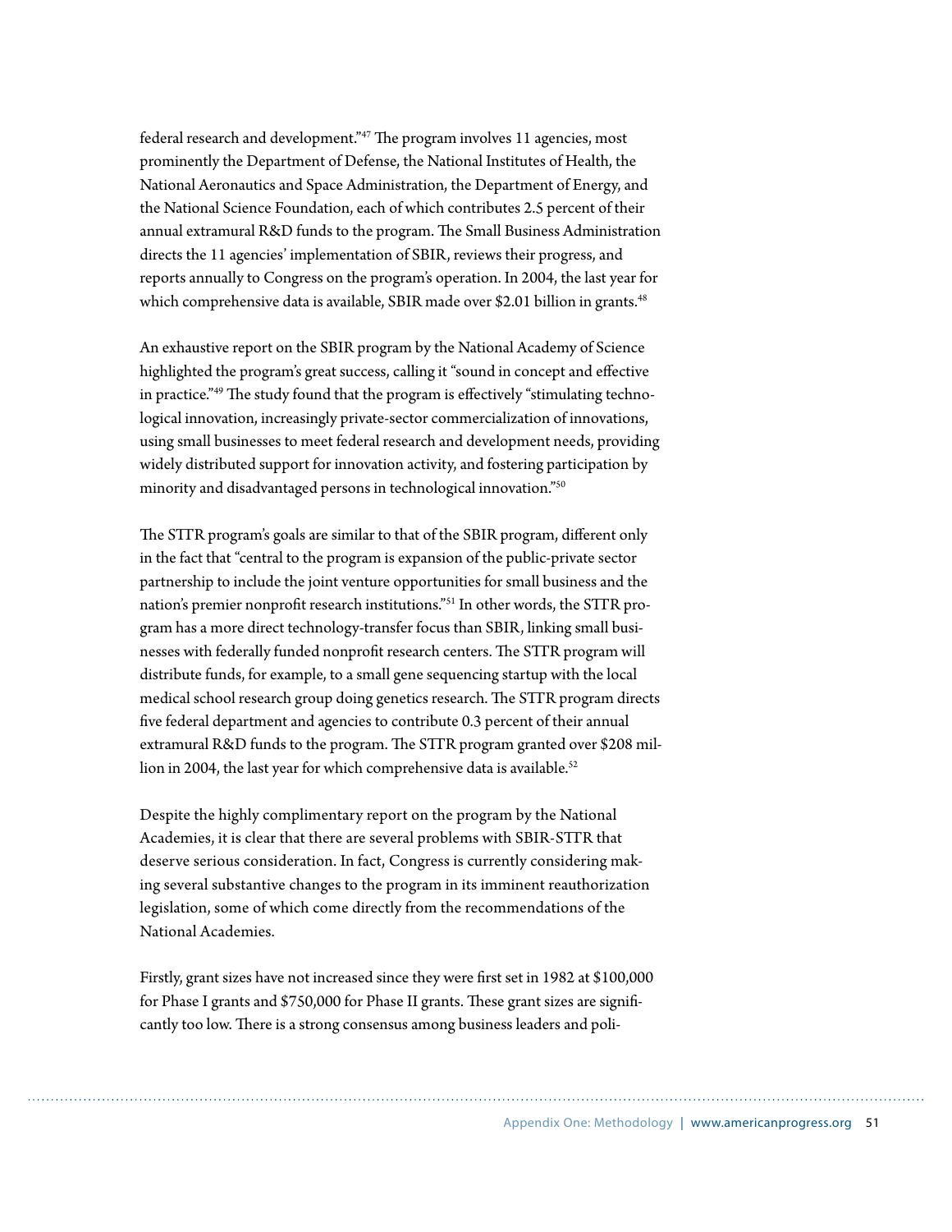federal research and development."[47] The program involves 11 agencies, most prominently the Department of Defense, the National Institutes of Health, the National Aeronautics and Space Administration, the Department of Energy, and the National Science Foundation, each of which contributes 2.5 percent of their annual extramural R&D funds to the program. The Small Business Administration directs the 11 agencies' implementation of SBIR, reviews their progress, and reports annually to Congress on the program's operation. In 2004, the last year for which comprehensive data is available, SBIR made over $2.01 billion in grants.[48]

An exhaustive report on the SBIR program by the National Academy of Science highlighted the program's great success, calling it "sound in concept and effective in practice."[49] The study found that the program is effectively "stimulating technological innovation, increasingly private-sector commercialization of innovations, using small businesses to meet federal research and development needs, providing widely distributed support for innovation activity, and fostering participation by minority and disadvantaged persons in technological innovation."[50]

The STTR program's goals are similar to that of the SBIR program, different only in the fact that "central to the program is expansion of the public-private sector partnership to include the joint venture opportunities for small business and the nation's premier nonprofit research institutions."[51] In other words, the STTR program has a more direct technology-transfer focus than SBIR, linking small businesses with federally funded nonprofit research centers. The STTR program will distribute funds, for example, to a small gene sequencing startup with the local medical school research group doing genetics research. The STTR program directs five federal department and agencies to contribute 0.3 percent of their annual extramural R&D funds to the program. The STTR program granted over $208 million in 2004, the last year for which comprehensive data is available.[52]

Despite the highly complimentary report on the program by the National Academies, it is clear that there are several problems with SBIR-STTR that deserve serious consideration. In fact, Congress is currently considering making several substantive changes to the program in its imminent reauthorization legislation, some of which come directly from the recommendations of the National Academies.

Firstly, grant sizes have not increased since they were first set in 1982 at $100,000 for Phase I grants and $750,000 for Phase II grants. These grant sizes are significantly too low. There is a strong consensus among business leaders and poli-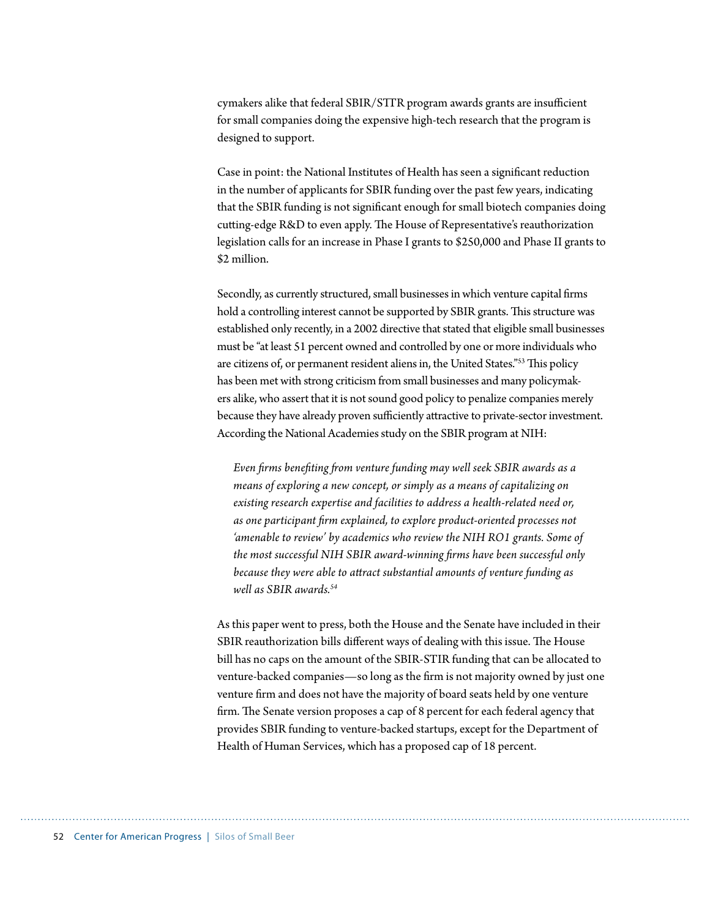cymakers alike that federal SBIR/STTR program awards grants are insufficient for small companies doing the expensive high-tech research that the program is designed to support.

Case in point: the National Institutes of Health has seen a significant reduction in the number of applicants for SBIR funding over the past few years, indicating that the SBIR funding is not significant enough for small biotech companies doing cutting-edge R&D to even apply. The House of Representative's reauthorization legislation calls for an increase in Phase I grants to $250,000 and Phase II grants to $2 million.

Secondly, as currently structured, small businesses in which venture capital firms hold a controlling interest cannot be supported by SBIR grants. This structure was established only recently, in a 2002 directive that stated that eligible small businesses must be "at least 51 percent owned and controlled by one or more individuals who are citizens of, or permanent resident aliens in, the United States."[53] This policy has been met with strong criticism from small businesses and many policymakers alike, who assert that it is not sound good policy to penalize companies merely because they have already proven sufficiently attractive to private-sector investment. According the National Academies study on the SBIR program at NIH:

> *Even firms benefiting from venture funding may well seek SBIR awards as a means of exploring a new concept, or simply as a means of capitalizing on existing research expertise and facilities to address a health-related need or, as one participant firm explained, to explore product-oriented processes not 'amenable to review' by academics who review the NIH RO1 grants. Some of the most successful NIH SBIR award-winning firms have been successful only because they were able to attract substantial amounts of venture funding as well as SBIR awards.*[54]

As this paper went to press, both the House and the Senate have included in their SBIR reauthorization bills different ways of dealing with this issue. The House bill has no caps on the amount of the SBIR-STIR funding that can be allocated to venture-backed companies—so long as the firm is not majority owned by just one venture firm and does not have the majority of board seats held by one venture firm. The Senate version proposes a cap of 8 percent for each federal agency that provides SBIR funding to venture-backed startups, except for the Department of Health of Human Services, which has a proposed cap of 18 percent.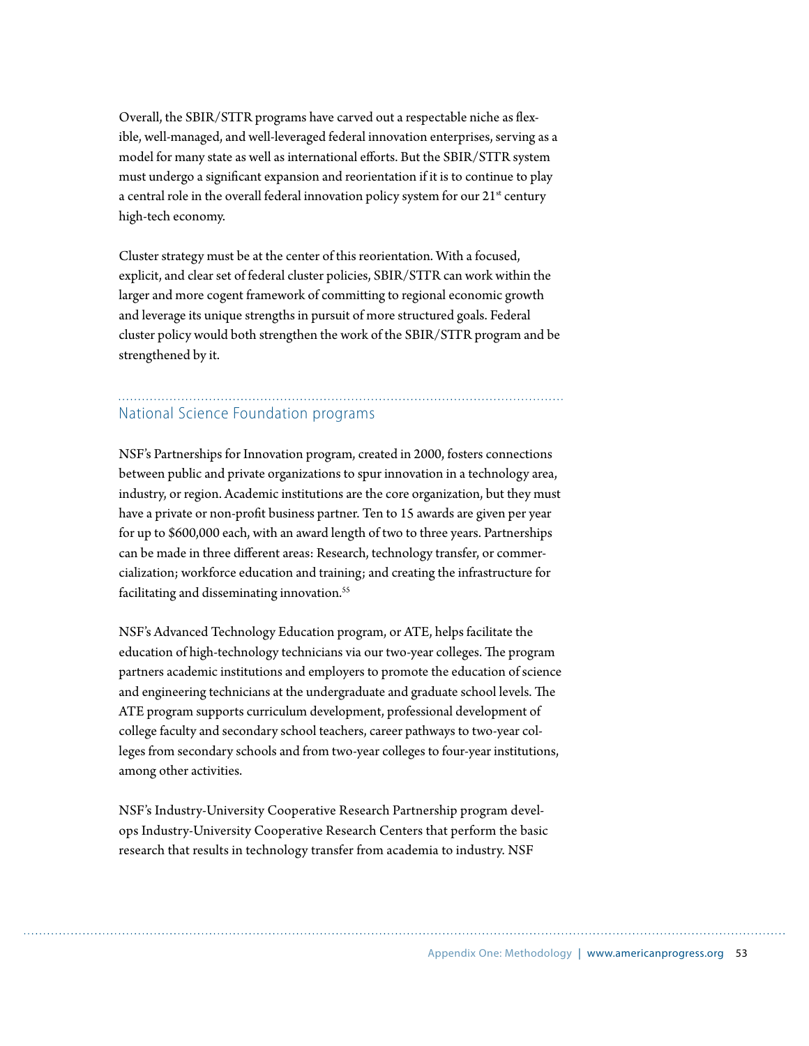Overall, the SBIR/STTR programs have carved out a respectable niche as flexible, well-managed, and well-leveraged federal innovation enterprises, serving as a model for many state as well as international efforts. But the SBIR/STTR system must undergo a significant expansion and reorientation if it is to continue to play a central role in the overall federal innovation policy system for our 21st century high-tech economy.

Cluster strategy must be at the center of this reorientation. With a focused, explicit, and clear set of federal cluster policies, SBIR/STTR can work within the larger and more cogent framework of committing to regional economic growth and leverage its unique strengths in pursuit of more structured goals. Federal cluster policy would both strengthen the work of the SBIR/STTR program and be strengthened by it.

## National Science Foundation programs

NSF's Partnerships for Innovation program, created in 2000, fosters connections between public and private organizations to spur innovation in a technology area, industry, or region. Academic institutions are the core organization, but they must have a private or non-profit business partner. Ten to 15 awards are given per year for up to $600,000 each, with an award length of two to three years. Partnerships can be made in three different areas: Research, technology transfer, or commercialization; workforce education and training; and creating the infrastructure for facilitating and disseminating innovation.[55]

NSF's Advanced Technology Education program, or ATE, helps facilitate the education of high-technology technicians via our two-year colleges. The program partners academic institutions and employers to promote the education of science and engineering technicians at the undergraduate and graduate school levels. The ATE program supports curriculum development, professional development of college faculty and secondary school teachers, career pathways to two-year colleges from secondary schools and from two-year colleges to four-year institutions, among other activities.

NSF's Industry-University Cooperative Research Partnership program develops Industry-University Cooperative Research Centers that perform the basic research that results in technology transfer from academia to industry. NSF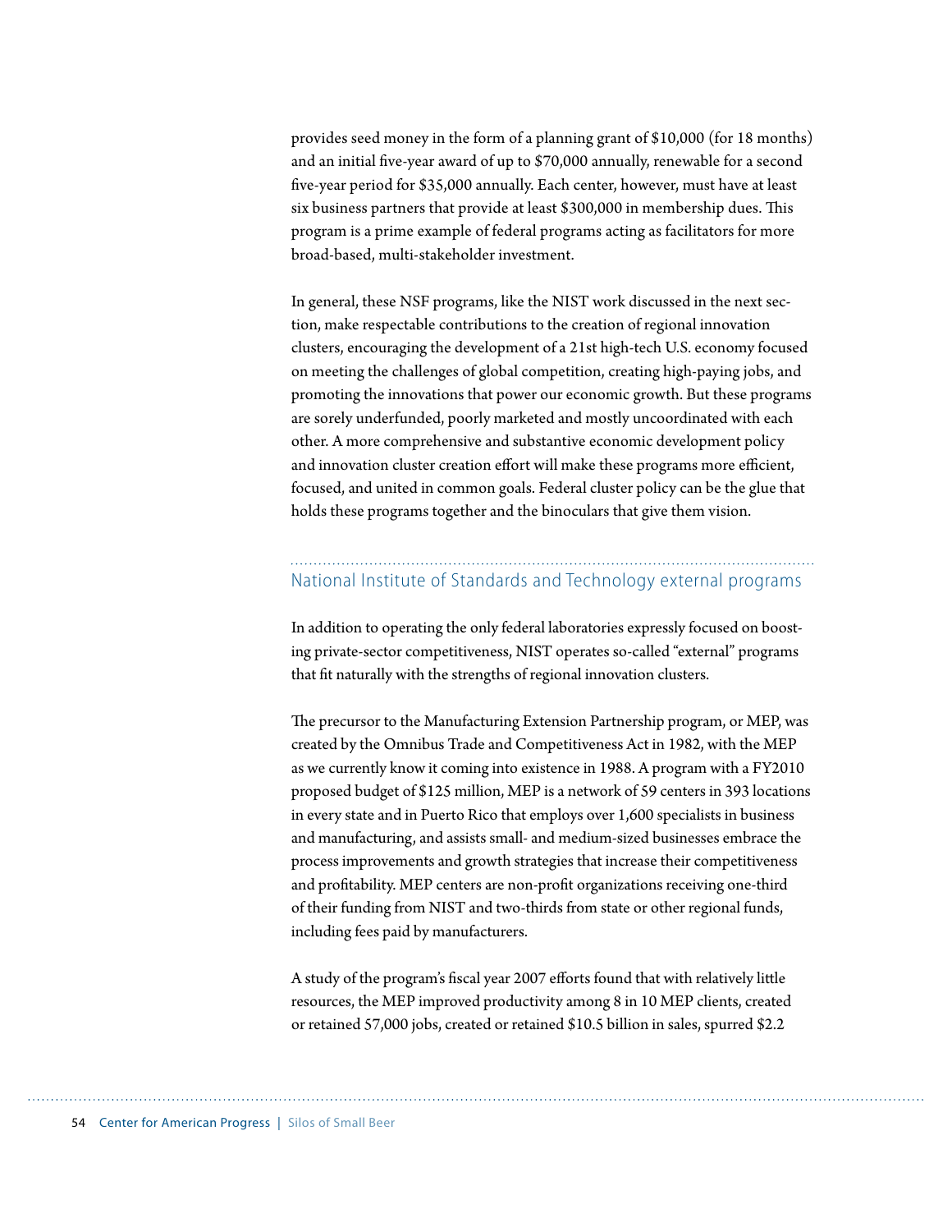provides seed money in the form of a planning grant of $10,000 (for 18 months) and an initial five-year award of up to $70,000 annually, renewable for a second five-year period for $35,000 annually. Each center, however, must have at least six business partners that provide at least $300,000 in membership dues. This program is a prime example of federal programs acting as facilitators for more broad-based, multi-stakeholder investment.

In general, these NSF programs, like the NIST work discussed in the next section, make respectable contributions to the creation of regional innovation clusters, encouraging the development of a 21st high-tech U.S. economy focused on meeting the challenges of global competition, creating high-paying jobs, and promoting the innovations that power our economic growth. But these programs are sorely underfunded, poorly marketed and mostly uncoordinated with each other. A more comprehensive and substantive economic development policy and innovation cluster creation effort will make these programs more efficient, focused, and united in common goals. Federal cluster policy can be the glue that holds these programs together and the binoculars that give them vision.

## National Institute of Standards and Technology external programs

In addition to operating the only federal laboratories expressly focused on boosting private-sector competitiveness, NIST operates so-called "external" programs that fit naturally with the strengths of regional innovation clusters.

The precursor to the Manufacturing Extension Partnership program, or MEP, was created by the Omnibus Trade and Competitiveness Act in 1982, with the MEP as we currently know it coming into existence in 1988. A program with a FY2010 proposed budget of $125 million, MEP is a network of 59 centers in 393 locations in every state and in Puerto Rico that employs over 1,600 specialists in business and manufacturing, and assists small- and medium-sized businesses embrace the process improvements and growth strategies that increase their competitiveness and profitability. MEP centers are non-profit organizations receiving one-third of their funding from NIST and two-thirds from state or other regional funds, including fees paid by manufacturers.

A study of the program's fiscal year 2007 efforts found that with relatively little resources, the MEP improved productivity among 8 in 10 MEP clients, created or retained 57,000 jobs, created or retained $10.5 billion in sales, spurred $2.2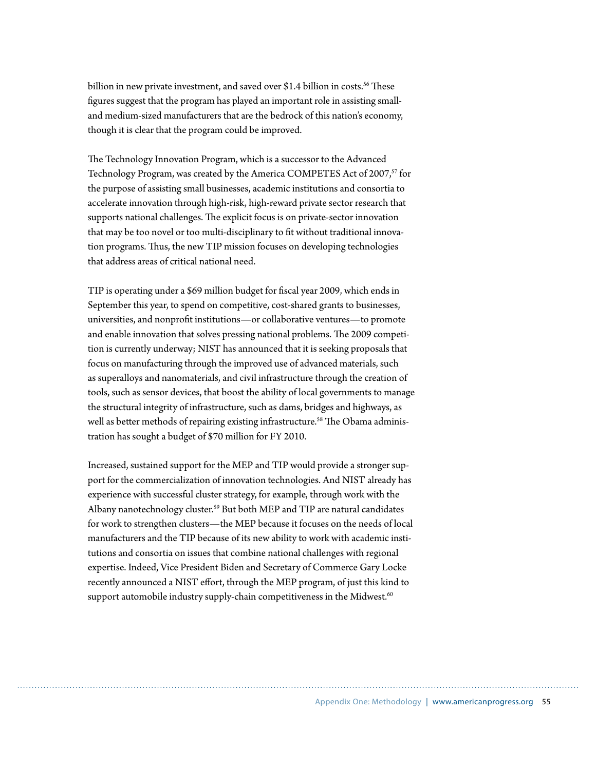billion in new private investment, and saved over $1.4 billion in costs.[56] These figures suggest that the program has played an important role in assisting small- and medium-sized manufacturers that are the bedrock of this nation's economy, though it is clear that the program could be improved.

The Technology Innovation Program, which is a successor to the Advanced Technology Program, was created by the America COMPETES Act of 2007,[57] for the purpose of assisting small businesses, academic institutions and consortia to accelerate innovation through high-risk, high-reward private sector research that supports national challenges. The explicit focus is on private-sector innovation that may be too novel or too multi-disciplinary to fit without traditional innovation programs. Thus, the new TIP mission focuses on developing technologies that address areas of critical national need.

TIP is operating under a $69 million budget for fiscal year 2009, which ends in September this year, to spend on competitive, cost-shared grants to businesses, universities, and nonprofit institutions—or collaborative ventures—to promote and enable innovation that solves pressing national problems. The 2009 competition is currently underway; NIST has announced that it is seeking proposals that focus on manufacturing through the improved use of advanced materials, such as superalloys and nanomaterials, and civil infrastructure through the creation of tools, such as sensor devices, that boost the ability of local governments to manage the structural integrity of infrastructure, such as dams, bridges and highways, as well as better methods of repairing existing infrastructure.[58] The Obama administration has sought a budget of $70 million for FY 2010.

Increased, sustained support for the MEP and TIP would provide a stronger support for the commercialization of innovation technologies. And NIST already has experience with successful cluster strategy, for example, through work with the Albany nanotechnology cluster.[59] But both MEP and TIP are natural candidates for work to strengthen clusters—the MEP because it focuses on the needs of local manufacturers and the TIP because of its new ability to work with academic institutions and consortia on issues that combine national challenges with regional expertise. Indeed, Vice President Biden and Secretary of Commerce Gary Locke recently announced a NIST effort, through the MEP program, of just this kind to support automobile industry supply-chain competitiveness in the Midwest.[60]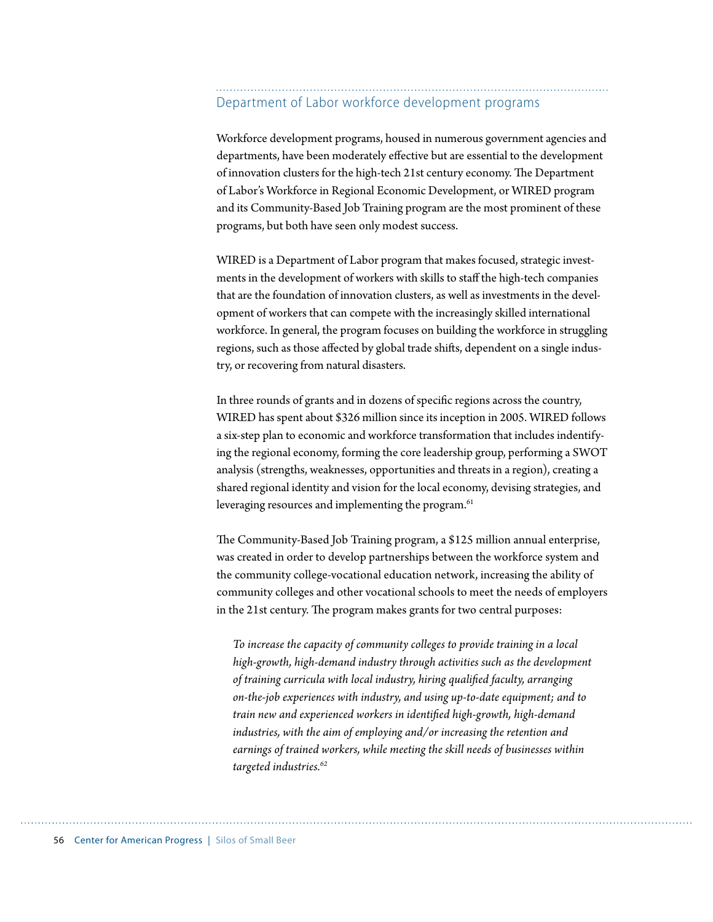## Department of Labor workforce development programs

Workforce development programs, housed in numerous government agencies and departments, have been moderately effective but are essential to the development of innovation clusters for the high-tech 21st century economy. The Department of Labor's Workforce in Regional Economic Development, or WIRED program and its Community-Based Job Training program are the most prominent of these programs, but both have seen only modest success.

WIRED is a Department of Labor program that makes focused, strategic investments in the development of workers with skills to staff the high-tech companies that are the foundation of innovation clusters, as well as investments in the development of workers that can compete with the increasingly skilled international workforce. In general, the program focuses on building the workforce in struggling regions, such as those affected by global trade shifts, dependent on a single industry, or recovering from natural disasters.

In three rounds of grants and in dozens of specific regions across the country, WIRED has spent about $326 million since its inception in 2005. WIRED follows a six-step plan to economic and workforce transformation that includes indentifying the regional economy, forming the core leadership group, performing a SWOT analysis (strengths, weaknesses, opportunities and threats in a region), creating a shared regional identity and vision for the local economy, devising strategies, and leveraging resources and implementing the program.[61]

The Community-Based Job Training program, a $125 million annual enterprise, was created in order to develop partnerships between the workforce system and the community college-vocational education network, increasing the ability of community colleges and other vocational schools to meet the needs of employers in the 21st century. The program makes grants for two central purposes:

> *To increase the capacity of community colleges to provide training in a local high-growth, high-demand industry through activities such as the development of training curricula with local industry, hiring qualified faculty, arranging on-the-job experiences with industry, and using up-to-date equipment; and to train new and experienced workers in identified high-growth, high-demand industries, with the aim of employing and/or increasing the retention and earnings of trained workers, while meeting the skill needs of businesses within targeted industries.*[62]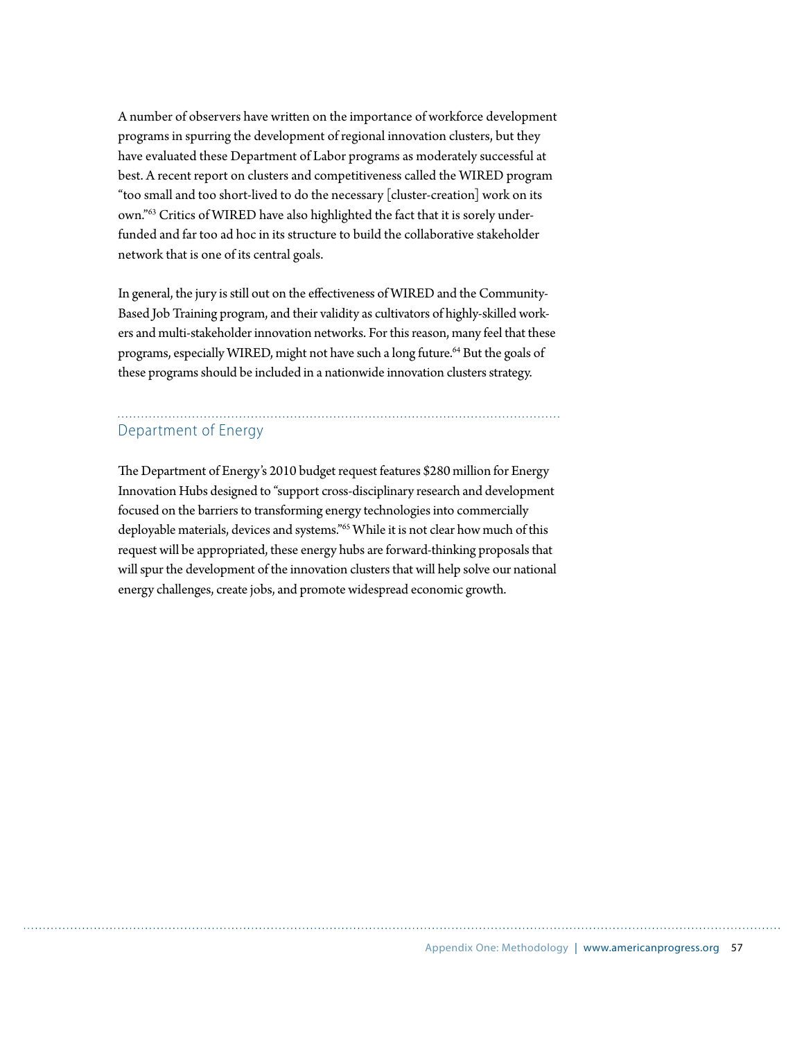A number of observers have written on the importance of workforce development programs in spurring the development of regional innovation clusters, but they have evaluated these Department of Labor programs as moderately successful at best. A recent report on clusters and competitiveness called the WIRED program "too small and too short-lived to do the necessary [cluster-creation] work on its own."[63] Critics of WIRED have also highlighted the fact that it is sorely underfunded and far too ad hoc in its structure to build the collaborative stakeholder network that is one of its central goals.

In general, the jury is still out on the effectiveness of WIRED and the Community-Based Job Training program, and their validity as cultivators of highly-skilled workers and multi-stakeholder innovation networks. For this reason, many feel that these programs, especially WIRED, might not have such a long future.[64] But the goals of these programs should be included in a nationwide innovation clusters strategy.

## Department of Energy

The Department of Energy's 2010 budget request features $280 million for Energy Innovation Hubs designed to "support cross-disciplinary research and development focused on the barriers to transforming energy technologies into commercially deployable materials, devices and systems."[65] While it is not clear how much of this request will be appropriated, these energy hubs are forward-thinking proposals that will spur the development of the innovation clusters that will help solve our national energy challenges, create jobs, and promote widespread economic growth.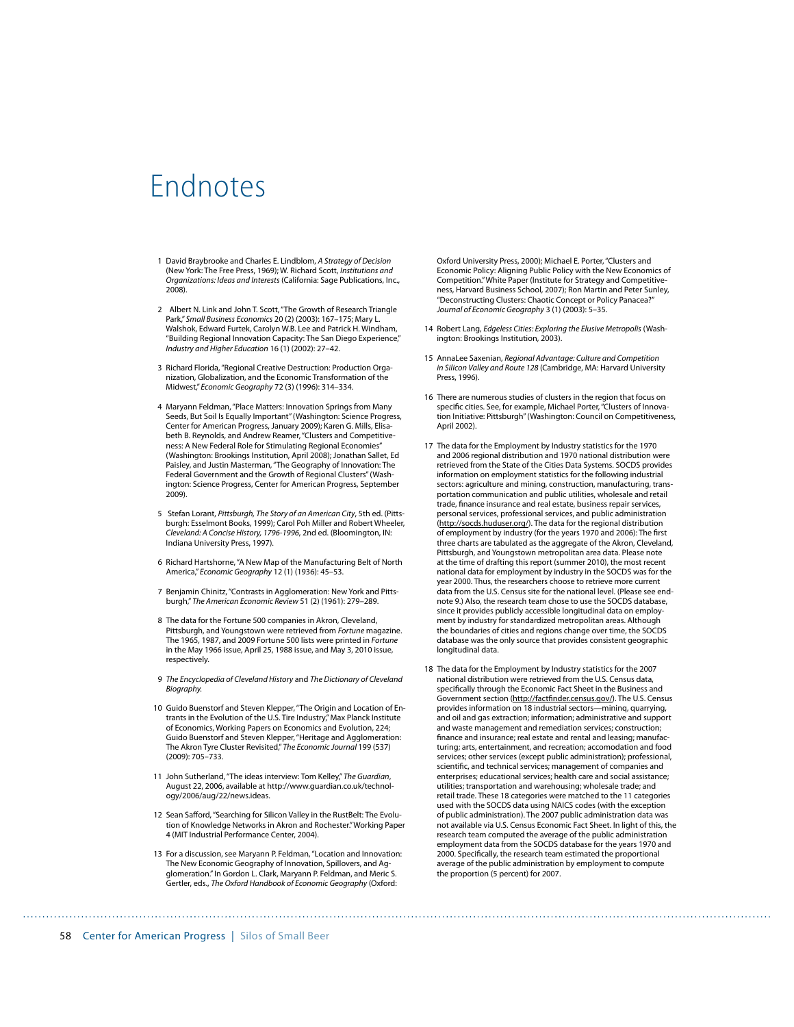# Endnotes

1 David Braybrooke and Charles E. Lindblom, *A Strategy of Decision* (New York: The Free Press, 1969); W. Richard Scott, *Institutions and Organizations: Ideas and Interests* (California: Sage Publications, Inc., 2008).

2 Albert N. Link and John T. Scott, "The Growth of Research Triangle Park," *Small Business Economics* 20 (2) (2003): 167–175; Mary L. Walshok, Edward Furtek, Carolyn W.B. Lee and Patrick H. Windham, "Building Regional Innovation Capacity: The San Diego Experience," *Industry and Higher Education* 16 (1) (2002): 27–42.

3 Richard Florida, "Regional Creative Destruction: Production Organization, Globalization, and the Economic Transformation of the Midwest," *Economic Geography* 72 (3) (1996): 314–334.

4 Maryann Feldman, "Place Matters: Innovation Springs from Many Seeds, But Soil Is Equally Important" (Washington: Science Progress, Center for American Progress, January 2009); Karen G. Mills, Elisabeth B. Reynolds, and Andrew Reamer, "Clusters and Competitiveness: A New Federal Role for Stimulating Regional Economies" (Washington: Brookings Institution, April 2008); Jonathan Sallet, Ed Paisley, and Justin Masterman, "The Geography of Innovation: The Federal Government and the Growth of Regional Clusters" (Washington: Science Progress, Center for American Progress, September 2009).

5 Stefan Lorant, *Pittsburgh, The Story of an American City*, 5th ed. (Pittsburgh: Esselmont Books, 1999); Carol Poh Miller and Robert Wheeler, *Cleveland: A Concise History, 1796-1996*, 2nd ed. (Bloomington, IN: Indiana University Press, 1997).

6 Richard Hartshorne, "A New Map of the Manufacturing Belt of North America," *Economic Geography* 12 (1) (1936): 45–53.

7 Benjamin Chinitz, "Contrasts in Agglomeration: New York and Pittsburgh," *The American Economic Review* 51 (2) (1961): 279–289.

8 The data for the Fortune 500 companies in Akron, Cleveland, Pittsburgh, and Youngstown were retrieved from *Fortune* magazine. The 1965, 1987, and 2009 Fortune 500 lists were printed in *Fortune* in the May 1966 issue, April 25, 1988 issue, and May 3, 2010 issue, respectively.

9 *The Encyclopedia of Cleveland History* and *The Dictionary of Cleveland Biography.*

10 Guido Buenstorf and Steven Klepper, "The Origin and Location of Entrants in the Evolution of the U.S. Tire Industry," Max Planck Institute of Economics, Working Papers on Economics and Evolution, 224; Guido Buenstorf and Steven Klepper, "Heritage and Agglomeration: The Akron Tyre Cluster Revisited," *The Economic Journal* 199 (537) (2009): 705–733.

11 John Sutherland, "The ideas interview: Tom Kelley," *The Guardian*, August 22, 2006, available at http://www.guardian.co.uk/technology/2006/aug/22/news.ideas.

12 Sean Safford, "Searching for Silicon Valley in the RustBelt: The Evolution of Knowledge Networks in Akron and Rochester." Working Paper 4 (MIT Industrial Performance Center, 2004).

13 For a discussion, see Maryann P. Feldman, "Location and Innovation: The New Economic Geography of Innovation, Spillovers, and Agglomeration." In Gordon L. Clark, Maryann P. Feldman, and Meric S. Gertler, eds., *The Oxford Handbook of Economic Geography* (Oxford: Oxford University Press, 2000); Michael E. Porter, "Clusters and Economic Policy: Aligning Public Policy with the New Economics of Competition." White Paper (Institute for Strategy and Competitiveness, Harvard Business School, 2007); Ron Martin and Peter Sunley, "Deconstructing Clusters: Chaotic Concept or Policy Panacea?" *Journal of Economic Geography* 3 (1) (2003): 5–35.

14 Robert Lang, *Edgeless Cities: Exploring the Elusive Metropolis* (Washington: Brookings Institution, 2003).

15 AnnaLee Saxenian, *Regional Advantage: Culture and Competition in Silicon Valley and Route 128* (Cambridge, MA: Harvard University Press, 1996).

16 There are numerous studies of clusters in the region that focus on specific cities. See, for example, Michael Porter, "Clusters of Innovation Initiative: Pittsburgh" (Washington: Council on Competitiveness, April 2002).

17 The data for the Employment by Industry statistics for the 1970 and 2006 regional distribution and 1970 national distribution were retrieved from the State of the Cities Data Systems. SOCDS provides information on employment statistics for the following industrial sectors: agriculture and mining, construction, manufacturing, transportation communication and public utilities, wholesale and retail trade, finance insurance and real estate, business repair services, personal services, professional services, and public administration (http://socds.huduser.org/). The data for the regional distribution of employment by industry (for the years 1970 and 2006): The first three charts are tabulated as the aggregate of the Akron, Cleveland, Pittsburgh, and Youngstown metropolitan area data. Please note at the time of drafting this report (summer 2010), the most recent national data for employment by industry in the SOCDS was for the year 2000. Thus, the researchers choose to retrieve more current data from the U.S. Census site for the national level. (Please see endnote 9.) Also, the research team chose to use the SOCDS database, since it provides publicly accessible longitudinal data on employment by industry for standardized metropolitan areas. Although the boundaries of cities and regions change over time, the SOCDS database was the only source that provides consistent geographic longitudinal data.

18 The data for the Employment by Industry statistics for the 2007 national distribution were retrieved from the U.S. Census data, specifically through the Economic Fact Sheet in the Business and Government section (http://factfinder.census.gov/). The U.S. Census provides information on 18 industrial sectors—mining, quarrying, and oil and gas extraction; information; administrative and support and waste management and remediation services; construction; finance and insurance; real estate and rental and leasing; manufacturing; arts, entertainment, and recreation; accomodation and food services; other services (except public administration); professional, scientific, and technical services; management of companies and enterprises; educational services; health care and social assistance; utilities; transportation and warehousing; wholesale trade; and retail trade. These 18 categories were matched to the 11 categories used with the SOCDS data using NAICS codes (with the exception of public administration). The 2007 public administration data was not available via U.S. Census Economic Fact Sheet. In light of this, the research team computed the average of the public administration employment data from the SOCDS database for the years 1970 and 2000. Specifically, the research team estimated the proportional average of the public administration by employment to compute the proportion (5 percent) for 2007.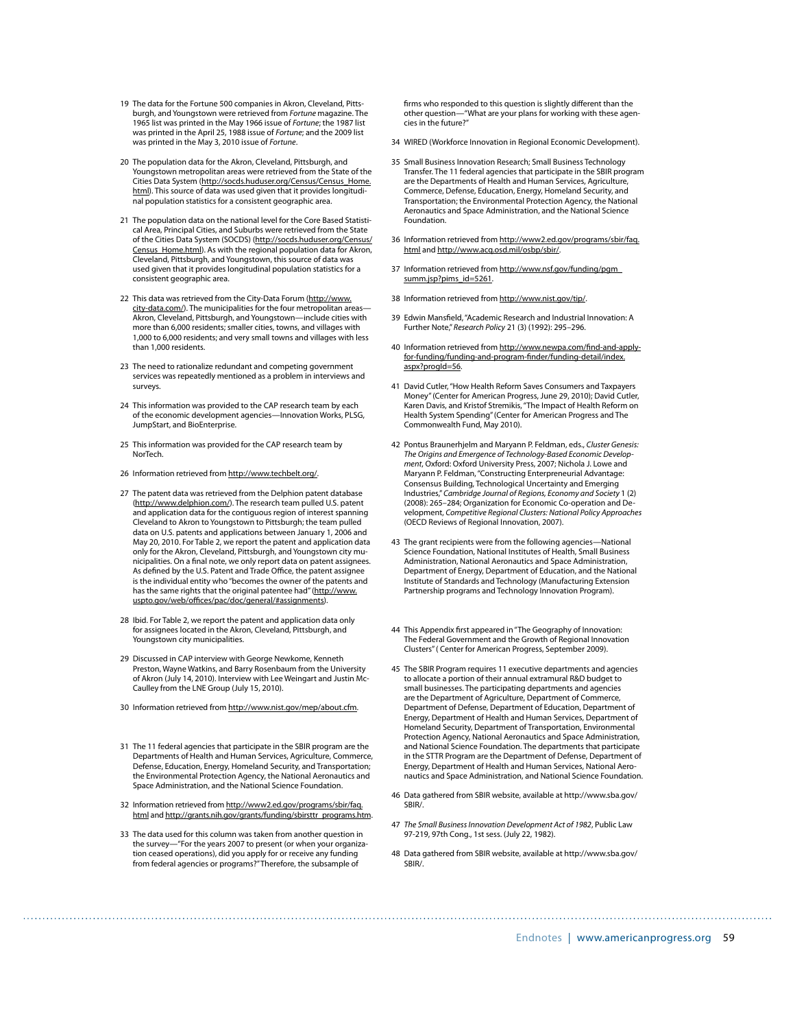19 The data for the Fortune 500 companies in Akron, Cleveland, Pittsburgh, and Youngstown were retrieved from *Fortune* magazine. The 1965 list was printed in the May 1966 issue of *Fortune*; the 1987 list was printed in the April 25, 1988 issue of *Fortune*; and the 2009 list was printed in the May 3, 2010 issue of *Fortune*.

20 The population data for the Akron, Cleveland, Pittsburgh, and Youngstown metropolitan areas were retrieved from the State of the Cities Data System (http://socds.huduser.org/Census/Census_Home.html). This source of data was used given that it provides longitudinal population statistics for a consistent geographic area.

21 The population data on the national level for the Core Based Statistical Area, Principal Cities, and Suburbs were retrieved from the State of the Cities Data System (SOCDS) (http://socds.huduser.org/Census/Census_Home.html). As with the regional population data for Akron, Cleveland, Pittsburgh, and Youngstown, this source of data was used given that it provides longitudinal population statistics for a consistent geographic area.

22 This data was retrieved from the City-Data Forum (http://www.city-data.com/). The municipalities for the four metropolitan areas—Akron, Cleveland, Pittsburgh, and Youngstown—include cities with more than 6,000 residents; smaller cities, towns, and villages with 1,000 to 6,000 residents; and very small towns and villages with less than 1,000 residents.

23 The need to rationalize redundant and competing government services was repeatedly mentioned as a problem in interviews and surveys.

24 This information was provided to the CAP research team by each of the economic development agencies—Innovation Works, PLSG, JumpStart, and BioEnterprise.

25 This information was provided for the CAP research team by NorTech.

26 Information retrieved from http://www.techbelt.org/.

27 The patent data was retrieved from the Delphion patent database (http://www.delphion.com/). The research team pulled U.S. patent and application data for the contiguous region of interest spanning Cleveland to Akron to Youngstown to Pittsburgh; the team pulled data on U.S. patents and applications between January 1, 2006 and May 20, 2010. For Table 2, we report the patent and application data only for the Akron, Cleveland, Pittsburgh, and Youngstown city municipalities. On a final note, we only report data on patent assignees. As defined by the U.S. Patent and Trade Office, the patent assignee is the individual entity who "becomes the owner of the patents and has the same rights that the original patentee had" (http://www.uspto.gov/web/offices/pac/doc/general/#assignments).

28 Ibid. For Table 2, we report the patent and application data only for assignees located in the Akron, Cleveland, Pittsburgh, and Youngstown city municipalities.

29 Discussed in CAP interview with George Newkome, Kenneth Preston, Wayne Watkins, and Barry Rosenbaum from the University of Akron (July 14, 2010). Interview with Lee Weingart and Justin McCaulley from the LNE Group (July 15, 2010).

30 Information retrieved from http://www.nist.gov/mep/about.cfm.

31 The 11 federal agencies that participate in the SBIR program are the Departments of Health and Human Services, Agriculture, Commerce, Defense, Education, Energy, Homeland Security, and Transportation; the Environmental Protection Agency, the National Aeronautics and Space Administration, and the National Science Foundation.

32 Information retrieved from http://www2.ed.gov/programs/sbir/faq.html and http://grants.nih.gov/grants/funding/sbirsttr_programs.htm.

33 The data used for this column was taken from another question in the survey—"For the years 2007 to present (or when your organization ceased operations), did you apply for or receive any funding from federal agencies or programs?" Therefore, the subsample of firms who responded to this question is slightly different than the other question—"What are your plans for working with these agencies in the future?"

34 WIRED (Workforce Innovation in Regional Economic Development).

35 Small Business Innovation Research; Small Business Technology Transfer. The 11 federal agencies that participate in the SBIR program are the Departments of Health and Human Services, Agriculture, Commerce, Defense, Education, Energy, Homeland Security, and Transportation; the Environmental Protection Agency, the National Aeronautics and Space Administration, and the National Science Foundation.

36 Information retrieved from http://www2.ed.gov/programs/sbir/faq.html and http://www.acq.osd.mil/osbp/sbir/.

37 Information retrieved from http://www.nsf.gov/funding/pgm_summ.jsp?pims_id=5261.

38 Information retrieved from http://www.nist.gov/tip/.

39 Edwin Mansfield, "Academic Research and Industrial Innovation: A Further Note," *Research Policy* 21 (3) (1992): 295–296.

40 Information retrieved from http://www.newpa.com/find-and-apply-for-funding/funding-and-program-finder/funding-detail/index.aspx?progId=56.

41 David Cutler, "How Health Reform Saves Consumers and Taxpayers Money" (Center for American Progress, June 29, 2010); David Cutler, Karen Davis, and Kristof Stremikis, "The Impact of Health Reform on Health System Spending" (Center for American Progress and The Commonwealth Fund, May 2010).

42 Pontus Braunerhjelm and Maryann P. Feldman, eds., *Cluster Genesis: The Origins and Emergence of Technology-Based Economic Development*, Oxford: Oxford University Press, 2007; Nichola J. Lowe and Maryann P. Feldman, "Constructing Enterpreneurial Advantage: Consensus Building, Technological Uncertainty and Emerging Industries," *Cambridge Journal of Regions, Economy and Society* 1 (2) (2008): 265–284; Organization for Economic Co-operation and Development, *Competitive Regional Clusters: National Policy Approaches* (OECD Reviews of Regional Innovation, 2007).

43 The grant recipients were from the following agencies—National Science Foundation, National Institutes of Health, Small Business Administration, National Aeronautics and Space Administration, Department of Energy, Department of Education, and the National Institute of Standards and Technology (Manufacturing Extension Partnership programs and Technology Innovation Program).

44 This Appendix first appeared in "The Geography of Innovation: The Federal Government and the Growth of Regional Innovation Clusters" ( Center for American Progress, September 2009).

45 The SBIR Program requires 11 executive departments and agencies to allocate a portion of their annual extramural R&D budget to small businesses. The participating departments and agencies are the Department of Agriculture, Department of Commerce, Department of Defense, Department of Education, Department of Energy, Department of Health and Human Services, Department of Homeland Security, Department of Transportation, Environmental Protection Agency, National Aeronautics and Space Administration, and National Science Foundation. The departments that participate in the STTR Program are the Department of Defense, Department of Energy, Department of Health and Human Services, National Aeronautics and Space Administration, and National Science Foundation.

46 Data gathered from SBIR website, available at http://www.sba.gov/SBIR/.

47 *The Small Business Innovation Development Act of 1982*, Public Law 97-219, 97th Cong., 1st sess. (July 22, 1982).

48 Data gathered from SBIR website, available at http://www.sba.gov/SBIR/.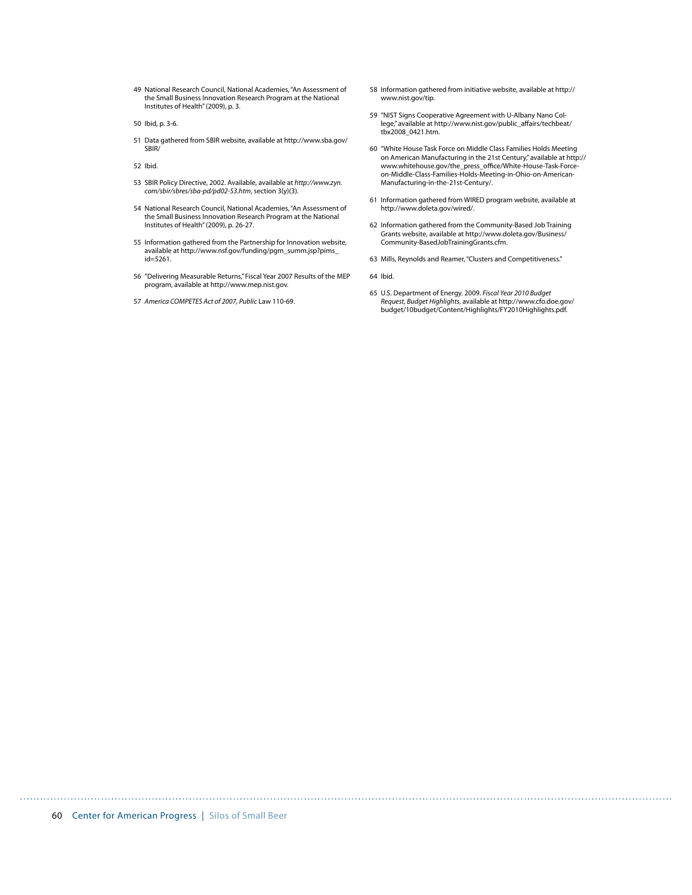49 National Research Council, National Academies, "An Assessment of the Small Business Innovation Research Program at the National Institutes of Health" (2009), p. 3.

50 Ibid, p. 3-6.

51 Data gathered from SBIR website, available at http://www.sba.gov/SBIR/

52 Ibid.

53 SBIR Policy Directive, 2002. Available, available at *http://www.zyn.com/sbir/sbres/sba-pd/pd02-S3.htm*, section 3(y)(3).

54 National Research Council, National Academies, "An Assessment of the Small Business Innovation Research Program at the National Institutes of Health" (2009), p. 26-27.

55 Information gathered from the Partnership for Innovation website, available at http://www.nsf.gov/funding/pgm_summ.jsp?pims_id=5261.

56 "Delivering Measurable Returns," Fiscal Year 2007 Results of the MEP program, available at http://www.mep.nist.gov.

57 *America COMPETES Act of 2007*, *Public* Law 110-69.

58 Information gathered from initiative website, available at http://www.nist.gov/tip.

59 "NIST Signs Cooperative Agreement with U-Albany Nano College," available at http://www.nist.gov/public_affairs/techbeat/tbx2008_0421.htm.

60 "White House Task Force on Middle Class Families Holds Meeting on American Manufacturing in the 21st Century," available at http://www.whitehouse.gov/the_press_office/White-House-Task-Force-on-Middle-Class-Families-Holds-Meeting-in-Ohio-on-American-Manufacturing-in-the-21st-Century/.

61 Information gathered from WIRED program website, available at http://www.doleta.gov/wired/.

62 Information gathered from the Community-Based Job Training Grants website, available at http://www.doleta.gov/Business/Community-BasedJobTrainingGrants.cfm.

63 Mills, Reynolds and Reamer, "Clusters and Competitiveness."

64 Ibid.

65 U.S. Department of Energy. 2009. *Fiscal Year 2010 Budget Request, Budget Highlights*, available at http://www.cfo.doe.gov/budget/10budget/Content/Highlights/FY2010Highlights.pdf.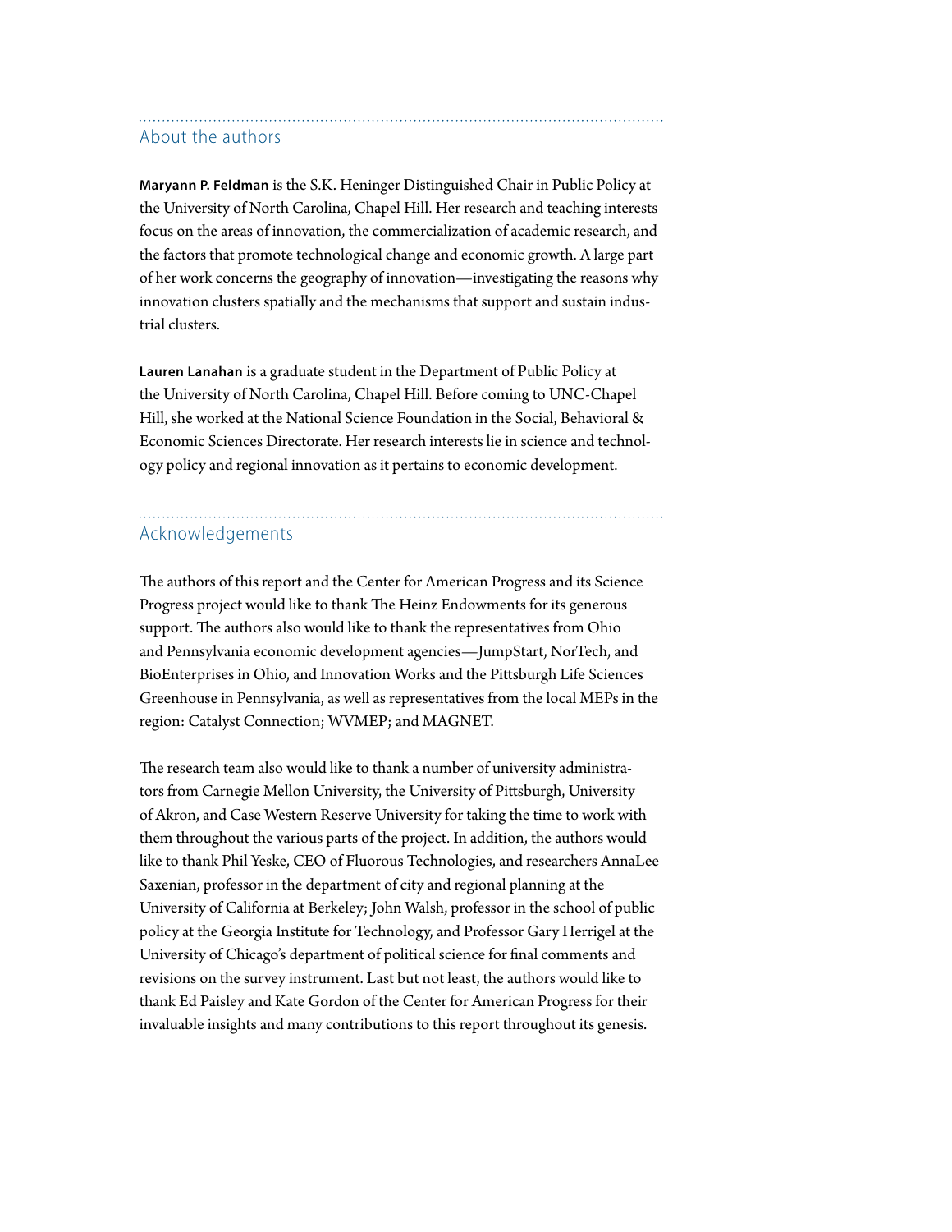## About the authors

**Maryann P. Feldman** is the S.K. Heninger Distinguished Chair in Public Policy at the University of North Carolina, Chapel Hill. Her research and teaching interests focus on the areas of innovation, the commercialization of academic research, and the factors that promote technological change and economic growth. A large part of her work concerns the geography of innovation—investigating the reasons why innovation clusters spatially and the mechanisms that support and sustain industrial clusters.

**Lauren Lanahan** is a graduate student in the Department of Public Policy at the University of North Carolina, Chapel Hill. Before coming to UNC-Chapel Hill, she worked at the National Science Foundation in the Social, Behavioral & Economic Sciences Directorate. Her research interests lie in science and technology policy and regional innovation as it pertains to economic development.

## Acknowledgements

The authors of this report and the Center for American Progress and its Science Progress project would like to thank The Heinz Endowments for its generous support. The authors also would like to thank the representatives from Ohio and Pennsylvania economic development agencies—JumpStart, NorTech, and BioEnterprises in Ohio, and Innovation Works and the Pittsburgh Life Sciences Greenhouse in Pennsylvania, as well as representatives from the local MEPs in the region: Catalyst Connection; WVMEP; and MAGNET.

The research team also would like to thank a number of university administrators from Carnegie Mellon University, the University of Pittsburgh, University of Akron, and Case Western Reserve University for taking the time to work with them throughout the various parts of the project. In addition, the authors would like to thank Phil Yeske, CEO of Fluorous Technologies, and researchers AnnaLee Saxenian, professor in the department of city and regional planning at the University of California at Berkeley; John Walsh, professor in the school of public policy at the Georgia Institute for Technology, and Professor Gary Herrigel at the University of Chicago's department of political science for final comments and revisions on the survey instrument. Last but not least, the authors would like to thank Ed Paisley and Kate Gordon of the Center for American Progress for their invaluable insights and many contributions to this report throughout its genesis.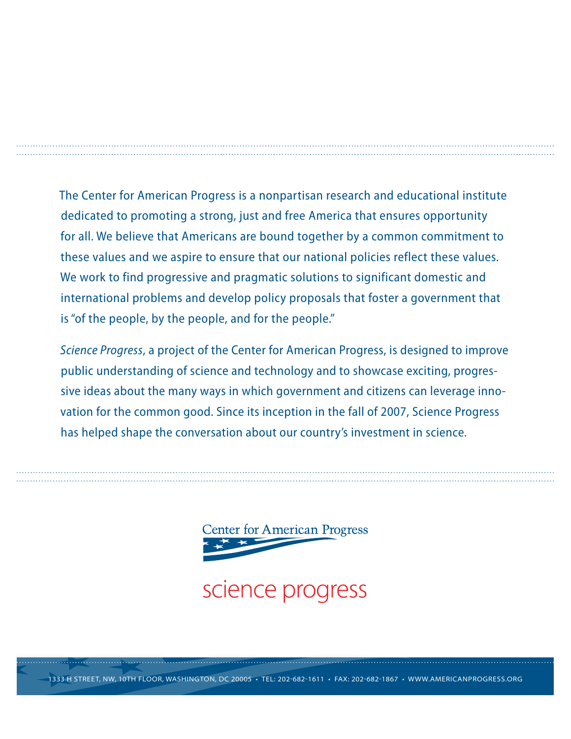The Center for American Progress is a nonpartisan research and educational institute dedicated to promoting a strong, just and free America that ensures opportunity for all. We believe that Americans are bound together by a common commitment to these values and we aspire to ensure that our national policies reflect these values. We work to find progressive and pragmatic solutions to significant domestic and international problems and develop policy proposals that foster a government that is "of the people, by the people, and for the people."

*Science Progress*, a project of the Center for American Progress, is designed to improve public understanding of science and technology and to showcase exciting, progressive ideas about the many ways in which government and citizens can leverage innovation for the common good. Since its inception in the fall of 2007, Science Progress has helped shape the conversation about our country's investment in science.

Center for American Progress

science progress

1333 H STREET, NW, 10TH FLOOR, WASHINGTON, DC 20005 • TEL: 202-682-1611 • FAX: 202-682-1867 • WWW.AMERICANPROGRESS.ORG